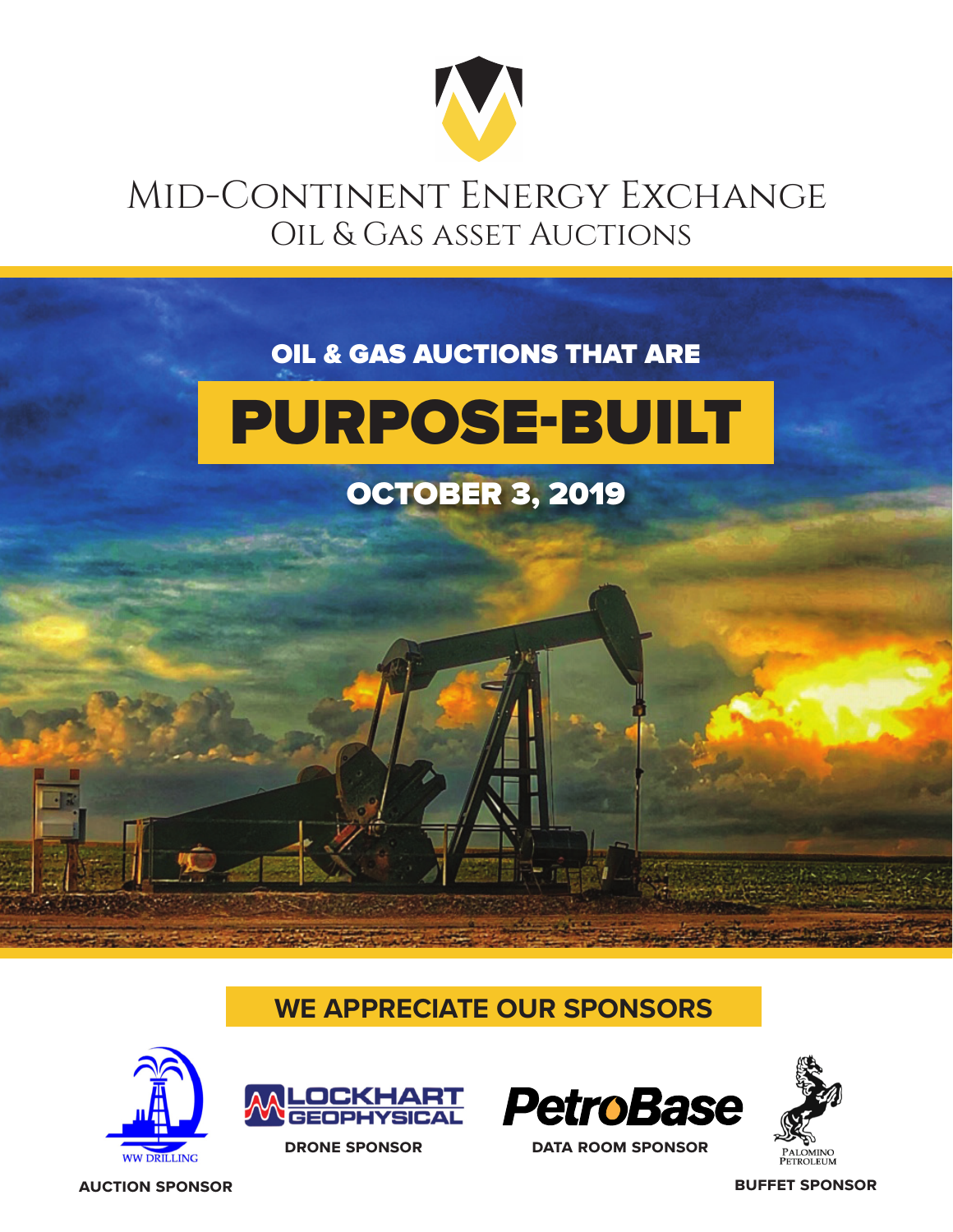# Mid-Continent Energy Exchange

## Oil & Gas Asset Auctions

OIL & GAS AUCTIONS THAT ARE

# PURPOSE-BUILT

OCTOBER 3, 2019

## WE APPRECIATE OUR SPONSORS

WW DRILLING

**AUCTION SPONSOR**

LOCKHART GEOPHYSICAL

**DRONE SPONSOR**

PetroBase

**DATA ROOM SPONSOR**

PALOMINO PETROLEUM

**BUFFET SPONSOR**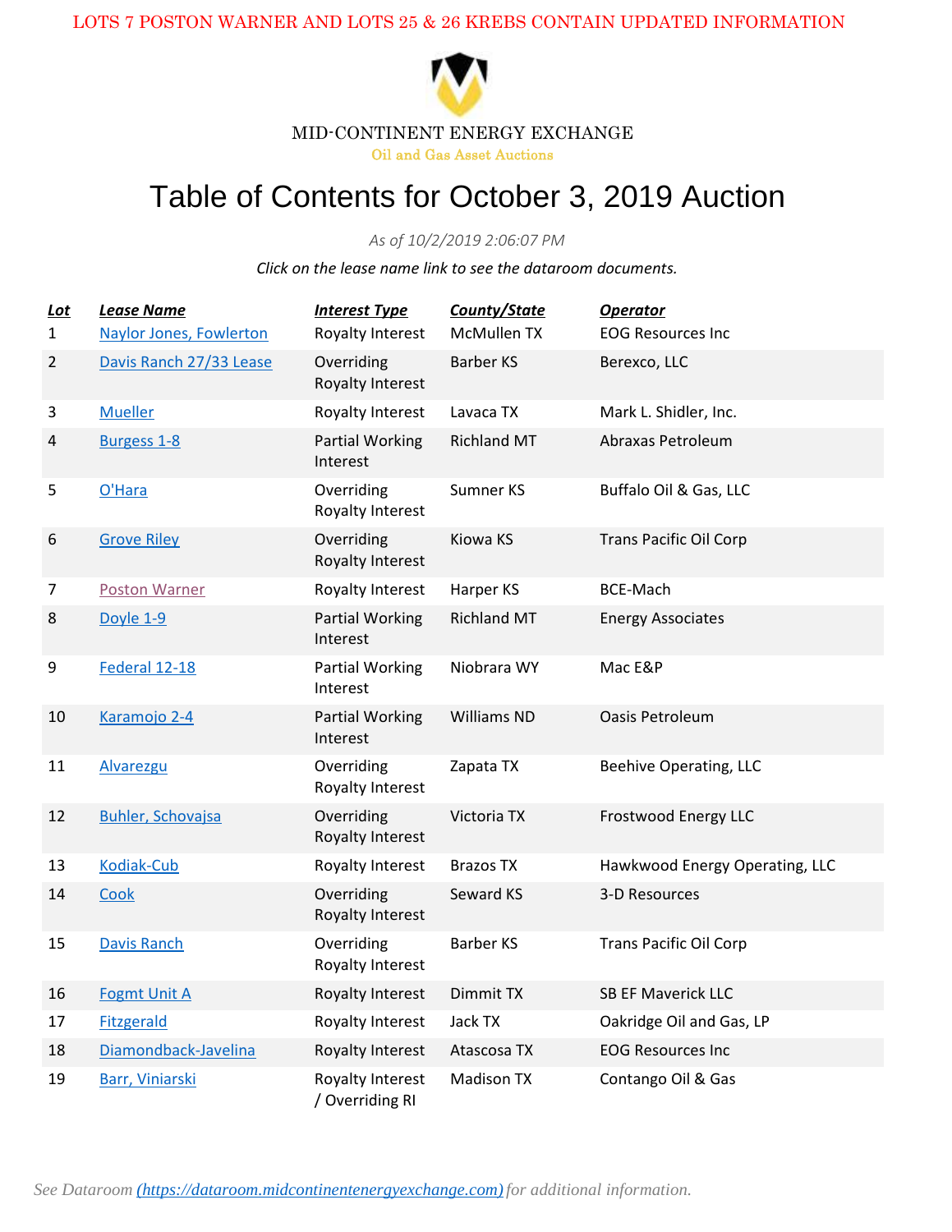LOTS 7 POSTON WARNER AND LOTS 25 & 26 KREBS CONTAIN UPDATED INFORMATION

MID-CONTINENT ENERGY EXCHANGE

Oil and Gas Asset Auctions

# Table of Contents for October 3, 2019 Auction

*As of 10/2/2019 2:06:07 PM*

*Click on the lease name link to see the dataroom documents.*

| Lot | Lease Name | Interest Type | County/State | Operator |
|---|---|---|---|---|
| 1 | Naylor Jones, Fowlerton | Royalty Interest | McMullen TX | EOG Resources Inc |
| 2 | Davis Ranch 27/33 Lease | Overriding Royalty Interest | Barber KS | Berexco, LLC |
| 3 | Mueller | Royalty Interest | Lavaca TX | Mark L. Shidler, Inc. |
| 4 | Burgess 1-8 | Partial Working Interest | Richland MT | Abraxas Petroleum |
| 5 | O'Hara | Overriding Royalty Interest | Sumner KS | Buffalo Oil & Gas, LLC |
| 6 | Grove Riley | Overriding Royalty Interest | Kiowa KS | Trans Pacific Oil Corp |
| 7 | Poston Warner | Royalty Interest | Harper KS | BCE-Mach |
| 8 | Doyle 1-9 | Partial Working Interest | Richland MT | Energy Associates |
| 9 | Federal 12-18 | Partial Working Interest | Niobrara WY | Mac E&P |
| 10 | Karamojo 2-4 | Partial Working Interest | Williams ND | Oasis Petroleum |
| 11 | Alvarezgu | Overriding Royalty Interest | Zapata TX | Beehive Operating, LLC |
| 12 | Buhler, Schovajsa | Overriding Royalty Interest | Victoria TX | Frostwood Energy LLC |
| 13 | Kodiak-Cub | Royalty Interest | Brazos TX | Hawkwood Energy Operating, LLC |
| 14 | Cook | Overriding Royalty Interest | Seward KS | 3-D Resources |
| 15 | Davis Ranch | Overriding Royalty Interest | Barber KS | Trans Pacific Oil Corp |
| 16 | Fogmt Unit A | Royalty Interest | Dimmit TX | SB EF Maverick LLC |
| 17 | Fitzgerald | Royalty Interest | Jack TX | Oakridge Oil and Gas, LP |
| 18 | Diamondback-Javelina | Royalty Interest | Atascosa TX | EOG Resources Inc |
| 19 | Barr, Viniarski | Royalty Interest / Overriding RI | Madison TX | Contango Oil & Gas |

*See Dataroom (https://dataroom.midcontinentenergyexchange.com) for additional information.*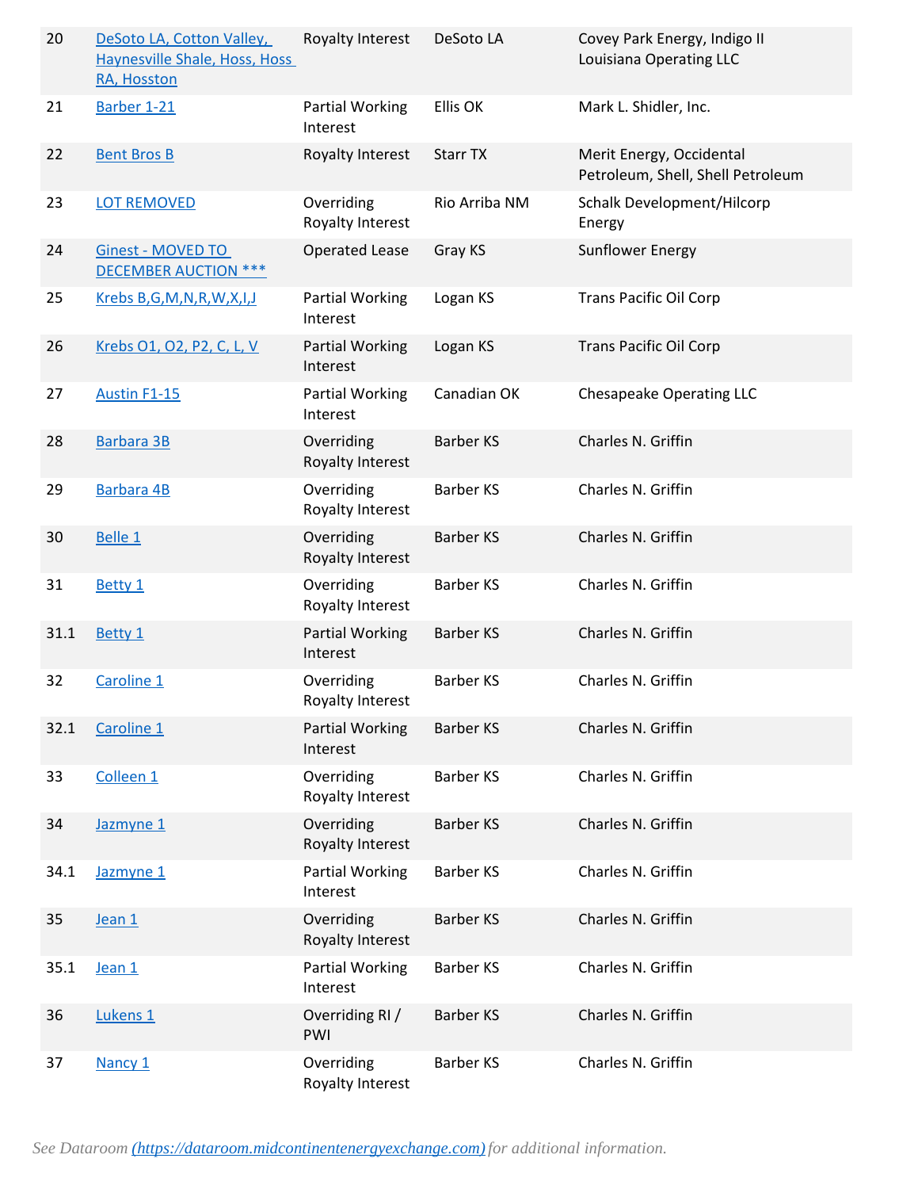| 20 | DeSoto LA, Cotton Valley, Haynesville Shale, Hoss, Hoss RA, Hosston | Royalty Interest | DeSoto LA | Covey Park Energy, Indigo II Louisiana Operating LLC |
|---|---|---|---|---|
| 21 | Barber 1-21 | Partial Working Interest | Ellis OK | Mark L. Shidler, Inc. |
| 22 | Bent Bros B | Royalty Interest | Starr TX | Merit Energy, Occidental Petroleum, Shell, Shell Petroleum |
| 23 | LOT REMOVED | Overriding Royalty Interest | Rio Arriba NM | Schalk Development/Hilcorp Energy |
| 24 | Ginest - MOVED TO DECEMBER AUCTION *** | Operated Lease | Gray KS | Sunflower Energy |
| 25 | Krebs B,G,M,N,R,W,X,I,J | Partial Working Interest | Logan KS | Trans Pacific Oil Corp |
| 26 | Krebs O1, O2, P2, C, L, V | Partial Working Interest | Logan KS | Trans Pacific Oil Corp |
| 27 | Austin F1-15 | Partial Working Interest | Canadian OK | Chesapeake Operating LLC |
| 28 | Barbara 3B | Overriding Royalty Interest | Barber KS | Charles N. Griffin |
| 29 | Barbara 4B | Overriding Royalty Interest | Barber KS | Charles N. Griffin |
| 30 | Belle 1 | Overriding Royalty Interest | Barber KS | Charles N. Griffin |
| 31 | Betty 1 | Overriding Royalty Interest | Barber KS | Charles N. Griffin |
| 31.1 | Betty 1 | Partial Working Interest | Barber KS | Charles N. Griffin |
| 32 | Caroline 1 | Overriding Royalty Interest | Barber KS | Charles N. Griffin |
| 32.1 | Caroline 1 | Partial Working Interest | Barber KS | Charles N. Griffin |
| 33 | Colleen 1 | Overriding Royalty Interest | Barber KS | Charles N. Griffin |
| 34 | Jazmyne 1 | Overriding Royalty Interest | Barber KS | Charles N. Griffin |
| 34.1 | Jazmyne 1 | Partial Working Interest | Barber KS | Charles N. Griffin |
| 35 | Jean 1 | Overriding Royalty Interest | Barber KS | Charles N. Griffin |
| 35.1 | Jean 1 | Partial Working Interest | Barber KS | Charles N. Griffin |
| 36 | Lukens 1 | Overriding RI / PWI | Barber KS | Charles N. Griffin |
| 37 | Nancy 1 | Overriding Royalty Interest | Barber KS | Charles N. Griffin |

*See Dataroom (https://dataroom.midcontinentenergyexchange.com) for additional information.*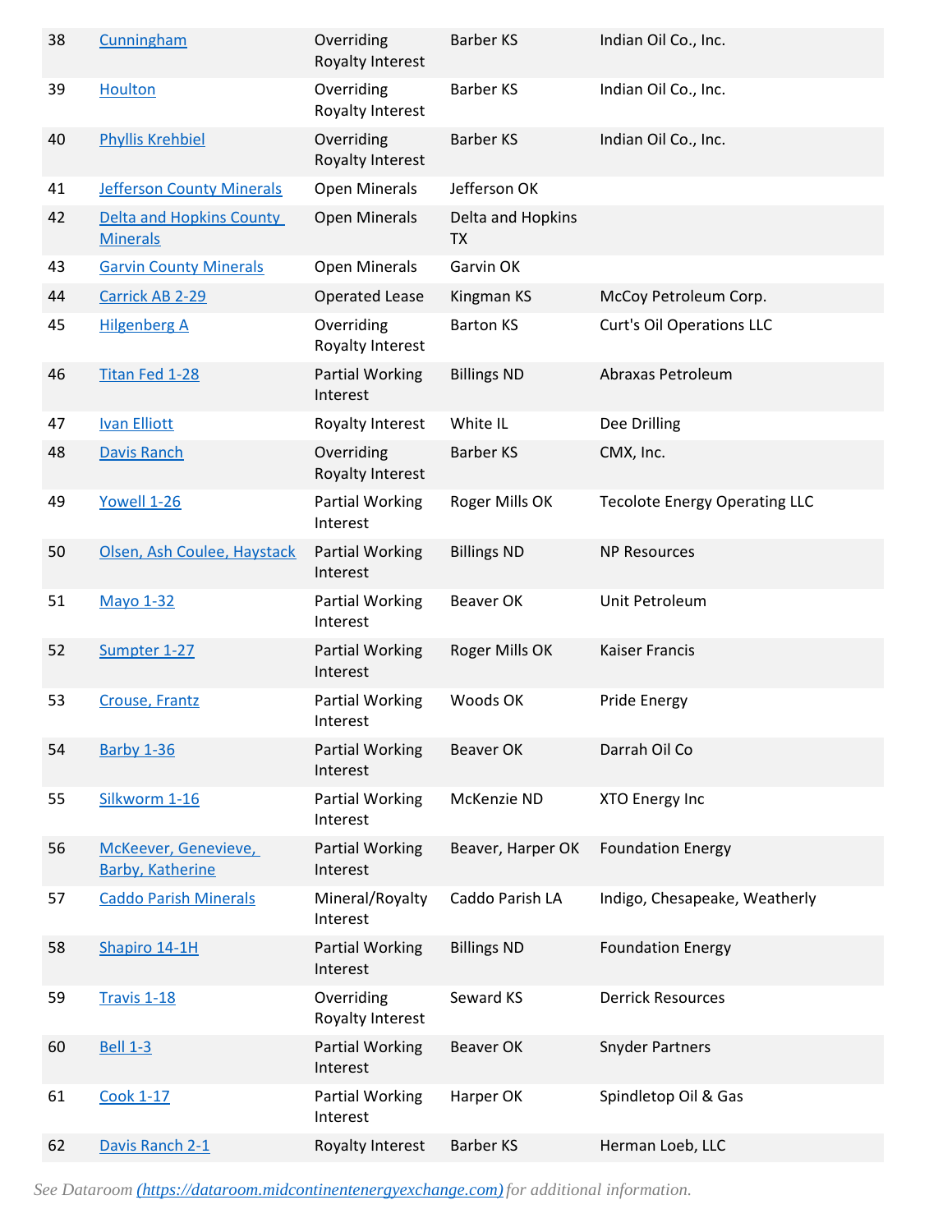| | | | | |
|---|---|---|---|---|
| 38 | Cunningham | Overriding Royalty Interest | Barber KS | Indian Oil Co., Inc. |
| 39 | Houlton | Overriding Royalty Interest | Barber KS | Indian Oil Co., Inc. |
| 40 | Phyllis Krehbiel | Overriding Royalty Interest | Barber KS | Indian Oil Co., Inc. |
| 41 | Jefferson County Minerals | Open Minerals | Jefferson OK | |
| 42 | Delta and Hopkins County Minerals | Open Minerals | Delta and Hopkins TX | |
| 43 | Garvin County Minerals | Open Minerals | Garvin OK | |
| 44 | Carrick AB 2-29 | Operated Lease | Kingman KS | McCoy Petroleum Corp. |
| 45 | Hilgenberg A | Overriding Royalty Interest | Barton KS | Curt's Oil Operations LLC |
| 46 | Titan Fed 1-28 | Partial Working Interest | Billings ND | Abraxas Petroleum |
| 47 | Ivan Elliott | Royalty Interest | White IL | Dee Drilling |
| 48 | Davis Ranch | Overriding Royalty Interest | Barber KS | CMX, Inc. |
| 49 | Yowell 1-26 | Partial Working Interest | Roger Mills OK | Tecolote Energy Operating LLC |
| 50 | Olsen, Ash Coulee, Haystack | Partial Working Interest | Billings ND | NP Resources |
| 51 | Mayo 1-32 | Partial Working Interest | Beaver OK | Unit Petroleum |
| 52 | Sumpter 1-27 | Partial Working Interest | Roger Mills OK | Kaiser Francis |
| 53 | Crouse, Frantz | Partial Working Interest | Woods OK | Pride Energy |
| 54 | Barby 1-36 | Partial Working Interest | Beaver OK | Darrah Oil Co |
| 55 | Silkworm 1-16 | Partial Working Interest | McKenzie ND | XTO Energy Inc |
| 56 | McKeever, Genevieve, Barby, Katherine | Partial Working Interest | Beaver, Harper OK | Foundation Energy |
| 57 | Caddo Parish Minerals | Mineral/Royalty Interest | Caddo Parish LA | Indigo, Chesapeake, Weatherly |
| 58 | Shapiro 14-1H | Partial Working Interest | Billings ND | Foundation Energy |
| 59 | Travis 1-18 | Overriding Royalty Interest | Seward KS | Derrick Resources |
| 60 | Bell 1-3 | Partial Working Interest | Beaver OK | Snyder Partners |
| 61 | Cook 1-17 | Partial Working Interest | Harper OK | Spindletop Oil & Gas |
| 62 | Davis Ranch 2-1 | Royalty Interest | Barber KS | Herman Loeb, LLC |

*See Dataroom (https://dataroom.midcontinentenergyexchange.com) for additional information.*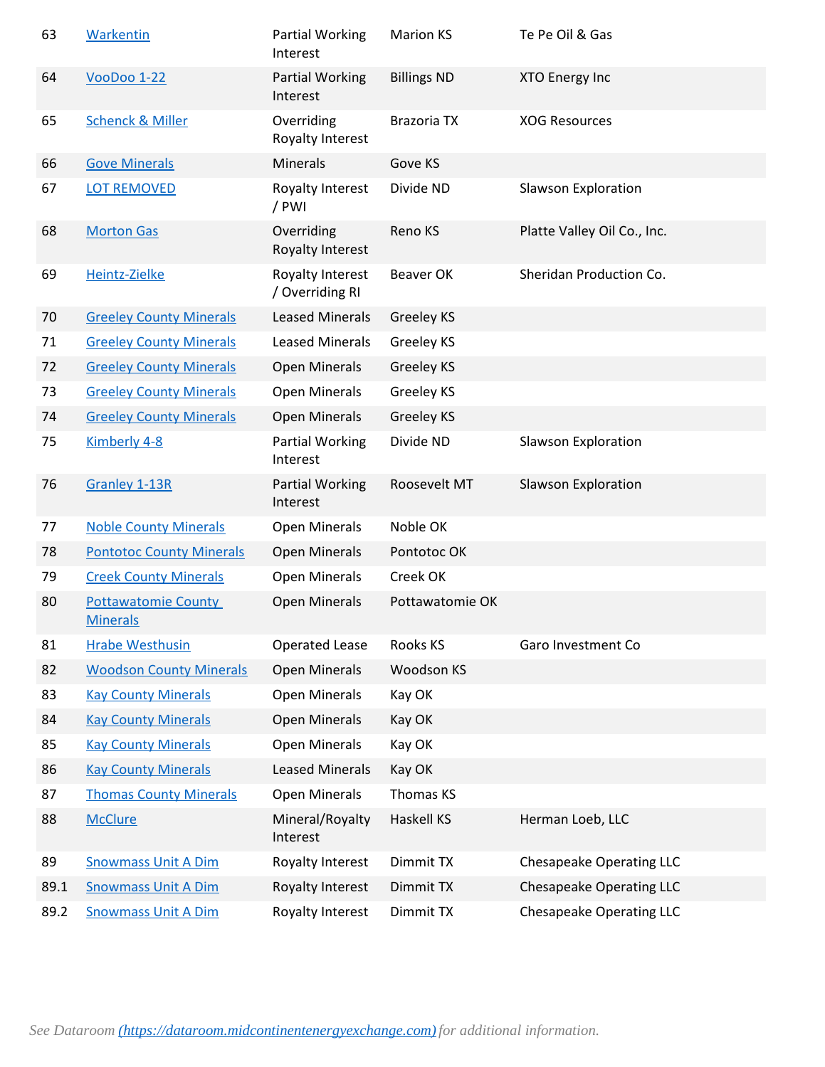| 63 | Warkentin | Partial Working Interest | Marion KS | Te Pe Oil & Gas |
|---|---|---|---|---|
| 64 | VooDoo 1-22 | Partial Working Interest | Billings ND | XTO Energy Inc |
| 65 | Schenck & Miller | Overriding Royalty Interest | Brazoria TX | XOG Resources |
| 66 | Gove Minerals | Minerals | Gove KS | |
| 67 | LOT REMOVED | Royalty Interest / PWI | Divide ND | Slawson Exploration |
| 68 | Morton Gas | Overriding Royalty Interest | Reno KS | Platte Valley Oil Co., Inc. |
| 69 | Heintz-Zielke | Royalty Interest / Overriding RI | Beaver OK | Sheridan Production Co. |
| 70 | Greeley County Minerals | Leased Minerals | Greeley KS | |
| 71 | Greeley County Minerals | Leased Minerals | Greeley KS | |
| 72 | Greeley County Minerals | Open Minerals | Greeley KS | |
| 73 | Greeley County Minerals | Open Minerals | Greeley KS | |
| 74 | Greeley County Minerals | Open Minerals | Greeley KS | |
| 75 | Kimberly 4-8 | Partial Working Interest | Divide ND | Slawson Exploration |
| 76 | Granley 1-13R | Partial Working Interest | Roosevelt MT | Slawson Exploration |
| 77 | Noble County Minerals | Open Minerals | Noble OK | |
| 78 | Pontotoc County Minerals | Open Minerals | Pontotoc OK | |
| 79 | Creek County Minerals | Open Minerals | Creek OK | |
| 80 | Pottawatomie County Minerals | Open Minerals | Pottawatomie OK | |
| 81 | Hrabe Westhusin | Operated Lease | Rooks KS | Garo Investment Co |
| 82 | Woodson County Minerals | Open Minerals | Woodson KS | |
| 83 | Kay County Minerals | Open Minerals | Kay OK | |
| 84 | Kay County Minerals | Open Minerals | Kay OK | |
| 85 | Kay County Minerals | Open Minerals | Kay OK | |
| 86 | Kay County Minerals | Leased Minerals | Kay OK | |
| 87 | Thomas County Minerals | Open Minerals | Thomas KS | |
| 88 | McClure | Mineral/Royalty Interest | Haskell KS | Herman Loeb, LLC |
| 89 | Snowmass Unit A Dim | Royalty Interest | Dimmit TX | Chesapeake Operating LLC |
| 89.1 | Snowmass Unit A Dim | Royalty Interest | Dimmit TX | Chesapeake Operating LLC |
| 89.2 | Snowmass Unit A Dim | Royalty Interest | Dimmit TX | Chesapeake Operating LLC |

*See Dataroom (https://dataroom.midcontinentenergyexchange.com) for additional information.*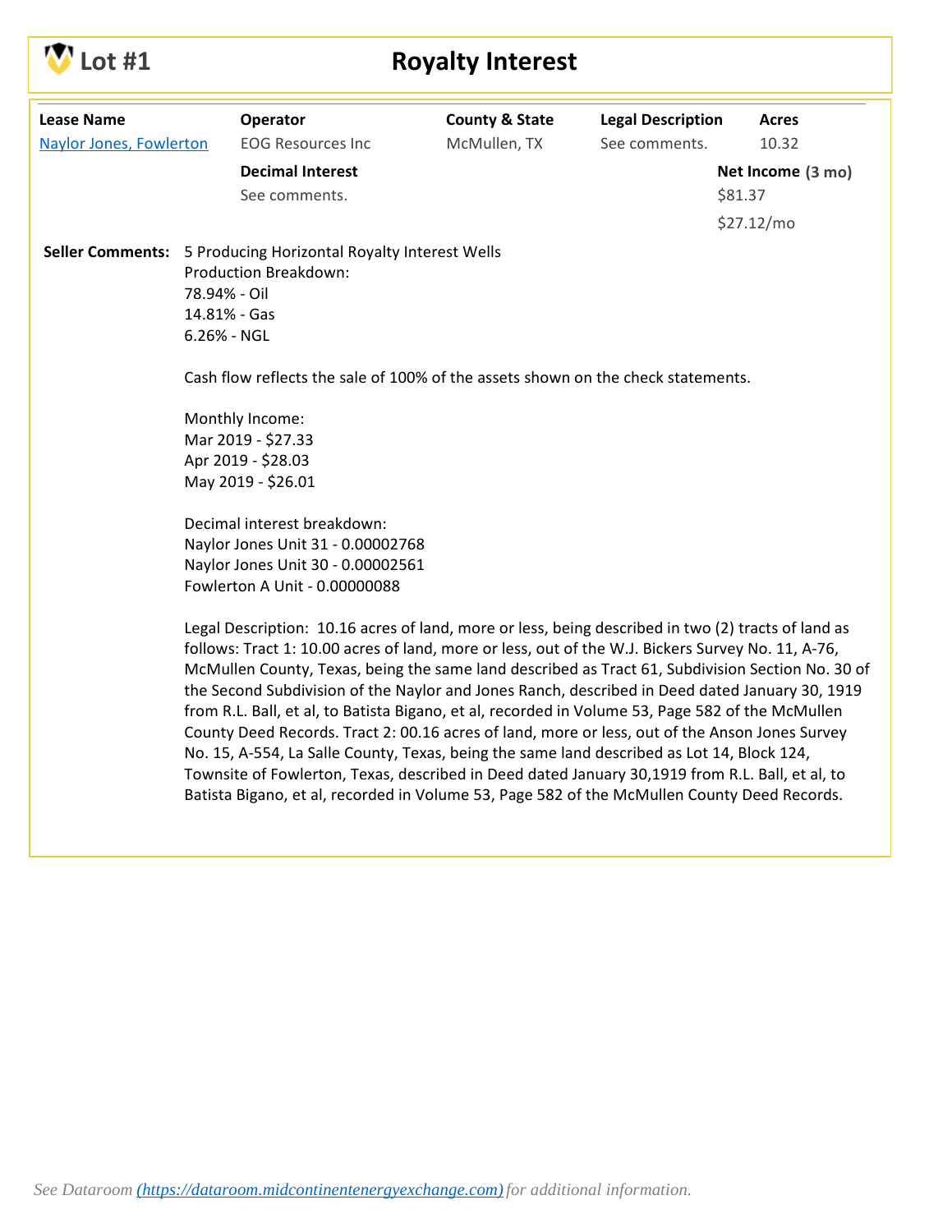# Lot #1

## Royalty Interest

| Lease Name | Operator | County & State | Legal Description | Acres |
|---|---|---|---|---|
| Naylor Jones, Fowlerton | EOG Resources Inc | McMullen, TX | See comments. | 10.32 |

| | Decimal Interest | Net Income (3 mo) |
|---|---|---|
| | See comments. | $81.37 |
| | | $27.12/mo |

**Seller Comments:** 5 Producing Horizontal Royalty Interest Wells

Production Breakdown:
78.94% - Oil
14.81% - Gas
6.26% - NGL

Cash flow reflects the sale of 100% of the assets shown on the check statements.

Monthly Income:
Mar 2019 - $27.33
Apr 2019 - $28.03
May 2019 - $26.01

Decimal interest breakdown:
Naylor Jones Unit 31 - 0.00002768
Naylor Jones Unit 30 - 0.00002561
Fowlerton A Unit - 0.00000088

Legal Description: 10.16 acres of land, more or less, being described in two (2) tracts of land as follows: Tract 1: 10.00 acres of land, more or less, out of the W.J. Bickers Survey No. 11, A-76, McMullen County, Texas, being the same land described as Tract 61, Subdivision Section No. 30 of the Second Subdivision of the Naylor and Jones Ranch, described in Deed dated January 30, 1919 from R.L. Ball, et al, to Batista Bigano, et al, recorded in Volume 53, Page 582 of the McMullen County Deed Records. Tract 2: 00.16 acres of land, more or less, out of the Anson Jones Survey No. 15, A-554, La Salle County, Texas, being the same land described as Lot 14, Block 124, Townsite of Fowlerton, Texas, described in Deed dated January 30,1919 from R.L. Ball, et al, to Batista Bigano, et al, recorded in Volume 53, Page 582 of the McMullen County Deed Records.

*See Dataroom (https://dataroom.midcontinentenergyexchange.com) for additional information.*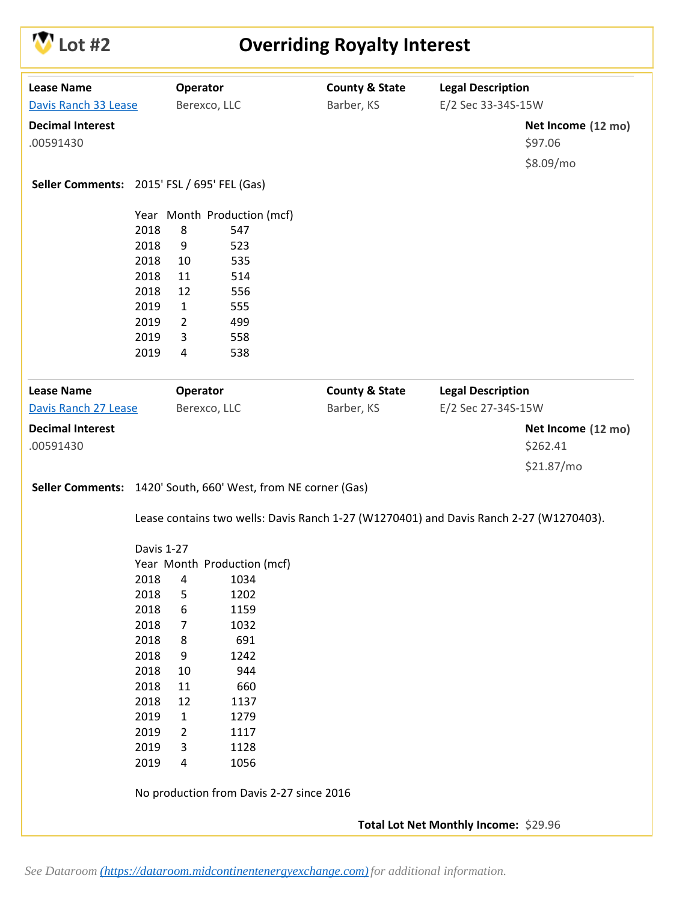# Lot #2 — Overriding Royalty Interest

| Lease Name | Operator | County & State | Legal Description |
|---|---|---|---|
| Davis Ranch 33 Lease | Berexco, LLC | Barber, KS | E/2 Sec 33-34S-15W |

**Decimal Interest**
.00591430

**Net Income (12 mo)**
$97.06
$8.09/mo

**Seller Comments:** 2015' FSL / 695' FEL (Gas)

| Year | Month | Production (mcf) |
|---|---|---|
| 2018 | 8 | 547 |
| 2018 | 9 | 523 |
| 2018 | 10 | 535 |
| 2018 | 11 | 514 |
| 2018 | 12 | 556 |
| 2019 | 1 | 555 |
| 2019 | 2 | 499 |
| 2019 | 3 | 558 |
| 2019 | 4 | 538 |

| Lease Name | Operator | County & State | Legal Description |
|---|---|---|---|
| Davis Ranch 27 Lease | Berexco, LLC | Barber, KS | E/2 Sec 27-34S-15W |

**Decimal Interest**
.00591430

**Net Income (12 mo)**
$262.41
$21.87/mo

**Seller Comments:** 1420' South, 660' West, from NE corner (Gas)

Lease contains two wells: Davis Ranch 1-27 (W1270401) and Davis Ranch 2-27 (W1270403).

Davis 1-27

| Year | Month | Production (mcf) |
|---|---|---|
| 2018 | 4 | 1034 |
| 2018 | 5 | 1202 |
| 2018 | 6 | 1159 |
| 2018 | 7 | 1032 |
| 2018 | 8 | 691 |
| 2018 | 9 | 1242 |
| 2018 | 10 | 944 |
| 2018 | 11 | 660 |
| 2018 | 12 | 1137 |
| 2019 | 1 | 1279 |
| 2019 | 2 | 1117 |
| 2019 | 3 | 1128 |
| 2019 | 4 | 1056 |

No production from Davis 2-27 since 2016

**Total Lot Net Monthly Income:** $29.96

*See Dataroom (https://dataroom.midcontinentenergyexchange.com) for additional information.*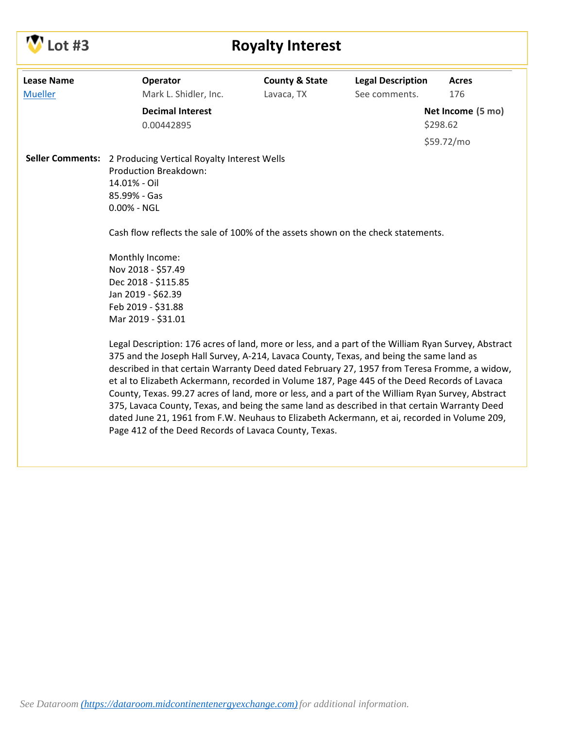# Lot #3 — Royalty Interest

| Lease Name | Operator | County & State | Legal Description | Acres |
|---|---|---|---|---|
| Mueller | Mark L. Shidler, Inc. | Lavaca, TX | See comments. | 176 |

**Decimal Interest**
0.00442895

**Net Income (5 mo)**
$298.62
$59.72/mo

**Seller Comments:** 2 Producing Vertical Royalty Interest Wells
Production Breakdown:
14.01% - Oil
85.99% - Gas
0.00% - NGL

Cash flow reflects the sale of 100% of the assets shown on the check statements.

Monthly Income:
Nov 2018 - $57.49
Dec 2018 - $115.85
Jan 2019 - $62.39
Feb 2019 - $31.88
Mar 2019 - $31.01

Legal Description: 176 acres of land, more or less, and a part of the William Ryan Survey, Abstract 375 and the Joseph Hall Survey, A-214, Lavaca County, Texas, and being the same land as described in that certain Warranty Deed dated February 27, 1957 from Teresa Fromme, a widow, et al to Elizabeth Ackermann, recorded in Volume 187, Page 445 of the Deed Records of Lavaca County, Texas. 99.27 acres of land, more or less, and a part of the William Ryan Survey, Abstract 375, Lavaca County, Texas, and being the same land as described in that certain Warranty Deed dated June 21, 1961 from F.W. Neuhaus to Elizabeth Ackermann, et ai, recorded in Volume 209, Page 412 of the Deed Records of Lavaca County, Texas.

*See Dataroom (https://dataroom.midcontinentenergyexchange.com) for additional information.*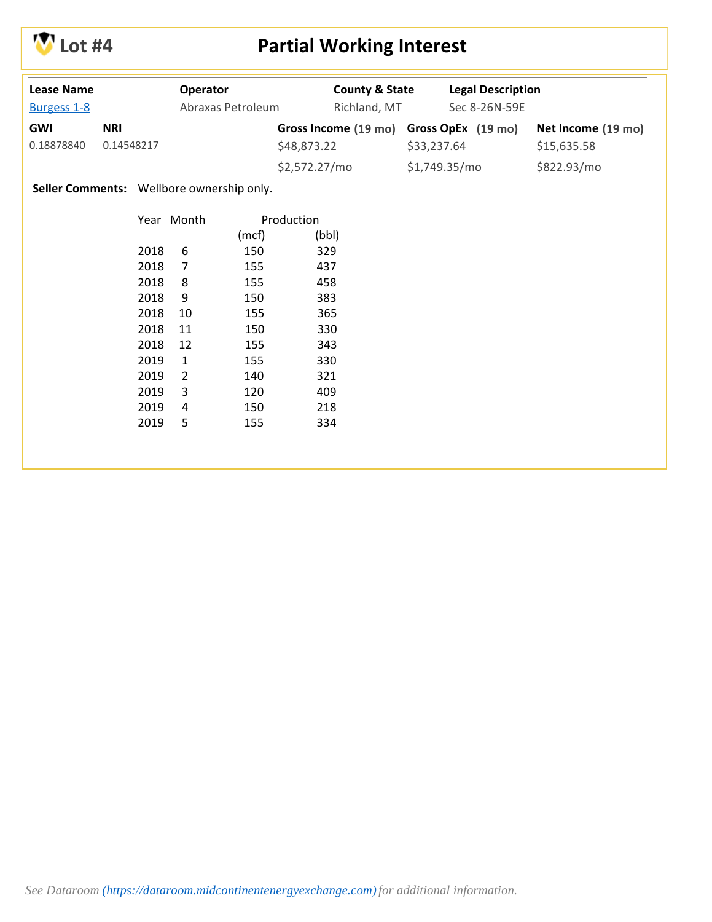# Lot #4 — Partial Working Interest

| Lease Name | Operator | County & State | Legal Description |
|---|---|---|---|
| [Burgess 1-8]() | Abraxas Petroleum | Richland, MT | Sec 8-26N-59E |

| GWI | NRI | Gross Income (19 mo) | Gross OpEx (19 mo) | Net Income (19 mo) |
|---|---|---|---|---|
| 0.18878840 | 0.14548217 | $48,873.22 | $33,237.64 | $15,635.58 |
| | | $2,572.27/mo | $1,749.35/mo | $822.93/mo |

**Seller Comments:** Wellbore ownership only.

| Year | Month | Production (mcf) | Production (bbl) |
|---|---|---|---|
| 2018 | 6 | 150 | 329 |
| 2018 | 7 | 155 | 437 |
| 2018 | 8 | 155 | 458 |
| 2018 | 9 | 150 | 383 |
| 2018 | 10 | 155 | 365 |
| 2018 | 11 | 150 | 330 |
| 2018 | 12 | 155 | 343 |
| 2019 | 1 | 155 | 330 |
| 2019 | 2 | 140 | 321 |
| 2019 | 3 | 120 | 409 |
| 2019 | 4 | 150 | 218 |
| 2019 | 5 | 155 | 334 |

*See Dataroom [(https://dataroom.midcontinentenergyexchange.com)](https://dataroom.midcontinentenergyexchange.com) for additional information.*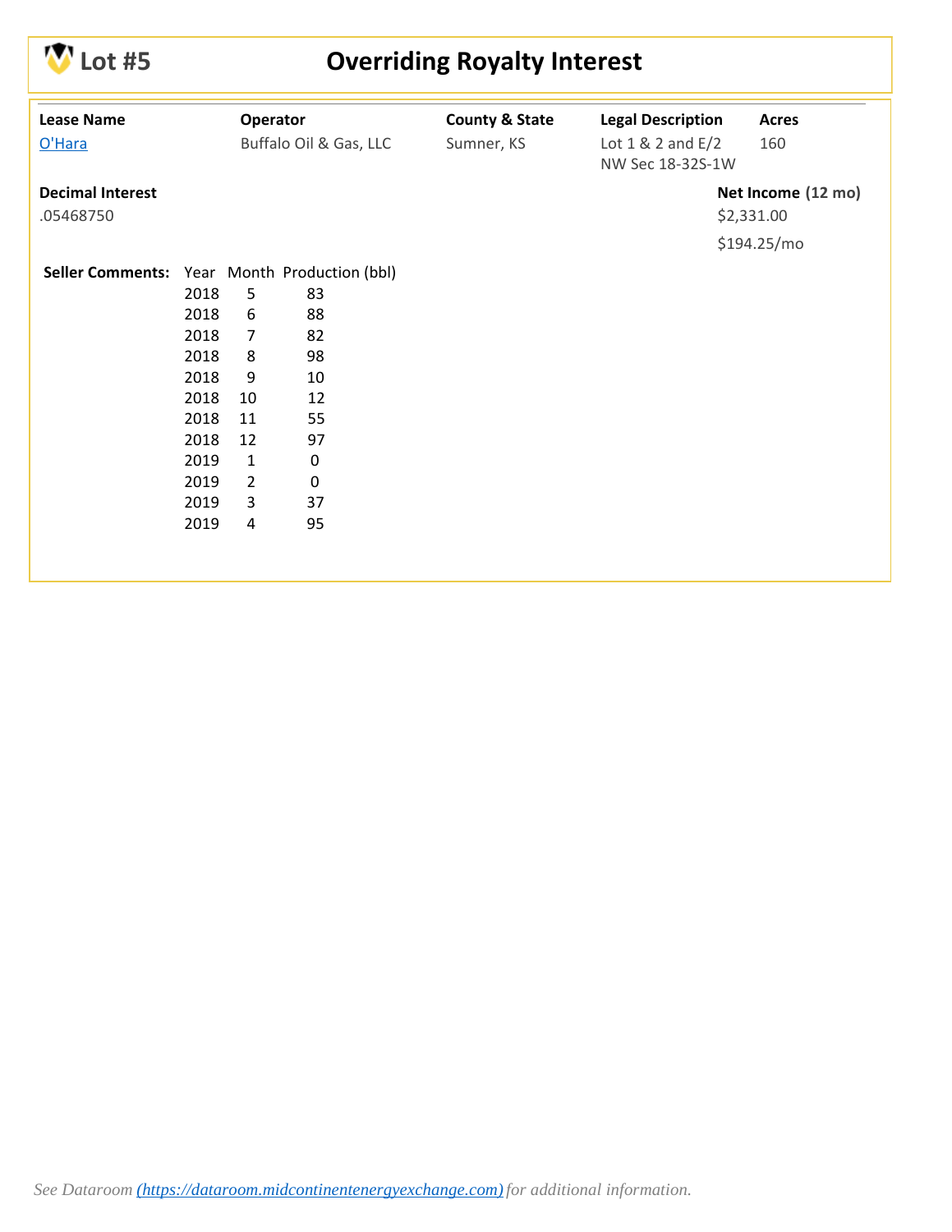# Lot #5 Overriding Royalty Interest

| Lease Name | Operator | County & State | Legal Description | Acres |
|---|---|---|---|---|
| O'Hara | Buffalo Oil & Gas, LLC | Sumner, KS | Lot 1 & 2 and E/2 NW Sec 18-32S-1W | 160 |

**Decimal Interest**

.05468750

**Net Income (12 mo)**

$2,331.00

$194.25/mo

**Seller Comments:**

| Year | Month | Production (bbl) |
|---|---|---|
| 2018 | 5 | 83 |
| 2018 | 6 | 88 |
| 2018 | 7 | 82 |
| 2018 | 8 | 98 |
| 2018 | 9 | 10 |
| 2018 | 10 | 12 |
| 2018 | 11 | 55 |
| 2018 | 12 | 97 |
| 2019 | 1 | 0 |
| 2019 | 2 | 0 |
| 2019 | 3 | 37 |
| 2019 | 4 | 95 |

*See Dataroom (https://dataroom.midcontinentenergyexchange.com) for additional information.*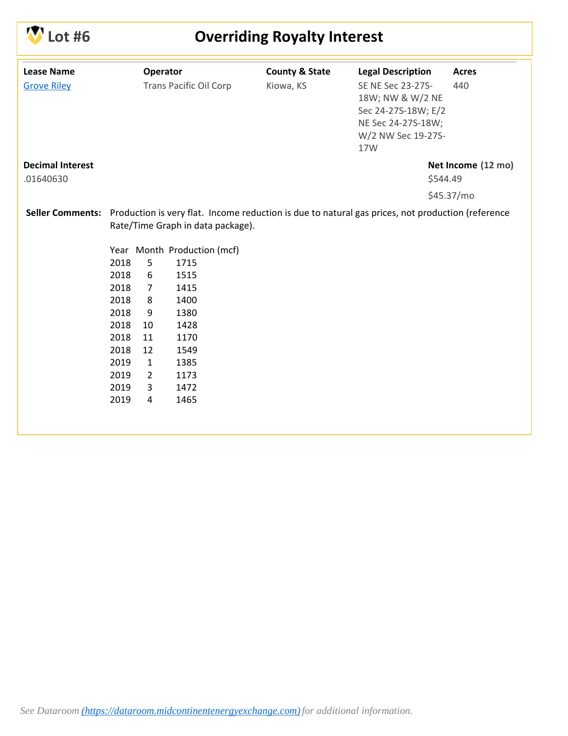# Lot #6 — Overriding Royalty Interest

| Lease Name | Operator | County & State | Legal Description | Acres |
|---|---|---|---|---|
| Grove Riley | Trans Pacific Oil Corp | Kiowa, KS | SE NE Sec 23-27S-18W; NW & W/2 NE Sec 24-27S-18W; E/2 NE Sec 24-27S-18W; W/2 NW Sec 19-27S-17W | 440 |

**Decimal Interest**
.01640630

**Net Income** (12 mo)
$544.49
$45.37/mo

**Seller Comments:** Production is very flat. Income reduction is due to natural gas prices, not production (reference Rate/Time Graph in data package).

| Year | Month | Production (mcf) |
|---|---|---|
| 2018 | 5 | 1715 |
| 2018 | 6 | 1515 |
| 2018 | 7 | 1415 |
| 2018 | 8 | 1400 |
| 2018 | 9 | 1380 |
| 2018 | 10 | 1428 |
| 2018 | 11 | 1170 |
| 2018 | 12 | 1549 |
| 2019 | 1 | 1385 |
| 2019 | 2 | 1173 |
| 2019 | 3 | 1472 |
| 2019 | 4 | 1465 |

*See Dataroom (https://dataroom.midcontinentenergyexchange.com) for additional information.*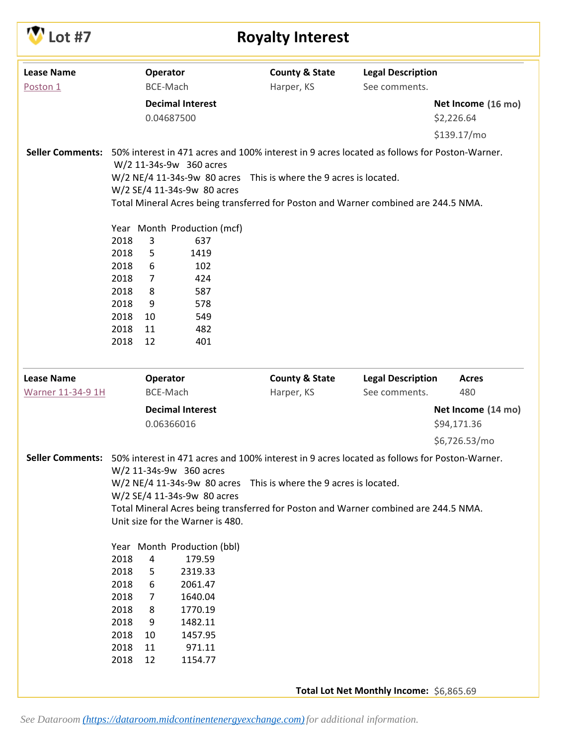# Lot #7 — Royalty Interest

| Lease Name | Operator | County & State | Legal Description |
|---|---|---|---|
| Poston 1 | BCE-Mach | Harper, KS | See comments. |

**Decimal Interest**
0.04687500

**Net Income (16 mo)**
$2,226.64
$139.17/mo

**Seller Comments:** 50% interest in 471 acres and 100% interest in 9 acres located as follows for Poston-Warner.
W/2 11-34s-9w 360 acres
W/2 NE/4 11-34s-9w 80 acres This is where the 9 acres is located.
W/2 SE/4 11-34s-9w 80 acres
Total Mineral Acres being transferred for Poston and Warner combined are 244.5 NMA.

| Year | Month | Production (mcf) |
|---|---|---|
| 2018 | 3 | 637 |
| 2018 | 5 | 1419 |
| 2018 | 6 | 102 |
| 2018 | 7 | 424 |
| 2018 | 8 | 587 |
| 2018 | 9 | 578 |
| 2018 | 10 | 549 |
| 2018 | 11 | 482 |
| 2018 | 12 | 401 |

| Lease Name | Operator | County & State | Legal Description | Acres |
|---|---|---|---|---|
| Warner 11-34-9 1H | BCE-Mach | Harper, KS | See comments. | 480 |

**Decimal Interest**
0.06366016

**Net Income (14 mo)**
$94,171.36
$6,726.53/mo

**Seller Comments:** 50% interest in 471 acres and 100% interest in 9 acres located as follows for Poston-Warner.
W/2 11-34s-9w 360 acres
W/2 NE/4 11-34s-9w 80 acres This is where the 9 acres is located.
W/2 SE/4 11-34s-9w 80 acres
Total Mineral Acres being transferred for Poston and Warner combined are 244.5 NMA.
Unit size for the Warner is 480.

| Year | Month | Production (bbl) |
|---|---|---|
| 2018 | 4 | 179.59 |
| 2018 | 5 | 2319.33 |
| 2018 | 6 | 2061.47 |
| 2018 | 7 | 1640.04 |
| 2018 | 8 | 1770.19 |
| 2018 | 9 | 1482.11 |
| 2018 | 10 | 1457.95 |
| 2018 | 11 | 971.11 |
| 2018 | 12 | 1154.77 |

**Total Lot Net Monthly Income:** $6,865.69

*See Dataroom (https://dataroom.midcontinentenergyexchange.com) for additional information.*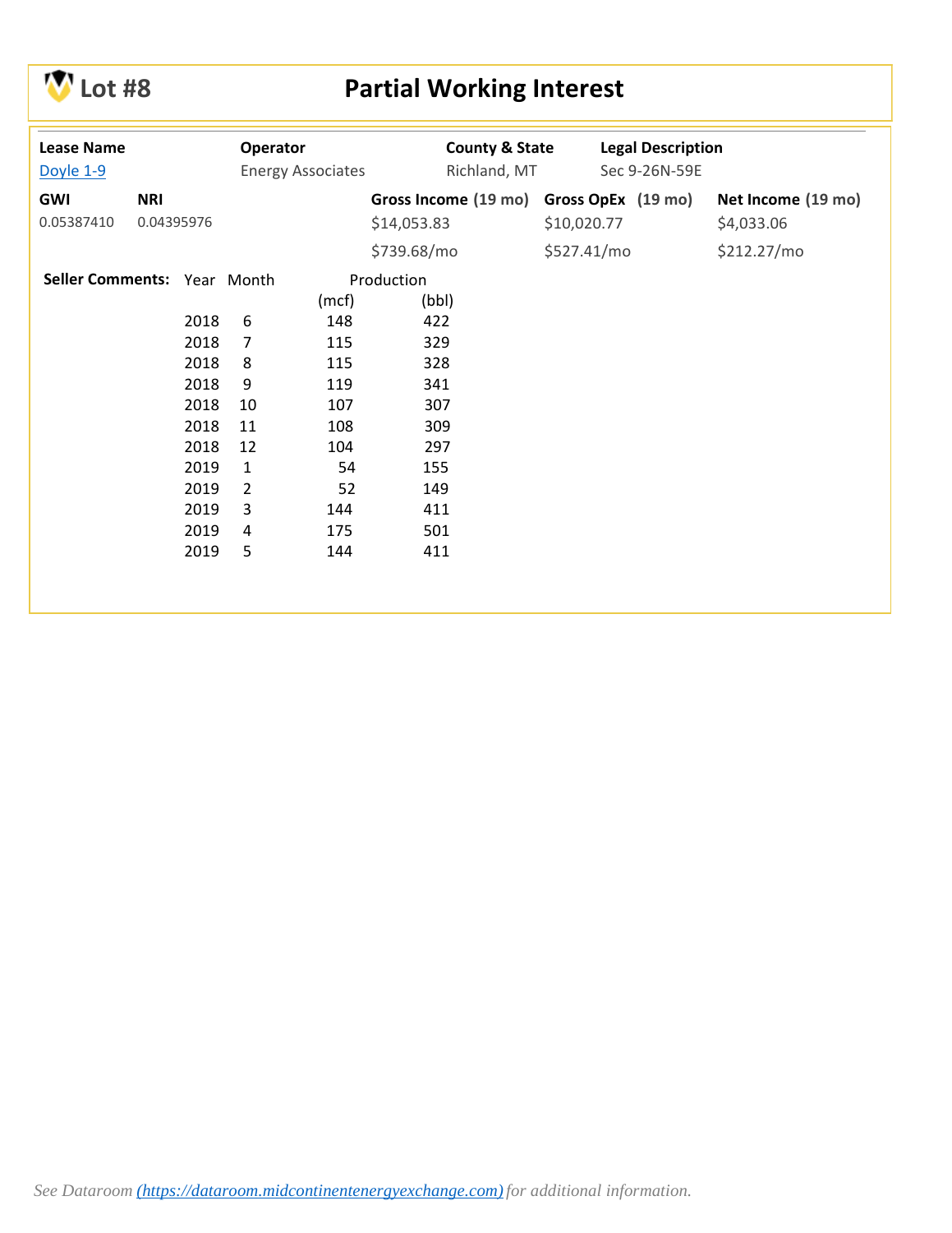# Lot #8 — Partial Working Interest

| Lease Name | Operator | County & State | Legal Description |
|---|---|---|---|
| [Doyle 1-9]() | Energy Associates | Richland, MT | Sec 9-26N-59E |

| GWI | NRI | Gross Income (19 mo) | Gross OpEx (19 mo) | Net Income (19 mo) |
|---|---|---|---|---|
| 0.05387410 | 0.04395976 | $14,053.83 | $10,020.77 | $4,033.06 |
| | | $739.68/mo | $527.41/mo | $212.27/mo |

**Seller Comments:**

| Year | Month | Production (mcf) | Production (bbl) |
|---|---|---|---|
| 2018 | 6 | 148 | 422 |
| 2018 | 7 | 115 | 329 |
| 2018 | 8 | 115 | 328 |
| 2018 | 9 | 119 | 341 |
| 2018 | 10 | 107 | 307 |
| 2018 | 11 | 108 | 309 |
| 2018 | 12 | 104 | 297 |
| 2019 | 1 | 54 | 155 |
| 2019 | 2 | 52 | 149 |
| 2019 | 3 | 144 | 411 |
| 2019 | 4 | 175 | 501 |
| 2019 | 5 | 144 | 411 |

*See Dataroom ([https://dataroom.midcontinentenergyexchange.com)](https://dataroom.midcontinentenergyexchange.com) for additional information.*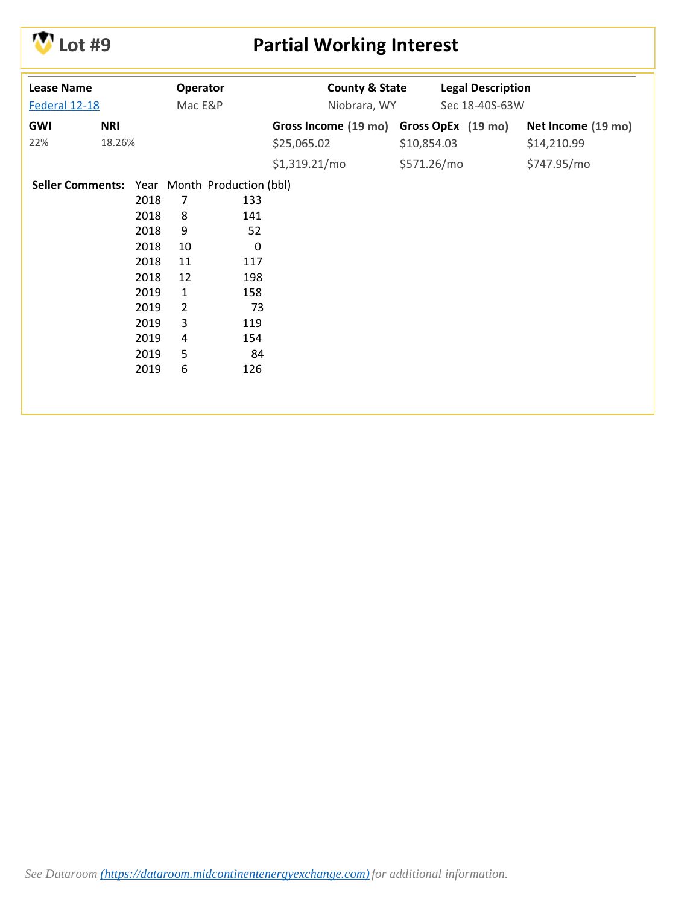# Lot #9 — Partial Working Interest

| Lease Name | Operator | County & State | Legal Description |
|---|---|---|---|
| [Federal 12-18]() | Mac E&P | Niobrara, WY | Sec 18-40S-63W |

| GWI | NRI | Gross Income (19 mo) | Gross OpEx (19 mo) | Net Income (19 mo) |
|---|---|---|---|---|
| 22% | 18.26% | $25,065.02 | $10,854.03 | $14,210.99 |
| | | $1,319.21/mo | $571.26/mo | $747.95/mo |

**Seller Comments:**

| Year | Month | Production (bbl) |
|---|---|---|
| 2018 | 7 | 133 |
| 2018 | 8 | 141 |
| 2018 | 9 | 52 |
| 2018 | 10 | 0 |
| 2018 | 11 | 117 |
| 2018 | 12 | 198 |
| 2019 | 1 | 158 |
| 2019 | 2 | 73 |
| 2019 | 3 | 119 |
| 2019 | 4 | 154 |
| 2019 | 5 | 84 |
| 2019 | 6 | 126 |

*See Dataroom [(https://dataroom.midcontinentenergyexchange.com)](https://dataroom.midcontinentenergyexchange.com) for additional information.*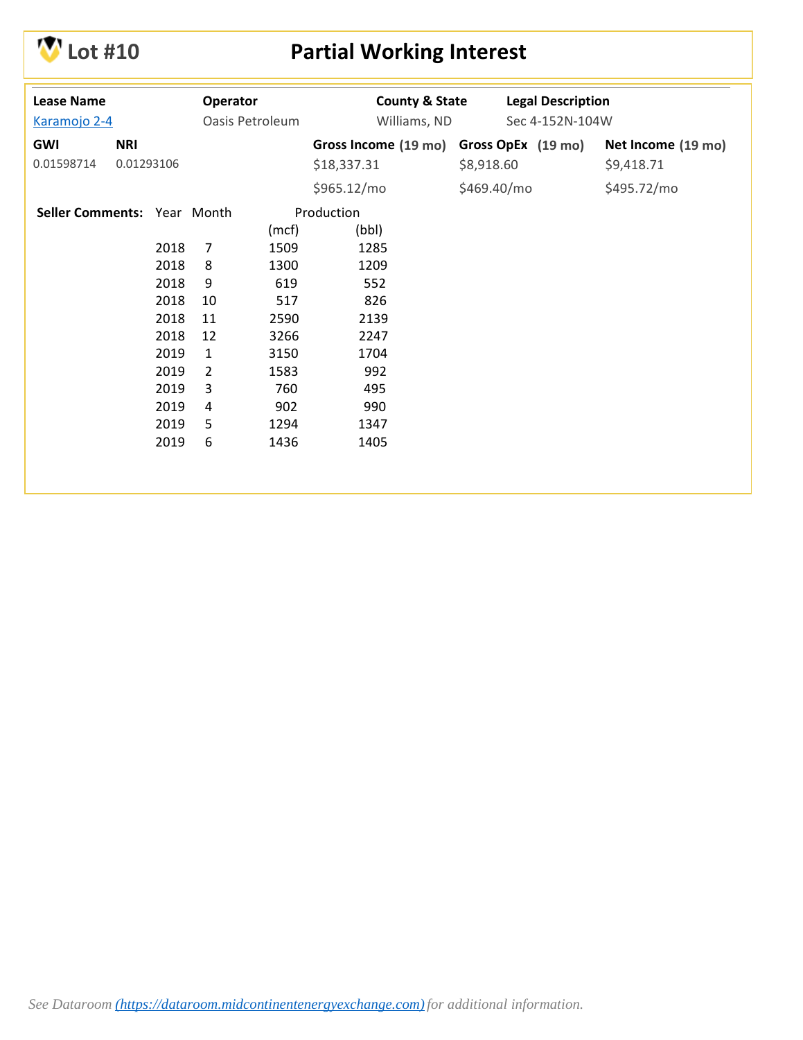# Lot #10 — Partial Working Interest

| Lease Name | Operator | County & State | Legal Description |
|---|---|---|---|
| [Karamojo 2-4](#) | Oasis Petroleum | Williams, ND | Sec 4-152N-104W |

| GWI | NRI | Gross Income (19 mo) | Gross OpEx (19 mo) | Net Income (19 mo) |
|---|---|---|---|---|
| 0.01598714 | 0.01293106 | $18,337.31 | $8,918.60 | $9,418.71 |
| | | $965.12/mo | $469.40/mo | $495.72/mo |

**Seller Comments:**

| Year | Month | Production (mcf) | Production (bbl) |
|---|---|---|---|
| 2018 | 7 | 1509 | 1285 |
| 2018 | 8 | 1300 | 1209 |
| 2018 | 9 | 619 | 552 |
| 2018 | 10 | 517 | 826 |
| 2018 | 11 | 2590 | 2139 |
| 2018 | 12 | 3266 | 2247 |
| 2019 | 1 | 3150 | 1704 |
| 2019 | 2 | 1583 | 992 |
| 2019 | 3 | 760 | 495 |
| 2019 | 4 | 902 | 990 |
| 2019 | 5 | 1294 | 1347 |
| 2019 | 6 | 1436 | 1405 |

*See Dataroom [(https://dataroom.midcontinentenergyexchange.com)](https://dataroom.midcontinentenergyexchange.com) for additional information.*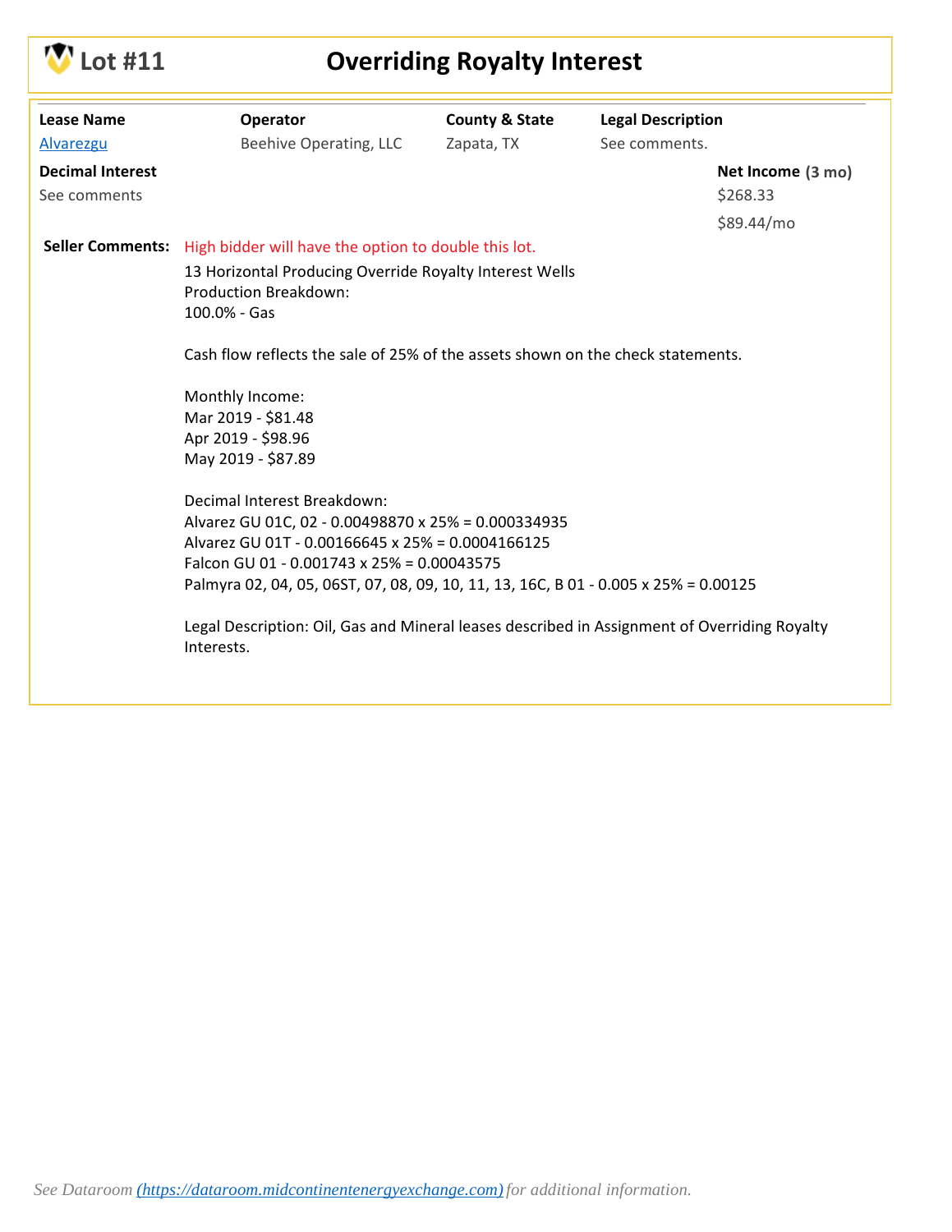# Lot #11 — Overriding Royalty Interest

| Lease Name | Operator | County & State | Legal Description |
|---|---|---|---|
| Alvarezgu | Beehive Operating, LLC | Zapata, TX | See comments. |

**Decimal Interest**
See comments

**Net Income (3 mo)**
$268.33
$89.44/mo

**Seller Comments:** High bidder will have the option to double this lot.

13 Horizontal Producing Override Royalty Interest Wells
Production Breakdown:
100.0% - Gas

Cash flow reflects the sale of 25% of the assets shown on the check statements.

Monthly Income:
Mar 2019 - $81.48
Apr 2019 - $98.96
May 2019 - $87.89

Decimal Interest Breakdown:
Alvarez GU 01C, 02 - 0.00498870 x 25% = 0.000334935
Alvarez GU 01T - 0.00166645 x 25% = 0.0004166125
Falcon GU 01 - 0.001743 x 25% = 0.00043575
Palmyra 02, 04, 05, 06ST, 07, 08, 09, 10, 11, 13, 16C, B 01 - 0.005 x 25% = 0.00125

Legal Description: Oil, Gas and Mineral leases described in Assignment of Overriding Royalty Interests.

*See Dataroom (https://dataroom.midcontinentenergyexchange.com) for additional information.*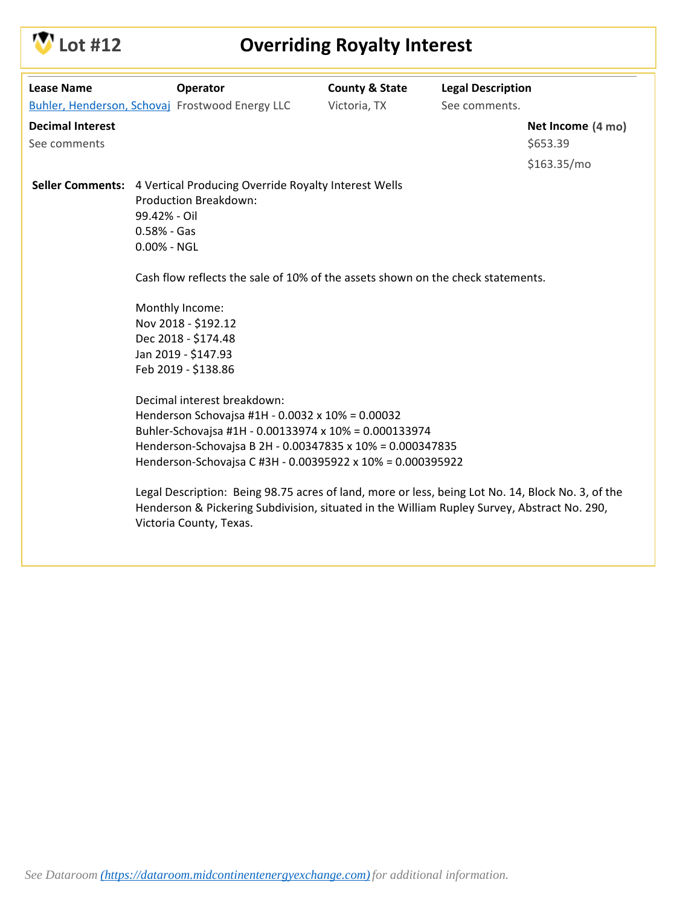# Lot #12 — Overriding Royalty Interest

| Lease Name | Operator | County & State | Legal Description |
|---|---|---|---|
| Buhler, Henderson, Schovaj | Frostwood Energy LLC | Victoria, TX | See comments. |

**Decimal Interest**
See comments

**Net Income (4 mo)**
$653.39
$163.35/mo

**Seller Comments:** 4 Vertical Producing Override Royalty Interest Wells

Production Breakdown:
99.42% - Oil
0.58% - Gas
0.00% - NGL

Cash flow reflects the sale of 10% of the assets shown on the check statements.

Monthly Income:
Nov 2018 - $192.12
Dec 2018 - $174.48
Jan 2019 - $147.93
Feb 2019 - $138.86

Decimal interest breakdown:
Henderson Schovajsa #1H - 0.0032 x 10% = 0.00032
Buhler-Schovajsa #1H - 0.00133974 x 10% = 0.000133974
Henderson-Schovajsa B 2H - 0.00347835 x 10% = 0.000347835
Henderson-Schovajsa C #3H - 0.00395922 x 10% = 0.000395922

Legal Description: Being 98.75 acres of land, more or less, being Lot No. 14, Block No. 3, of the Henderson & Pickering Subdivision, situated in the William Rupley Survey, Abstract No. 290, Victoria County, Texas.

*See Dataroom (https://dataroom.midcontinentenergyexchange.com) for additional information.*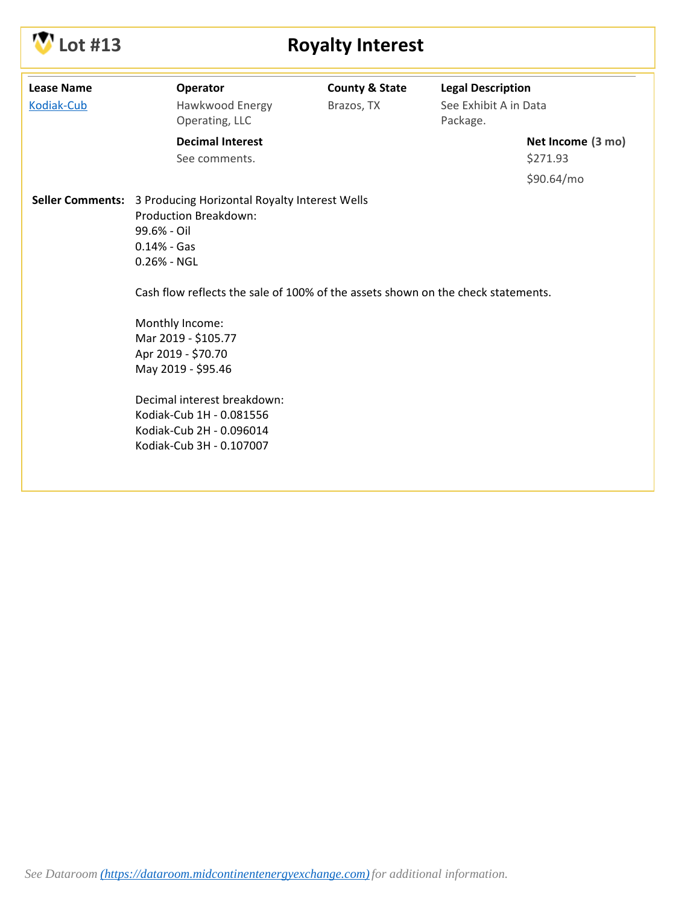# Lot #13 — Royalty Interest

| Lease Name | Operator | County & State | Legal Description |
|---|---|---|---|
| Kodiak-Cub | Hawkwood Energy Operating, LLC | Brazos, TX | See Exhibit A in Data Package. |

| Decimal Interest | Net Income (3 mo) |
|---|---|
| See comments. | $271.93<br>$90.64/mo |

**Seller Comments:**

3 Producing Horizontal Royalty Interest Wells
Production Breakdown:
99.6% - Oil
0.14% - Gas
0.26% - NGL

Cash flow reflects the sale of 100% of the assets shown on the check statements.

Monthly Income:
Mar 2019 - $105.77
Apr 2019 - $70.70
May 2019 - $95.46

Decimal interest breakdown:
Kodiak-Cub 1H - 0.081556
Kodiak-Cub 2H - 0.096014
Kodiak-Cub 3H - 0.107007

*See Dataroom (https://dataroom.midcontinentenergyexchange.com) for additional information.*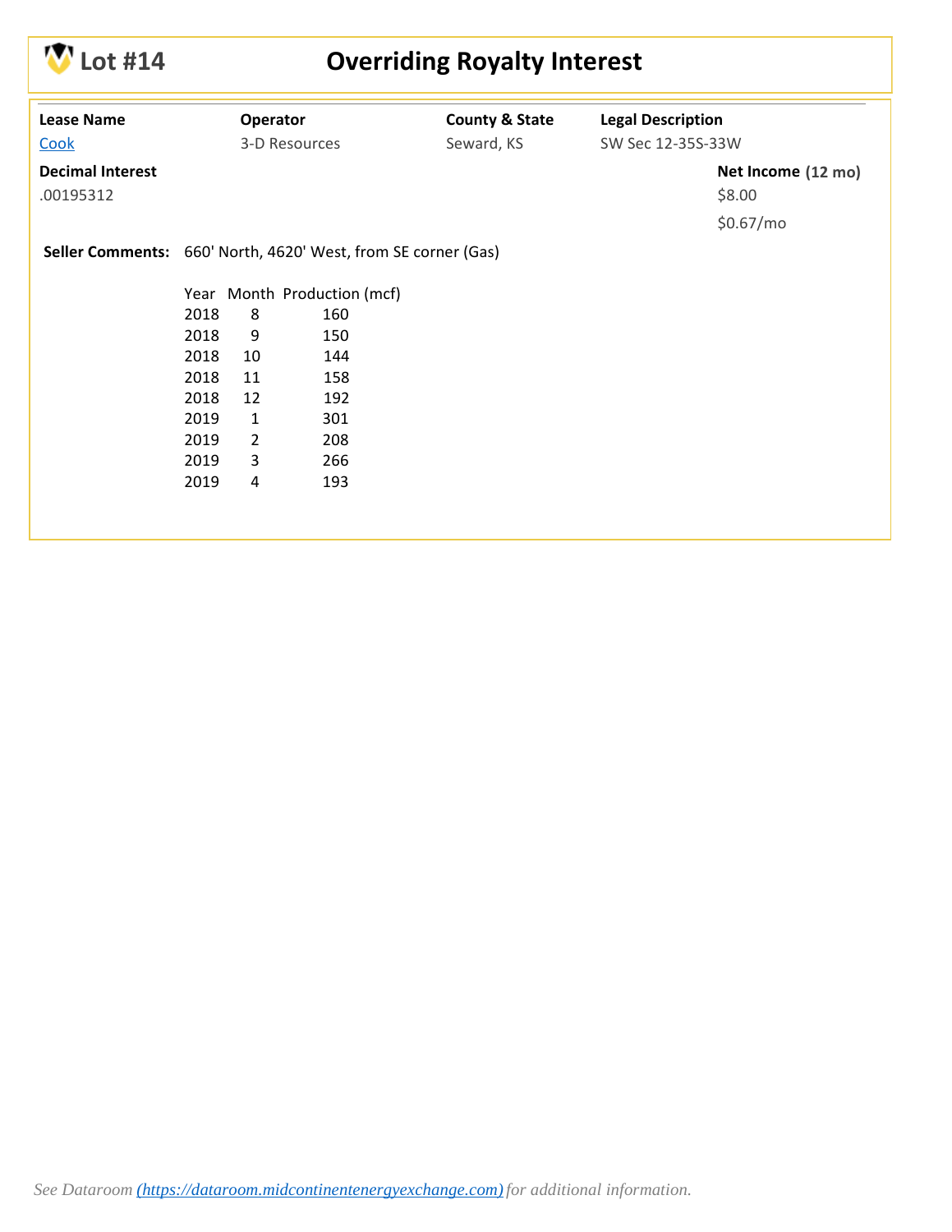# Lot #14 — Overriding Royalty Interest

| Lease Name | Operator | County & State | Legal Description |
| --- | --- | --- | --- |
| Cook | 3-D Resources | Seward, KS | SW Sec 12-35S-33W |

**Decimal Interest**

.00195312

**Net Income (12 mo)**

$8.00

$0.67/mo

**Seller Comments:** 660' North, 4620' West, from SE corner (Gas)

| Year | Month | Production (mcf) |
| --- | --- | --- |
| 2018 | 8 | 160 |
| 2018 | 9 | 150 |
| 2018 | 10 | 144 |
| 2018 | 11 | 158 |
| 2018 | 12 | 192 |
| 2019 | 1 | 301 |
| 2019 | 2 | 208 |
| 2019 | 3 | 266 |
| 2019 | 4 | 193 |

*See Dataroom (https://dataroom.midcontinentenergyexchange.com) for additional information.*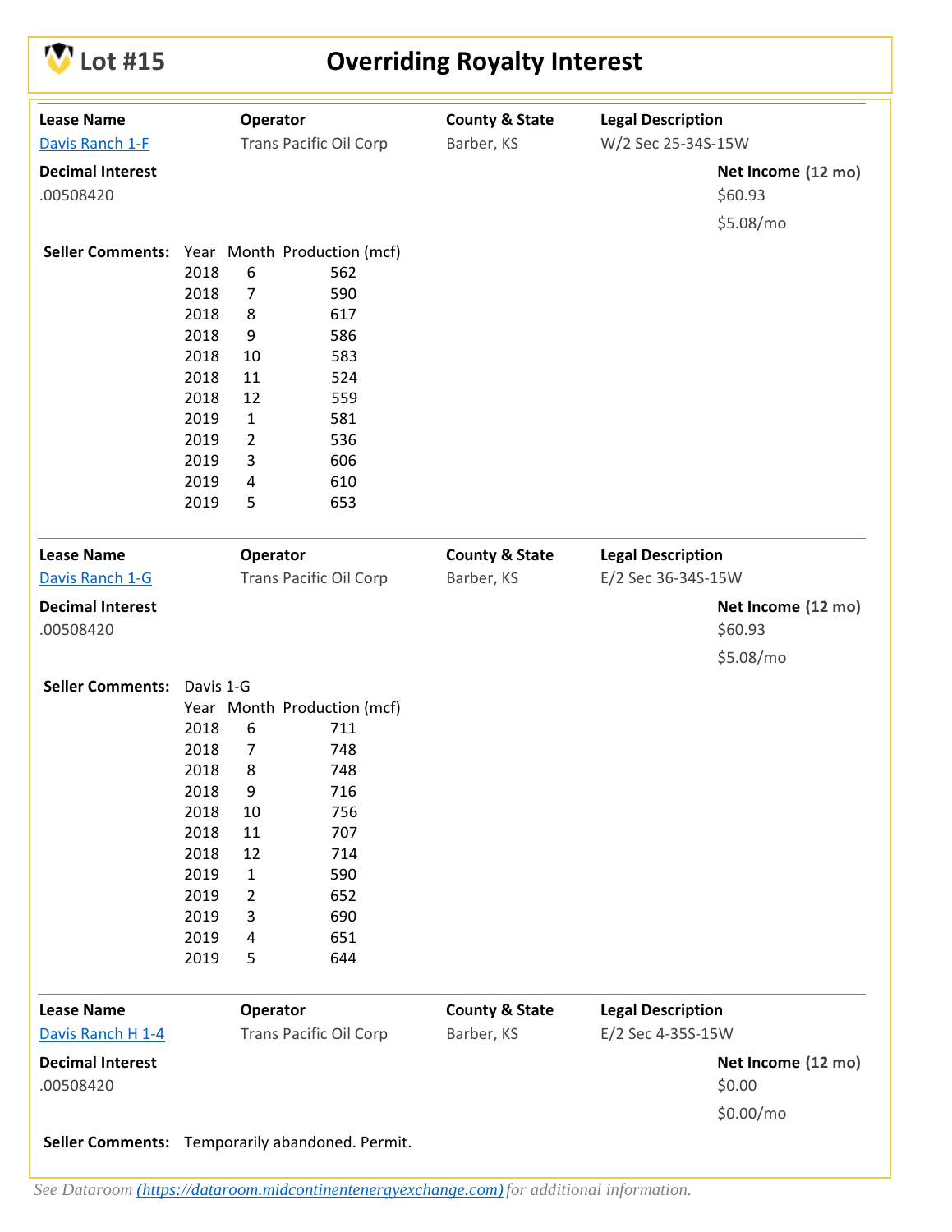# Lot #15 — Overriding Royalty Interest

| Lease Name | Operator | County & State | Legal Description |
|---|---|---|---|
| Davis Ranch 1-F | Trans Pacific Oil Corp | Barber, KS | W/2 Sec 25-34S-15W |

**Decimal Interest**
.00508420

**Net Income (12 mo)**
$60.93
$5.08/mo

**Seller Comments:**

| Year | Month | Production (mcf) |
|---|---|---|
| 2018 | 6 | 562 |
| 2018 | 7 | 590 |
| 2018 | 8 | 617 |
| 2018 | 9 | 586 |
| 2018 | 10 | 583 |
| 2018 | 11 | 524 |
| 2018 | 12 | 559 |
| 2019 | 1 | 581 |
| 2019 | 2 | 536 |
| 2019 | 3 | 606 |
| 2019 | 4 | 610 |
| 2019 | 5 | 653 |

---

| Lease Name | Operator | County & State | Legal Description |
|---|---|---|---|
| Davis Ranch 1-G | Trans Pacific Oil Corp | Barber, KS | E/2 Sec 36-34S-15W |

**Decimal Interest**
.00508420

**Net Income (12 mo)**
$60.93
$5.08/mo

**Seller Comments:** Davis 1-G

| Year | Month | Production (mcf) |
|---|---|---|
| 2018 | 6 | 711 |
| 2018 | 7 | 748 |
| 2018 | 8 | 748 |
| 2018 | 9 | 716 |
| 2018 | 10 | 756 |
| 2018 | 11 | 707 |
| 2018 | 12 | 714 |
| 2019 | 1 | 590 |
| 2019 | 2 | 652 |
| 2019 | 3 | 690 |
| 2019 | 4 | 651 |
| 2019 | 5 | 644 |

---

| Lease Name | Operator | County & State | Legal Description |
|---|---|---|---|
| Davis Ranch H 1-4 | Trans Pacific Oil Corp | Barber, KS | E/2 Sec 4-35S-15W |

**Decimal Interest**
.00508420

**Net Income (12 mo)**
$0.00
$0.00/mo

**Seller Comments:** Temporarily abandoned. Permit.

*See Dataroom ([https://dataroom.midcontinentenergyexchange.com](https://dataroom.midcontinentenergyexchange.com)) for additional information.*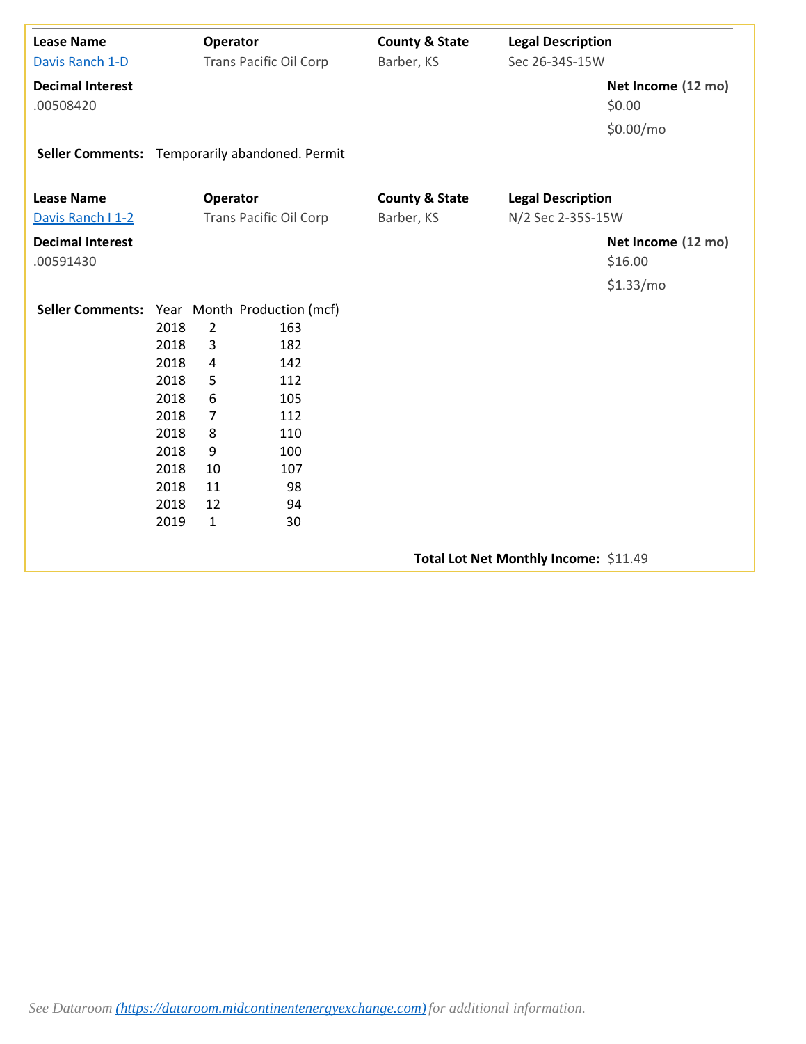| Lease Name | Operator | County & State | Legal Description |
|---|---|---|---|
| Davis Ranch 1-D | Trans Pacific Oil Corp | Barber, KS | Sec 26-34S-15W |

**Decimal Interest**
.00508420

**Net Income (12 mo)**
$0.00
$0.00/mo

**Seller Comments:** Temporarily abandoned. Permit

| Lease Name | Operator | County & State | Legal Description |
|---|---|---|---|
| Davis Ranch I 1-2 | Trans Pacific Oil Corp | Barber, KS | N/2 Sec 2-35S-15W |

**Decimal Interest**
.00591430

**Net Income (12 mo)**
$16.00
$1.33/mo

**Seller Comments:**

| Year | Month | Production (mcf) |
|---|---|---|
| 2018 | 2 | 163 |
| 2018 | 3 | 182 |
| 2018 | 4 | 142 |
| 2018 | 5 | 112 |
| 2018 | 6 | 105 |
| 2018 | 7 | 112 |
| 2018 | 8 | 110 |
| 2018 | 9 | 100 |
| 2018 | 10 | 107 |
| 2018 | 11 | 98 |
| 2018 | 12 | 94 |
| 2019 | 1 | 30 |

**Total Lot Net Monthly Income:** $11.49

*See Dataroom (https://dataroom.midcontinentenergyexchange.com) for additional information.*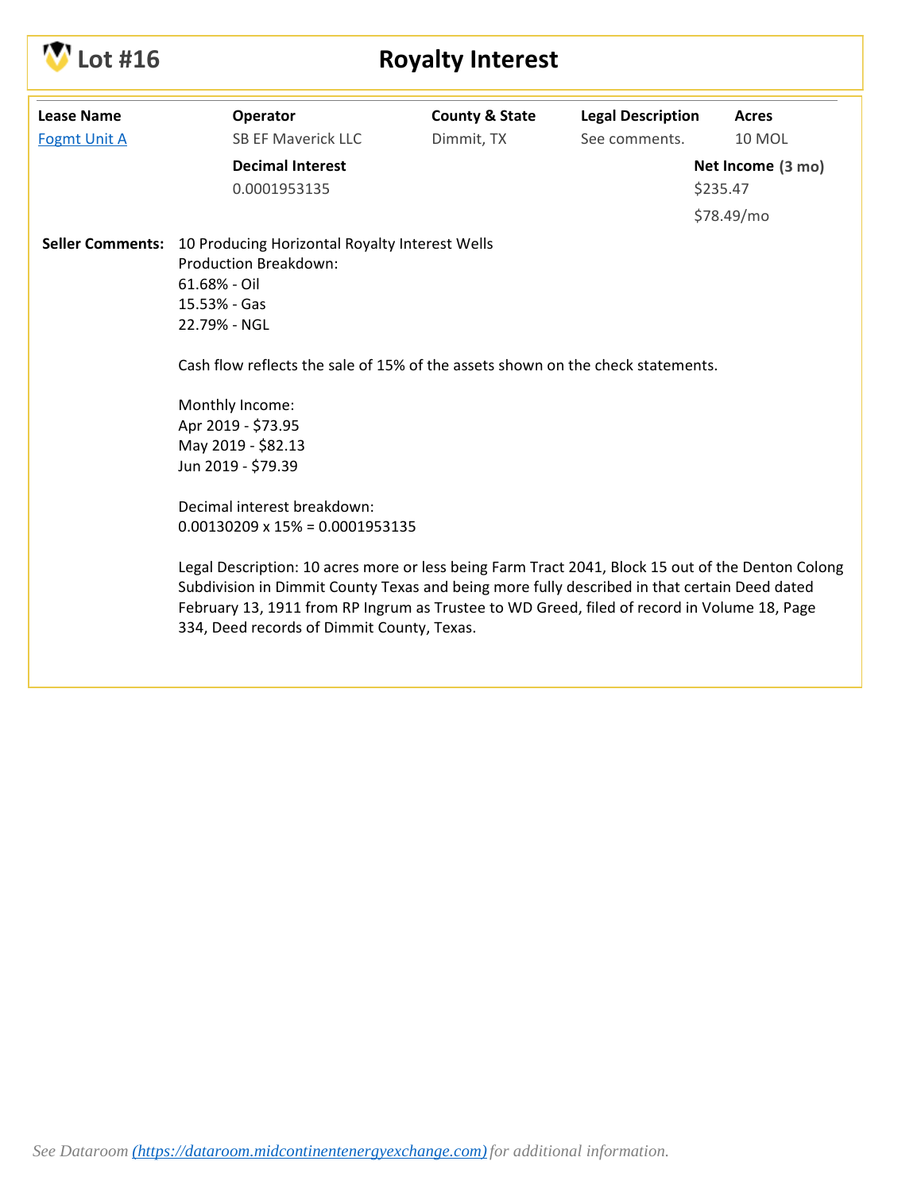# Lot #16

## Royalty Interest

| Lease Name | Operator | County & State | Legal Description | Acres |
|---|---|---|---|---|
| Fogmt Unit A | SB EF Maverick LLC | Dimmit, TX | See comments. | 10 MOL |
| | **Decimal Interest** | | | **Net Income (3 mo)** |
| | 0.0001953135 | | | $235.47 |
| | | | | $78.49/mo |

**Seller Comments:** 10 Producing Horizontal Royalty Interest Wells
Production Breakdown:
61.68% - Oil
15.53% - Gas
22.79% - NGL

Cash flow reflects the sale of 15% of the assets shown on the check statements.

Monthly Income:
Apr 2019 - $73.95
May 2019 - $82.13
Jun 2019 - $79.39

Decimal interest breakdown:
0.00130209 x 15% = 0.0001953135

Legal Description: 10 acres more or less being Farm Tract 2041, Block 15 out of the Denton Colong Subdivision in Dimmit County Texas and being more fully described in that certain Deed dated February 13, 1911 from RP Ingrum as Trustee to WD Greed, filed of record in Volume 18, Page 334, Deed records of Dimmit County, Texas.

*See Dataroom (https://dataroom.midcontinentenergyexchange.com) for additional information.*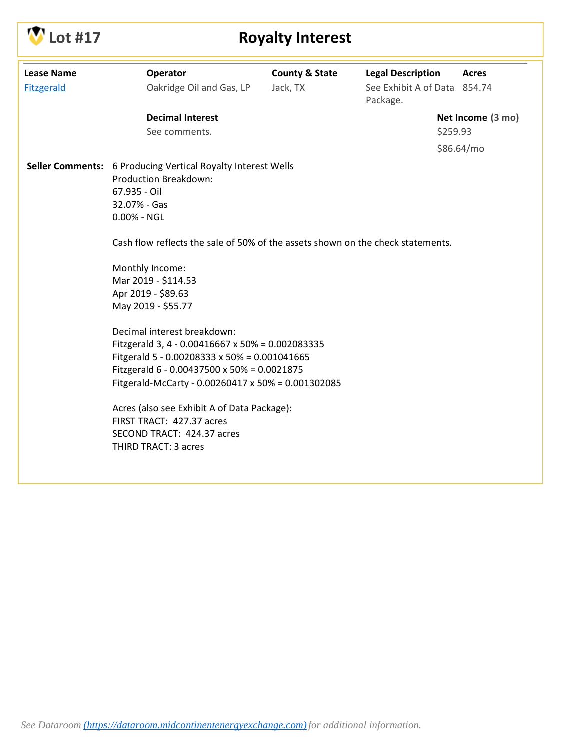# Lot #17

## Royalty Interest

| Lease Name | Operator | County & State | Legal Description | Acres |
|---|---|---|---|---|
| Fitzgerald | Oakridge Oil and Gas, LP | Jack, TX | See Exhibit A of Data Package. | 854.74 |

**Decimal Interest**

See comments.

**Net Income (3 mo)**

$259.93

$86.64/mo

**Seller Comments:** 6 Producing Vertical Royalty Interest Wells
Production Breakdown:
67.935 - Oil
32.07% - Gas
0.00% - NGL

Cash flow reflects the sale of 50% of the assets shown on the check statements.

Monthly Income:
Mar 2019 - $114.53
Apr 2019 - $89.63
May 2019 - $55.77

Decimal interest breakdown:
Fitzgerald 3, 4 - 0.00416667 x 50% = 0.002083335
Fitgerald 5 - 0.00208333 x 50% = 0.001041665
Fitzgerald 6 - 0.00437500 x 50% = 0.0021875
Fitgerald-McCarty - 0.00260417 x 50% = 0.001302085

Acres (also see Exhibit A of Data Package):
FIRST TRACT: 427.37 acres
SECOND TRACT: 424.37 acres
THIRD TRACT: 3 acres

*See Dataroom (https://dataroom.midcontinentenergyexchange.com) for additional information.*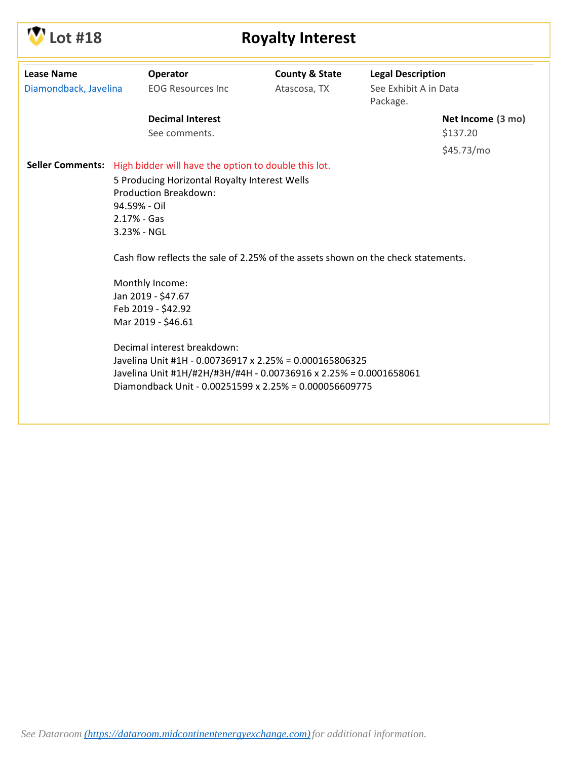# Lot #18 — Royalty Interest

| Lease Name | Operator | County & State | Legal Description |
|---|---|---|---|
| Diamondback, Javelina | EOG Resources Inc | Atascosa, TX | See Exhibit A in Data Package. |

| Decimal Interest | Net Income (3 mo) |
|---|---|
| See comments. | $137.20 |
| | $45.73/mo |

**Seller Comments:** High bidder will have the option to double this lot.

5 Producing Horizontal Royalty Interest Wells
Production Breakdown:
94.59% - Oil
2.17% - Gas
3.23% - NGL

Cash flow reflects the sale of 2.25% of the assets shown on the check statements.

Monthly Income:
Jan 2019 - $47.67
Feb 2019 - $42.92
Mar 2019 - $46.61

Decimal interest breakdown:
Javelina Unit #1H - 0.00736917 x 2.25% = 0.000165806325
Javelina Unit #1H/#2H/#3H/#4H - 0.00736916 x 2.25% = 0.0001658061
Diamondback Unit - 0.00251599 x 2.25% = 0.000056609775

*See Dataroom (https://dataroom.midcontinentenergyexchange.com) for additional information.*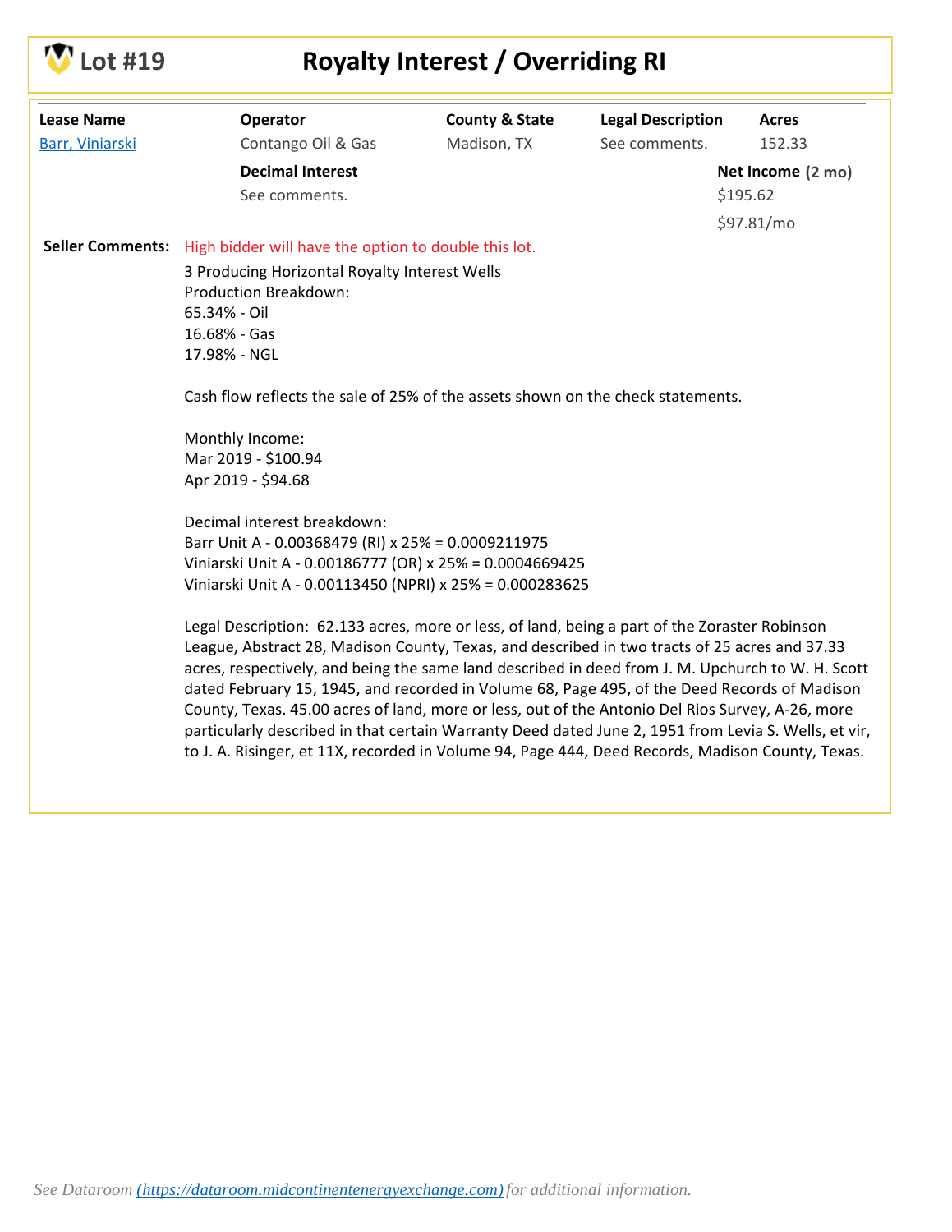# Lot #19 — Royalty Interest / Overriding RI

| Lease Name | Operator | County & State | Legal Description | Acres |
|---|---|---|---|---|
| Barr, Viniarski | Contango Oil & Gas | Madison, TX | See comments. | 152.33 |

| Decimal Interest | Net Income (2 mo) |
|---|---|
| See comments. | $195.62<br>$97.81/mo |

**Seller Comments:** High bidder will have the option to double this lot.

3 Producing Horizontal Royalty Interest Wells
Production Breakdown:
65.34% - Oil
16.68% - Gas
17.98% - NGL

Cash flow reflects the sale of 25% of the assets shown on the check statements.

Monthly Income:
Mar 2019 - $100.94
Apr 2019 - $94.68

Decimal interest breakdown:
Barr Unit A - 0.00368479 (RI) x 25% = 0.0009211975
Viniarski Unit A - 0.00186777 (OR) x 25% = 0.0004669425
Viniarski Unit A - 0.00113450 (NPRI) x 25% = 0.000283625

Legal Description: 62.133 acres, more or less, of land, being a part of the Zoraster Robinson League, Abstract 28, Madison County, Texas, and described in two tracts of 25 acres and 37.33 acres, respectively, and being the same land described in deed from J. M. Upchurch to W. H. Scott dated February 15, 1945, and recorded in Volume 68, Page 495, of the Deed Records of Madison County, Texas. 45.00 acres of land, more or less, out of the Antonio Del Rios Survey, A-26, more particularly described in that certain Warranty Deed dated June 2, 1951 from Levia S. Wells, et vir, to J. A. Risinger, et 11X, recorded in Volume 94, Page 444, Deed Records, Madison County, Texas.

*See Dataroom ([https://dataroom.midcontinentenergyexchange.com](https://dataroom.midcontinentenergyexchange.com)) for additional information.*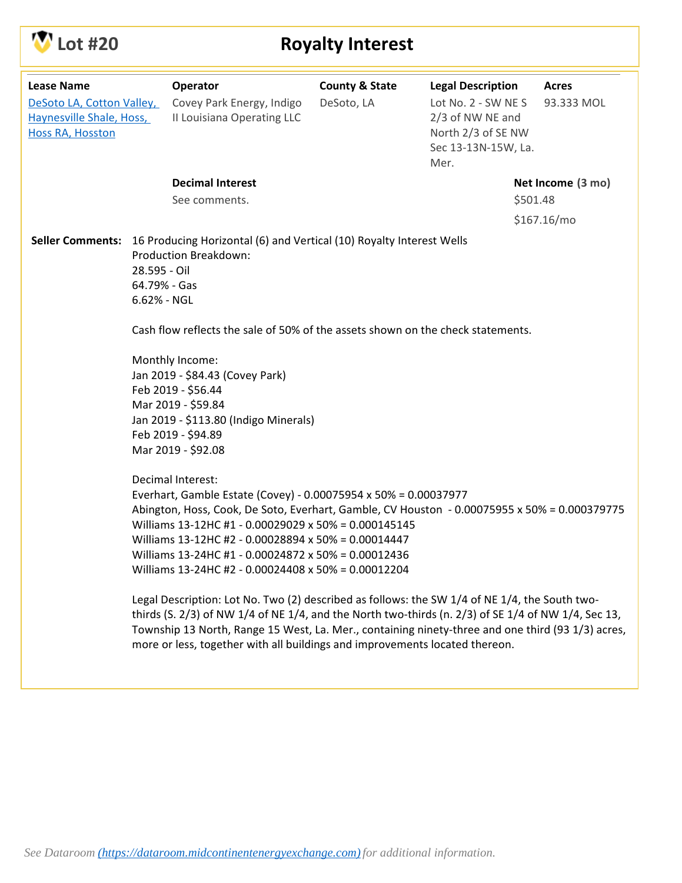# Lot #20 — Royalty Interest

| Lease Name | Operator | County & State | Legal Description | Acres |
|---|---|---|---|---|
| DeSoto LA, Cotton Valley, Haynesville Shale, Hoss, Hoss RA, Hosston | Covey Park Energy, Indigo II Louisiana Operating LLC | DeSoto, LA | Lot No. 2 - SW NE S 2/3 of NW NE and North 2/3 of SE NW Sec 13-13N-15W, La. Mer. | 93.333 MOL |

**Decimal Interest**
See comments.

**Net Income (3 mo)**
$501.48
$167.16/mo

**Seller Comments:** 16 Producing Horizontal (6) and Vertical (10) Royalty Interest Wells

Production Breakdown:
28.595 - Oil
64.79% - Gas
6.62% - NGL

Cash flow reflects the sale of 50% of the assets shown on the check statements.

Monthly Income:
Jan 2019 - $84.43 (Covey Park)
Feb 2019 - $56.44
Mar 2019 - $59.84
Jan 2019 - $113.80 (Indigo Minerals)
Feb 2019 - $94.89
Mar 2019 - $92.08

Decimal Interest:
Everhart, Gamble Estate (Covey) - 0.00075954 x 50% = 0.00037977
Abington, Hoss, Cook, De Soto, Everhart, Gamble, CV Houston - 0.00075955 x 50% = 0.000379775
Williams 13-12HC #1 - 0.00029029 x 50% = 0.000145145
Williams 13-12HC #2 - 0.00028894 x 50% = 0.00014447
Williams 13-24HC #1 - 0.00024872 x 50% = 0.00012436
Williams 13-24HC #2 - 0.00024408 x 50% = 0.00012204

Legal Description: Lot No. Two (2) described as follows: the SW 1/4 of NE 1/4, the South two-thirds (S. 2/3) of NW 1/4 of NE 1/4, and the North two-thirds (n. 2/3) of SE 1/4 of NW 1/4, Sec 13, Township 13 North, Range 15 West, La. Mer., containing ninety-three and one third (93 1/3) acres, more or less, together with all buildings and improvements located thereon.

*See Dataroom (https://dataroom.midcontinentenergyexchange.com) for additional information.*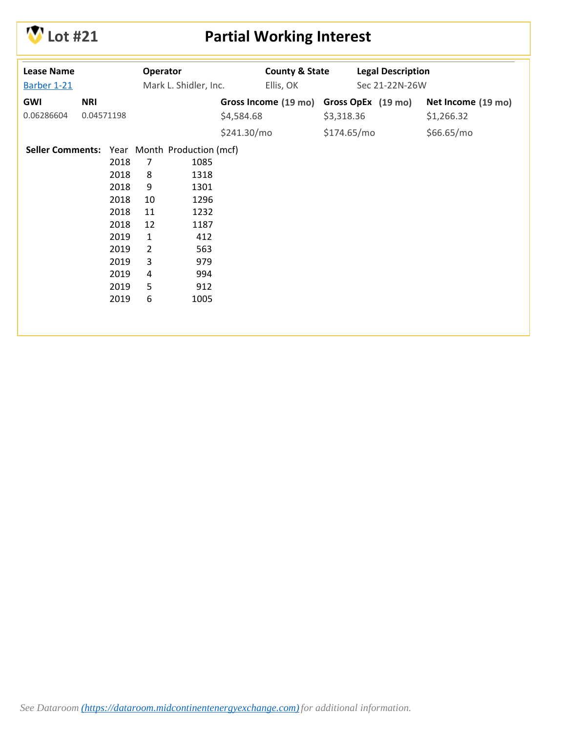# Lot #21 — Partial Working Interest

| Lease Name | Operator | County & State | Legal Description |
|---|---|---|---|
| [Barber 1-21]() | Mark L. Shidler, Inc. | Ellis, OK | Sec 21-22N-26W |

| GWI | NRI | Gross Income (19 mo) | Gross OpEx (19 mo) | Net Income (19 mo) |
|---|---|---|---|---|
| 0.06286604 | 0.04571198 | $4,584.68 | $3,318.36 | $1,266.32 |
| | | $241.30/mo | $174.65/mo | $66.65/mo |

**Seller Comments:**

| Year | Month | Production (mcf) |
|---|---|---|
| 2018 | 7 | 1085 |
| 2018 | 8 | 1318 |
| 2018 | 9 | 1301 |
| 2018 | 10 | 1296 |
| 2018 | 11 | 1232 |
| 2018 | 12 | 1187 |
| 2019 | 1 | 412 |
| 2019 | 2 | 563 |
| 2019 | 3 | 979 |
| 2019 | 4 | 994 |
| 2019 | 5 | 912 |
| 2019 | 6 | 1005 |

*See Dataroom [(https://dataroom.midcontinentenergyexchange.com)](https://dataroom.midcontinentenergyexchange.com) for additional information.*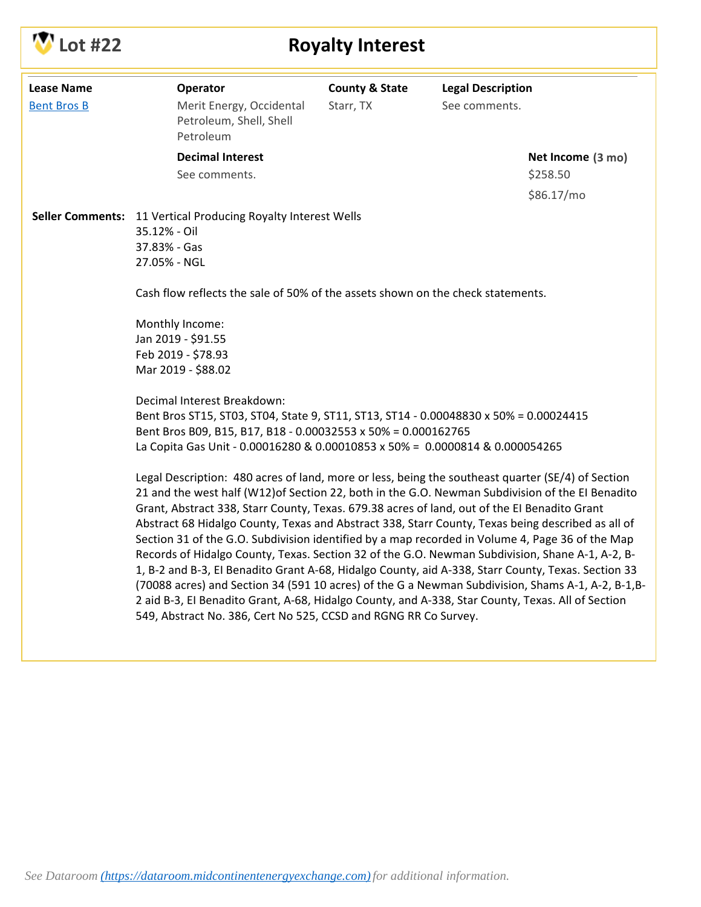# Lot #22 — Royalty Interest

| Lease Name | Operator | County & State | Legal Description |
|---|---|---|---|
| Bent Bros B | Merit Energy, Occidental Petroleum, Shell, Shell Petroleum | Starr, TX | See comments. |

| Decimal Interest | Net Income (3 mo) |
|---|---|
| See comments. | $258.50<br>$86.17/mo |

**Seller Comments:** 11 Vertical Producing Royalty Interest Wells
35.12% - Oil
37.83% - Gas
27.05% - NGL

Cash flow reflects the sale of 50% of the assets shown on the check statements.

Monthly Income:
Jan 2019 - $91.55
Feb 2019 - $78.93
Mar 2019 - $88.02

Decimal Interest Breakdown:
Bent Bros ST15, ST03, ST04, State 9, ST11, ST13, ST14 - 0.00048830 x 50% = 0.00024415
Bent Bros B09, B15, B17, B18 - 0.00032553 x 50% = 0.000162765
La Copita Gas Unit - 0.00016280 & 0.00010853 x 50% = 0.0000814 & 0.000054265

Legal Description: 480 acres of land, more or less, being the southeast quarter (SE/4) of Section 21 and the west half (W12)of Section 22, both in the G.O. Newman Subdivision of the EI Benadito Grant, Abstract 338, Starr County, Texas. 679.38 acres of land, out of the EI Benadito Grant Abstract 68 Hidalgo County, Texas and Abstract 338, Starr County, Texas being described as all of Section 31 of the G.O. Subdivision identified by a map recorded in Volume 4, Page 36 of the Map Records of Hidalgo County, Texas. Section 32 of the G.O. Newman Subdivision, Shane A-1, A-2, B-1, B-2 and B-3, EI Benadito Grant A-68, Hidalgo County, aid A-338, Starr County, Texas. Section 33 (70088 acres) and Section 34 (591 10 acres) of the G a Newman Subdivision, Shams A-1, A-2, B-1,B-2 aid B-3, EI Benadito Grant, A-68, Hidalgo County, and A-338, Star County, Texas. All of Section 549, Abstract No. 386, Cert No 525, CCSD and RGNG RR Co Survey.

*See Dataroom (https://dataroom.midcontinentenergyexchange.com) for additional information.*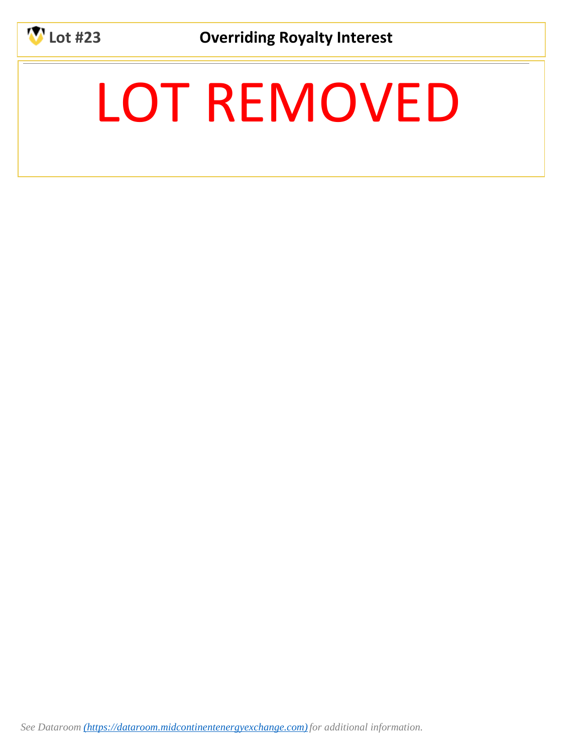**Lot #23** **Overriding Royalty Interest**

# LOT REMOVED

*See Dataroom [(https://dataroom.midcontinentenergyexchange.com)](https://dataroom.midcontinentenergyexchange.com) for additional information.*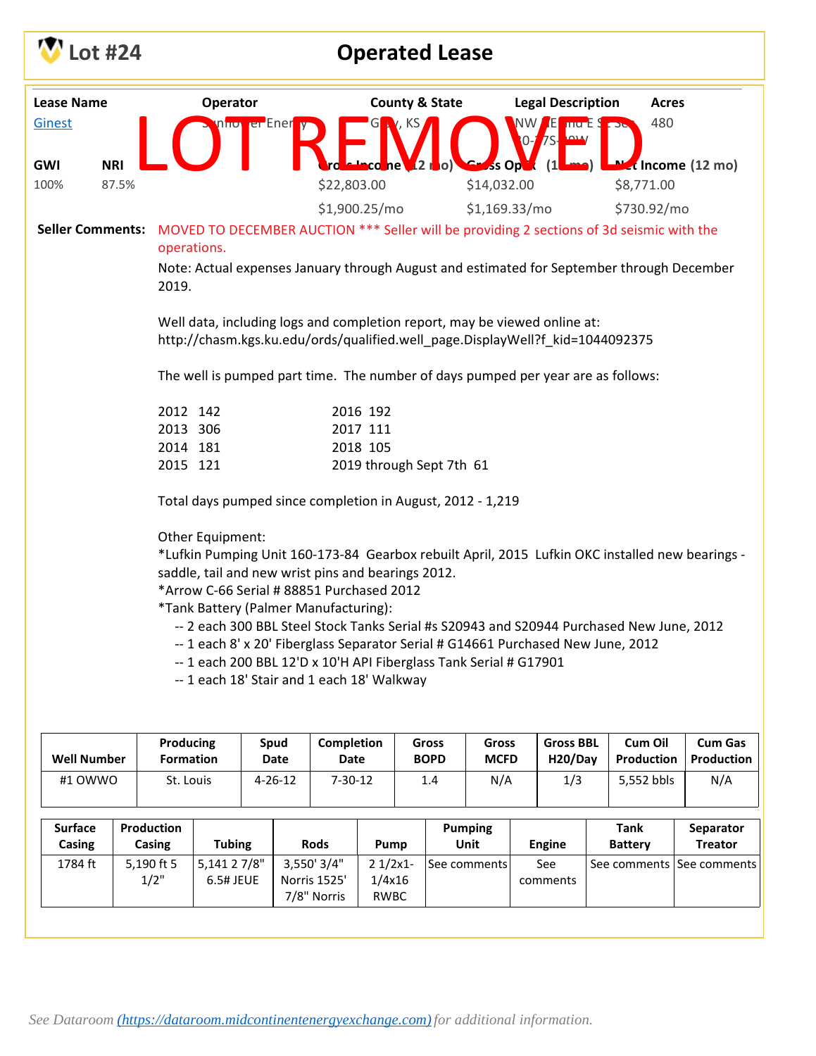# Lot #24 — Operated Lease

LOT REMOVED

| Lease Name | Operator | County & State | Legal Description | Acres |
|---|---|---|---|---|
| Ginest | Sunflower Energy | Gray, KS | NW NE and E SE Sec 30-27S-29W | 480 |

| GWI | NRI | Gross Income (12 mo) | Gross Opex (12 mo) | Net Income (12 mo) |
|---|---|---|---|---|
| 100% | 87.5% | $22,803.00 | $14,032.00 | $8,771.00 |
| | | $1,900.25/mo | $1,169.33/mo | $730.92/mo |

**Seller Comments:** MOVED TO DECEMBER AUCTION *** Seller will be providing 2 sections of 3d seismic with the operations.

Note: Actual expenses January through August and estimated for September through December 2019.

Well data, including logs and completion report, may be viewed online at: http://chasm.kgs.ku.edu/ords/qualified.well_page.DisplayWell?f_kid=1044092375

The well is pumped part time. The number of days pumped per year are as follows:

2012 142
2013 306
2014 181
2015 121
2016 192
2017 111
2018 105
2019 through Sept 7th 61

Total days pumped since completion in August, 2012 - 1,219

Other Equipment:
*Lufkin Pumping Unit 160-173-84 Gearbox rebuilt April, 2015 Lufkin OKC installed new bearings - saddle, tail and new wrist pins and bearings 2012.
*Arrow C-66 Serial # 88851 Purchased 2012
*Tank Battery (Palmer Manufacturing):
-- 2 each 300 BBL Steel Stock Tanks Serial #s S20943 and S20944 Purchased New June, 2012
-- 1 each 8' x 20' Fiberglass Separator Serial # G14661 Purchased New June, 2012
-- 1 each 200 BBL 12'D x 10'H API Fiberglass Tank Serial # G17901
-- 1 each 18' Stair and 1 each 18' Walkway

| Well Number | Producing Formation | Spud Date | Completion Date | Gross BOPD | Gross MCFD | Gross BBL H20/Day | Cum Oil Production | Cum Gas Production |
|---|---|---|---|---|---|---|---|---|
| #1 OWWO | St. Louis | 4-26-12 | 7-30-12 | 1.4 | N/A | 1/3 | 5,552 bbls | N/A |

| Surface Casing | Production Casing | Tubing | Rods | Pump | Pumping Unit | Engine | Tank Battery | Separator Treator |
|---|---|---|---|---|---|---|---|---|
| 1784 ft | 5,190 ft 5 1/2" | 5,141 2 7/8" 6.5# JEUE | 3,550' 3/4" Norris 1525' 7/8" Norris | 2 1/2x1-1/4x16 RWBC | See comments | See comments | See comments | See comments |

*See Dataroom (https://dataroom.midcontinentenergyexchange.com) for additional information.*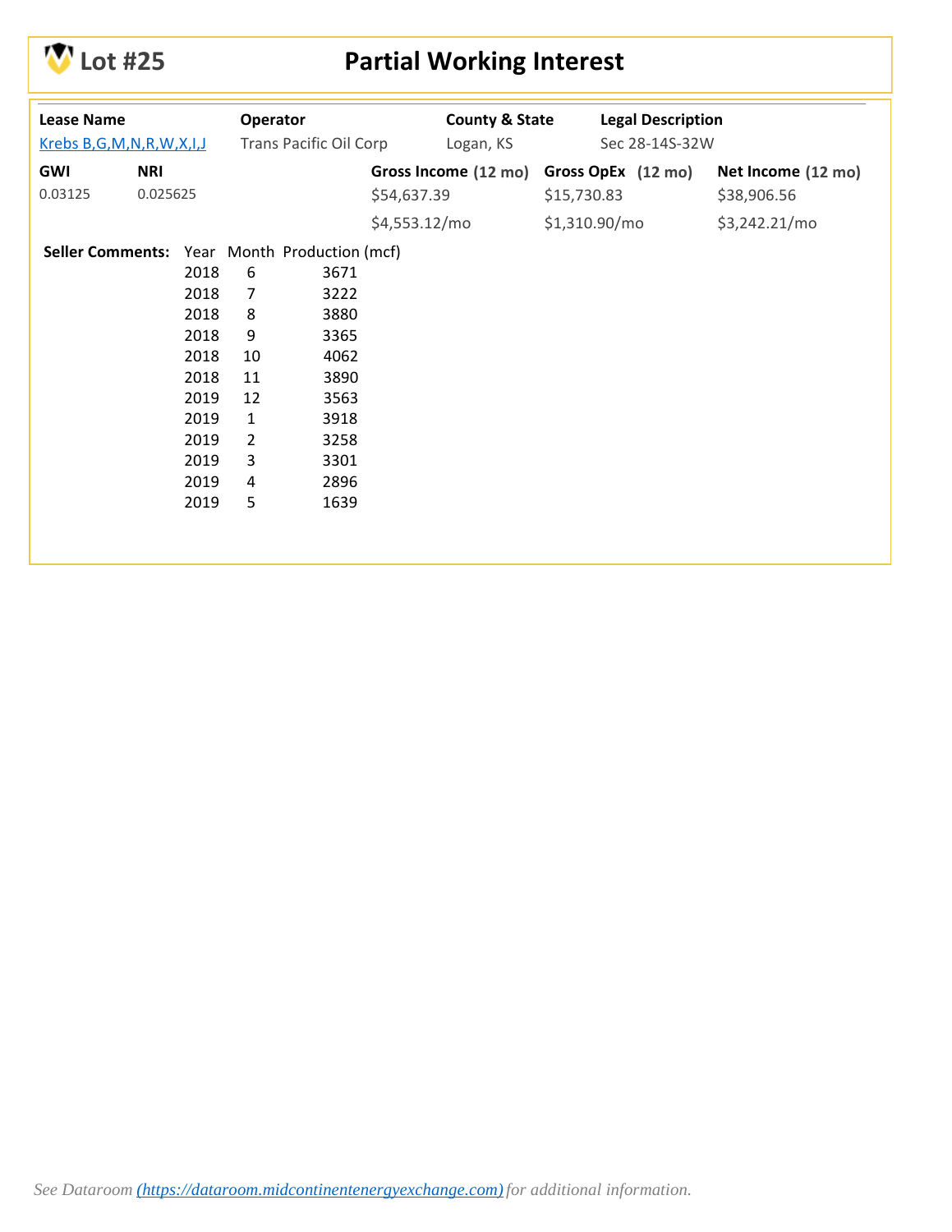# Lot #25 — Partial Working Interest

| Lease Name | Operator | County & State | Legal Description |
| --- | --- | --- | --- |
| [Krebs B,G,M,N,R,W,X,I,J]() | Trans Pacific Oil Corp | Logan, KS | Sec 28-14S-32W |

| GWI | NRI | Gross Income (12 mo) | Gross OpEx (12 mo) | Net Income (12 mo) |
| --- | --- | --- | --- | --- |
| 0.03125 | 0.025625 | $54,637.39 | $15,730.83 | $38,906.56 |
| | | $4,553.12/mo | $1,310.90/mo | $3,242.21/mo |

**Seller Comments:**

| Year | Month | Production (mcf) |
| --- | --- | --- |
| 2018 | 6 | 3671 |
| 2018 | 7 | 3222 |
| 2018 | 8 | 3880 |
| 2018 | 9 | 3365 |
| 2018 | 10 | 4062 |
| 2018 | 11 | 3890 |
| 2019 | 12 | 3563 |
| 2019 | 1 | 3918 |
| 2019 | 2 | 3258 |
| 2019 | 3 | 3301 |
| 2019 | 4 | 2896 |
| 2019 | 5 | 1639 |

*See Dataroom ([https://dataroom.midcontinentenergyexchange.com](https://dataroom.midcontinentenergyexchange.com)) for additional information.*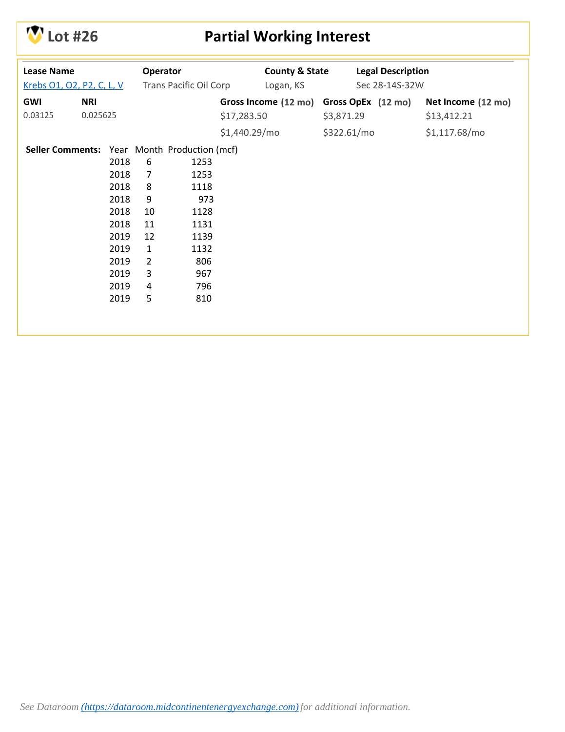# Lot #26 — Partial Working Interest

| Lease Name | Operator | County & State | Legal Description |
| --- | --- | --- | --- |
| Krebs O1, O2, P2, C, L, V | Trans Pacific Oil Corp | Logan, KS | Sec 28-14S-32W |

| GWI | NRI | Gross Income (12 mo) | Gross OpEx (12 mo) | Net Income (12 mo) |
| --- | --- | --- | --- | --- |
| 0.03125 | 0.025625 | $17,283.50 | $3,871.29 | $13,412.21 |
| | | $1,440.29/mo | $322.61/mo | $1,117.68/mo |

**Seller Comments:**

| Year | Month | Production (mcf) |
| --- | --- | --- |
| 2018 | 6 | 1253 |
| 2018 | 7 | 1253 |
| 2018 | 8 | 1118 |
| 2018 | 9 | 973 |
| 2018 | 10 | 1128 |
| 2018 | 11 | 1131 |
| 2019 | 12 | 1139 |
| 2019 | 1 | 1132 |
| 2019 | 2 | 806 |
| 2019 | 3 | 967 |
| 2019 | 4 | 796 |
| 2019 | 5 | 810 |

*See Dataroom (https://dataroom.midcontinentenergyexchange.com) for additional information.*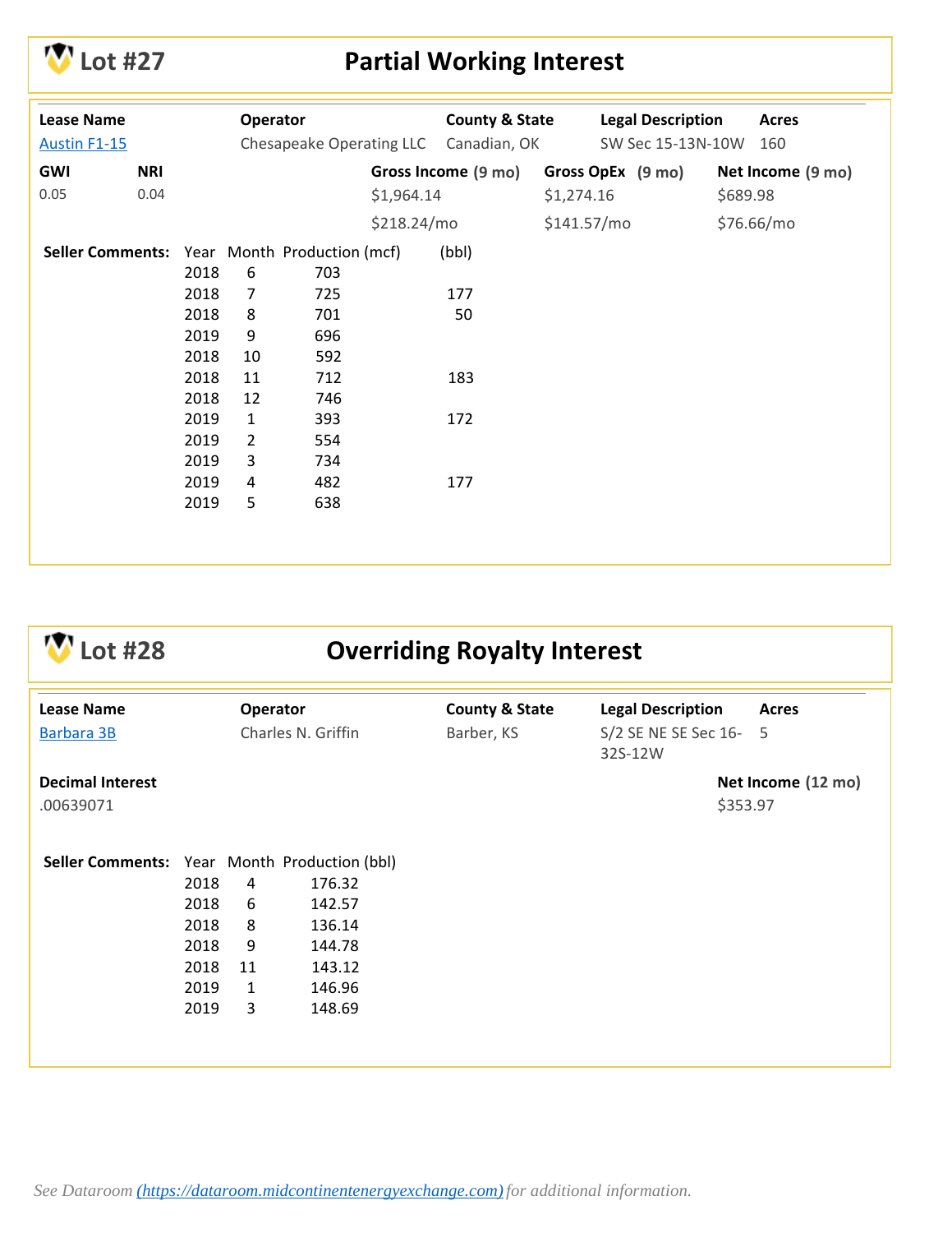## Lot #27 — Partial Working Interest

| Lease Name | Operator | County & State | Legal Description | Acres |
|---|---|---|---|---|
| Austin F1-15 | Chesapeake Operating LLC | Canadian, OK | SW Sec 15-13N-10W | 160 |

| GWI | NRI | Gross Income (9 mo) | Gross OpEx (9 mo) | Net Income (9 mo) |
|---|---|---|---|---|
| 0.05 | 0.04 | $1,964.14 | $1,274.16 | $689.98 |
| | | $218.24/mo | $141.57/mo | $76.66/mo |

**Seller Comments:**

| Year | Month | Production (mcf) | (bbl) |
|---|---|---|---|
| 2018 | 6 | 703 | |
| 2018 | 7 | 725 | 177 |
| 2018 | 8 | 701 | 50 |
| 2019 | 9 | 696 | |
| 2018 | 10 | 592 | |
| 2018 | 11 | 712 | 183 |
| 2018 | 12 | 746 | |
| 2019 | 1 | 393 | 172 |
| 2019 | 2 | 554 | |
| 2019 | 3 | 734 | |
| 2019 | 4 | 482 | 177 |
| 2019 | 5 | 638 | |

## Lot #28 — Overriding Royalty Interest

| Lease Name | Operator | County & State | Legal Description | Acres |
|---|---|---|---|---|
| Barbara 3B | Charles N. Griffin | Barber, KS | S/2 SE NE SE Sec 16-32S-12W | 5 |

| Decimal Interest | Net Income (12 mo) |
|---|---|
| .00639071 | $353.97 |

**Seller Comments:**

| Year | Month | Production (bbl) |
|---|---|---|
| 2018 | 4 | 176.32 |
| 2018 | 6 | 142.57 |
| 2018 | 8 | 136.14 |
| 2018 | 9 | 144.78 |
| 2018 | 11 | 143.12 |
| 2019 | 1 | 146.96 |
| 2019 | 3 | 148.69 |

*See Dataroom (https://dataroom.midcontinentenergyexchange.com) for additional information.*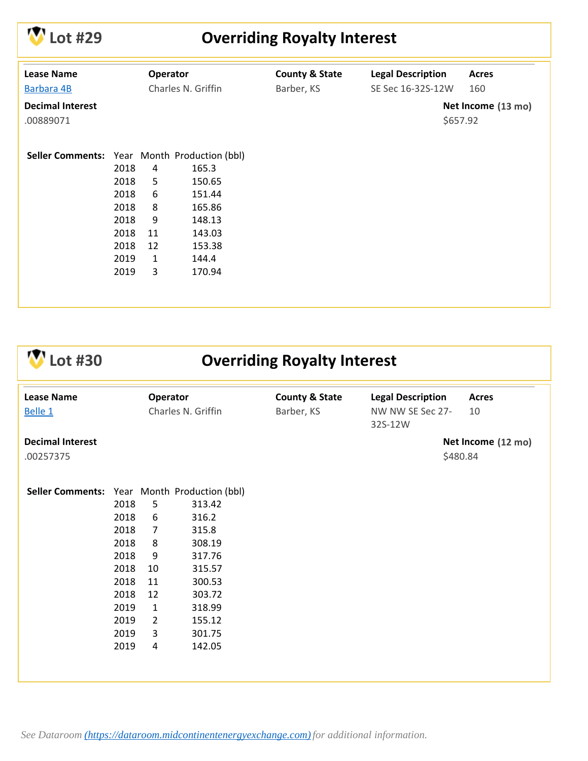## Lot #29 Overriding Royalty Interest

| Lease Name | Operator | County & State | Legal Description | Acres |
|---|---|---|---|---|
| Barbara 4B | Charles N. Griffin | Barber, KS | SE Sec 16-32S-12W | 160 |

**Decimal Interest**
.00889071

**Net Income (13 mo)**
$657.92

**Seller Comments:**

| Year | Month | Production (bbl) |
|---|---|---|
| 2018 | 4 | 165.3 |
| 2018 | 5 | 150.65 |
| 2018 | 6 | 151.44 |
| 2018 | 8 | 165.86 |
| 2018 | 9 | 148.13 |
| 2018 | 11 | 143.03 |
| 2018 | 12 | 153.38 |
| 2019 | 1 | 144.4 |
| 2019 | 3 | 170.94 |

## Lot #30 Overriding Royalty Interest

| Lease Name | Operator | County & State | Legal Description | Acres |
|---|---|---|---|---|
| Belle 1 | Charles N. Griffin | Barber, KS | NW NW SE Sec 27-32S-12W | 10 |

**Decimal Interest**
.00257375

**Net Income (12 mo)**
$480.84

**Seller Comments:**

| Year | Month | Production (bbl) |
|---|---|---|
| 2018 | 5 | 313.42 |
| 2018 | 6 | 316.2 |
| 2018 | 7 | 315.8 |
| 2018 | 8 | 308.19 |
| 2018 | 9 | 317.76 |
| 2018 | 10 | 315.57 |
| 2018 | 11 | 300.53 |
| 2018 | 12 | 303.72 |
| 2019 | 1 | 318.99 |
| 2019 | 2 | 155.12 |
| 2019 | 3 | 301.75 |
| 2019 | 4 | 142.05 |

*See Dataroom (https://dataroom.midcontinentenergyexchange.com) for additional information.*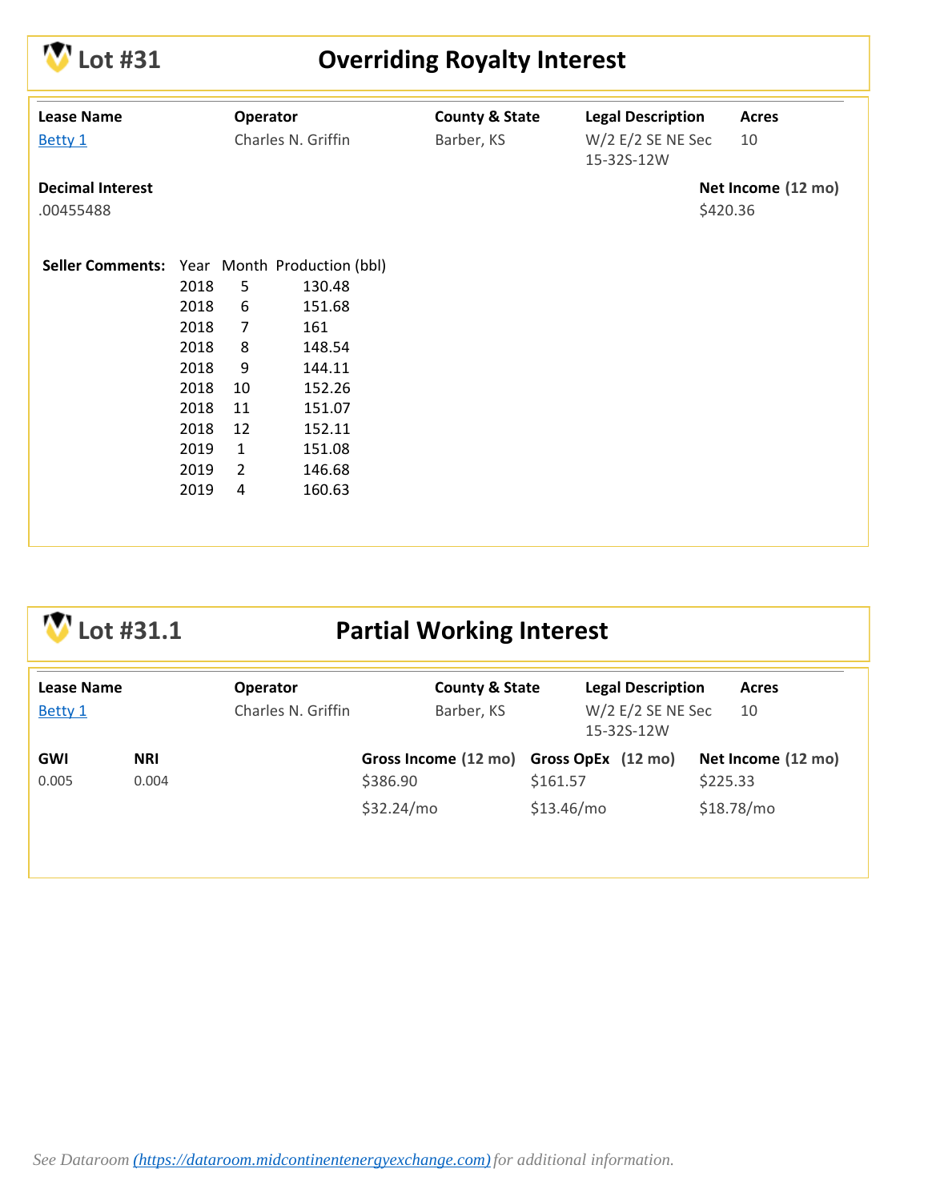## Lot #31 — Overriding Royalty Interest

| Lease Name | Operator | County & State | Legal Description | Acres |
|---|---|---|---|---|
| Betty 1 | Charles N. Griffin | Barber, KS | W/2 E/2 SE NE Sec 15-32S-12W | 10 |

**Decimal Interest**
.00455488

**Net Income (12 mo)**
$420.36

**Seller Comments:**

| Year | Month | Production (bbl) |
|---|---|---|
| 2018 | 5 | 130.48 |
| 2018 | 6 | 151.68 |
| 2018 | 7 | 161 |
| 2018 | 8 | 148.54 |
| 2018 | 9 | 144.11 |
| 2018 | 10 | 152.26 |
| 2018 | 11 | 151.07 |
| 2018 | 12 | 152.11 |
| 2019 | 1 | 151.08 |
| 2019 | 2 | 146.68 |
| 2019 | 4 | 160.63 |

## Lot #31.1 — Partial Working Interest

| Lease Name | Operator | County & State | Legal Description | Acres |
|---|---|---|---|---|
| Betty 1 | Charles N. Griffin | Barber, KS | W/2 E/2 SE NE Sec 15-32S-12W | 10 |

| GWI | NRI | Gross Income (12 mo) | Gross OpEx (12 mo) | Net Income (12 mo) |
|---|---|---|---|---|
| 0.005 | 0.004 | $386.90 | $161.57 | $225.33 |
| | | $32.24/mo | $13.46/mo | $18.78/mo |

*See Dataroom ([https://dataroom.midcontinentenergyexchange.com](https://dataroom.midcontinentenergyexchange.com)) for additional information.*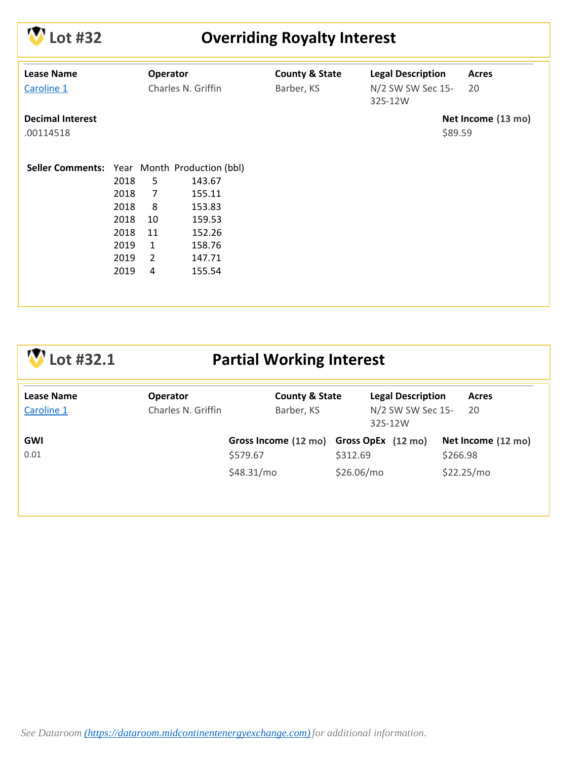## Lot #32 Overriding Royalty Interest

| Lease Name | Operator | County & State | Legal Description | Acres |
|---|---|---|---|---|
| Caroline 1 | Charles N. Griffin | Barber, KS | N/2 SW SW Sec 15-32S-12W | 20 |

**Decimal Interest**
.00114518

**Net Income (13 mo)**
$89.59

**Seller Comments:**

| Year | Month | Production (bbl) |
|---|---|---|
| 2018 | 5 | 143.67 |
| 2018 | 7 | 155.11 |
| 2018 | 8 | 153.83 |
| 2018 | 10 | 159.53 |
| 2018 | 11 | 152.26 |
| 2019 | 1 | 158.76 |
| 2019 | 2 | 147.71 |
| 2019 | 4 | 155.54 |

## Lot #32.1 Partial Working Interest

| Lease Name | Operator | County & State | Legal Description | Acres |
|---|---|---|---|---|
| Caroline 1 | Charles N. Griffin | Barber, KS | N/2 SW SW Sec 15-32S-12W | 20 |

| GWI | Gross Income (12 mo) | Gross OpEx (12 mo) | Net Income (12 mo) |
|---|---|---|---|
| 0.01 | $579.67 | $312.69 | $266.98 |
| | $48.31/mo | $26.06/mo | $22.25/mo |

*See Dataroom ([https://dataroom.midcontinentenergyexchange.com](https://dataroom.midcontinentenergyexchange.com)) for additional information.*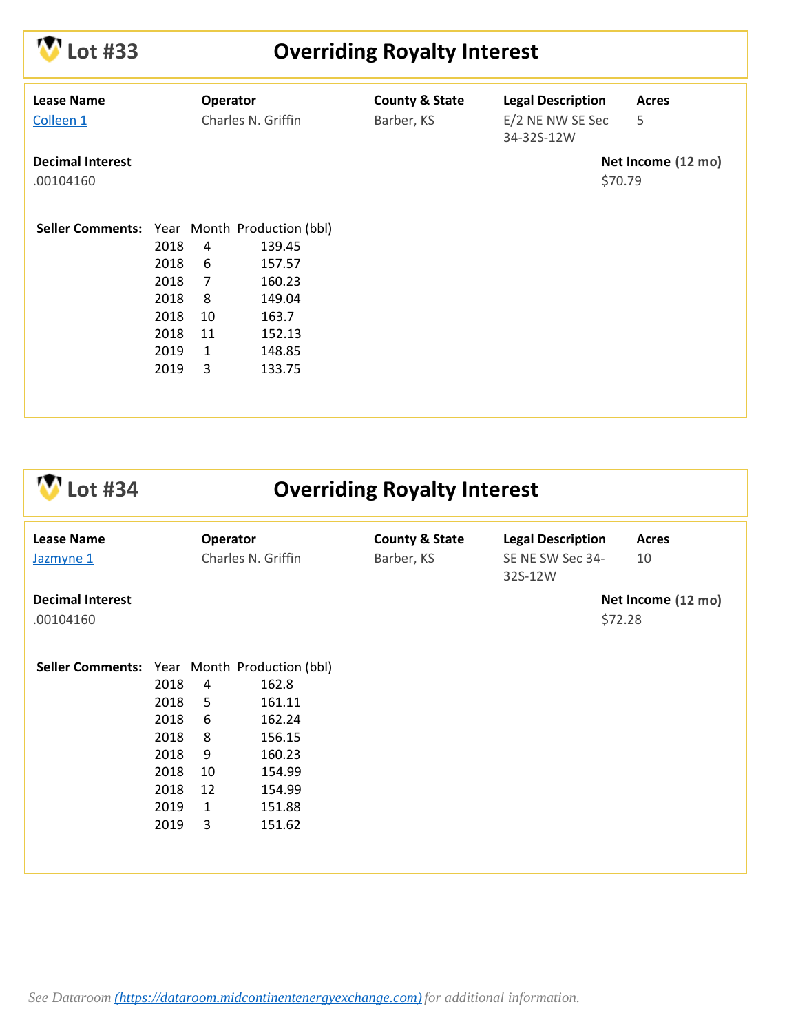## Lot #33 — Overriding Royalty Interest

| Lease Name | Operator | County & State | Legal Description | Acres |
|---|---|---|---|---|
| Colleen 1 | Charles N. Griffin | Barber, KS | E/2 NE NW SE Sec 34-32S-12W | 5 |

**Decimal Interest**
.00104160

**Net Income (12 mo)**
$70.79

**Seller Comments:**

| Year | Month | Production (bbl) |
|---|---|---|
| 2018 | 4 | 139.45 |
| 2018 | 6 | 157.57 |
| 2018 | 7 | 160.23 |
| 2018 | 8 | 149.04 |
| 2018 | 10 | 163.7 |
| 2018 | 11 | 152.13 |
| 2019 | 1 | 148.85 |
| 2019 | 3 | 133.75 |

## Lot #34 — Overriding Royalty Interest

| Lease Name | Operator | County & State | Legal Description | Acres |
|---|---|---|---|---|
| Jazmyne 1 | Charles N. Griffin | Barber, KS | SE NE SW Sec 34-32S-12W | 10 |

**Decimal Interest**
.00104160

**Net Income (12 mo)**
$72.28

**Seller Comments:**

| Year | Month | Production (bbl) |
|---|---|---|
| 2018 | 4 | 162.8 |
| 2018 | 5 | 161.11 |
| 2018 | 6 | 162.24 |
| 2018 | 8 | 156.15 |
| 2018 | 9 | 160.23 |
| 2018 | 10 | 154.99 |
| 2018 | 12 | 154.99 |
| 2019 | 1 | 151.88 |
| 2019 | 3 | 151.62 |

*See Dataroom (https://dataroom.midcontinentenergyexchange.com) for additional information.*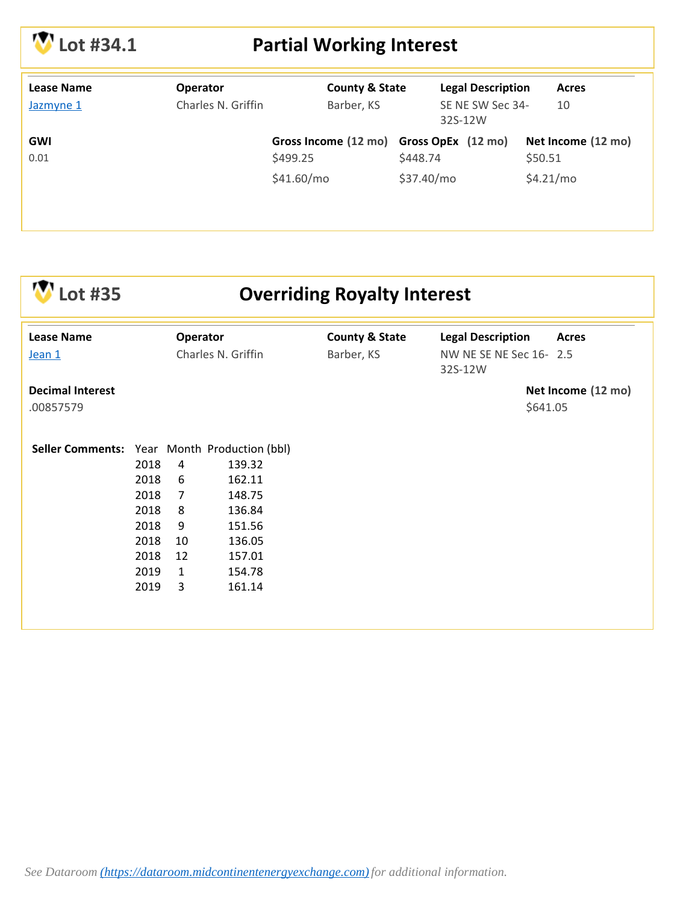## Lot #34.1 — Partial Working Interest

| Lease Name | Operator | County & State | Legal Description | Acres |
|---|---|---|---|---|
| Jazmyne 1 | Charles N. Griffin | Barber, KS | SE NE SW Sec 34-32S-12W | 10 |

| GWI | Gross Income (12 mo) | Gross OpEx (12 mo) | Net Income (12 mo) |
|---|---|---|---|
| 0.01 | $499.25 | $448.74 | $50.51 |
| | $41.60/mo | $37.40/mo | $4.21/mo |

## Lot #35 — Overriding Royalty Interest

| Lease Name | Operator | County & State | Legal Description | Acres |
|---|---|---|---|---|
| Jean 1 | Charles N. Griffin | Barber, KS | NW NE SE NE Sec 16-32S-12W | 2.5 |

| Decimal Interest | Net Income (12 mo) |
|---|---|
| .00857579 | $641.05 |

**Seller Comments:**

| Year | Month | Production (bbl) |
|---|---|---|
| 2018 | 4 | 139.32 |
| 2018 | 6 | 162.11 |
| 2018 | 7 | 148.75 |
| 2018 | 8 | 136.84 |
| 2018 | 9 | 151.56 |
| 2018 | 10 | 136.05 |
| 2018 | 12 | 157.01 |
| 2019 | 1 | 154.78 |
| 2019 | 3 | 161.14 |

*See Dataroom (https://dataroom.midcontinentenergyexchange.com) for additional information.*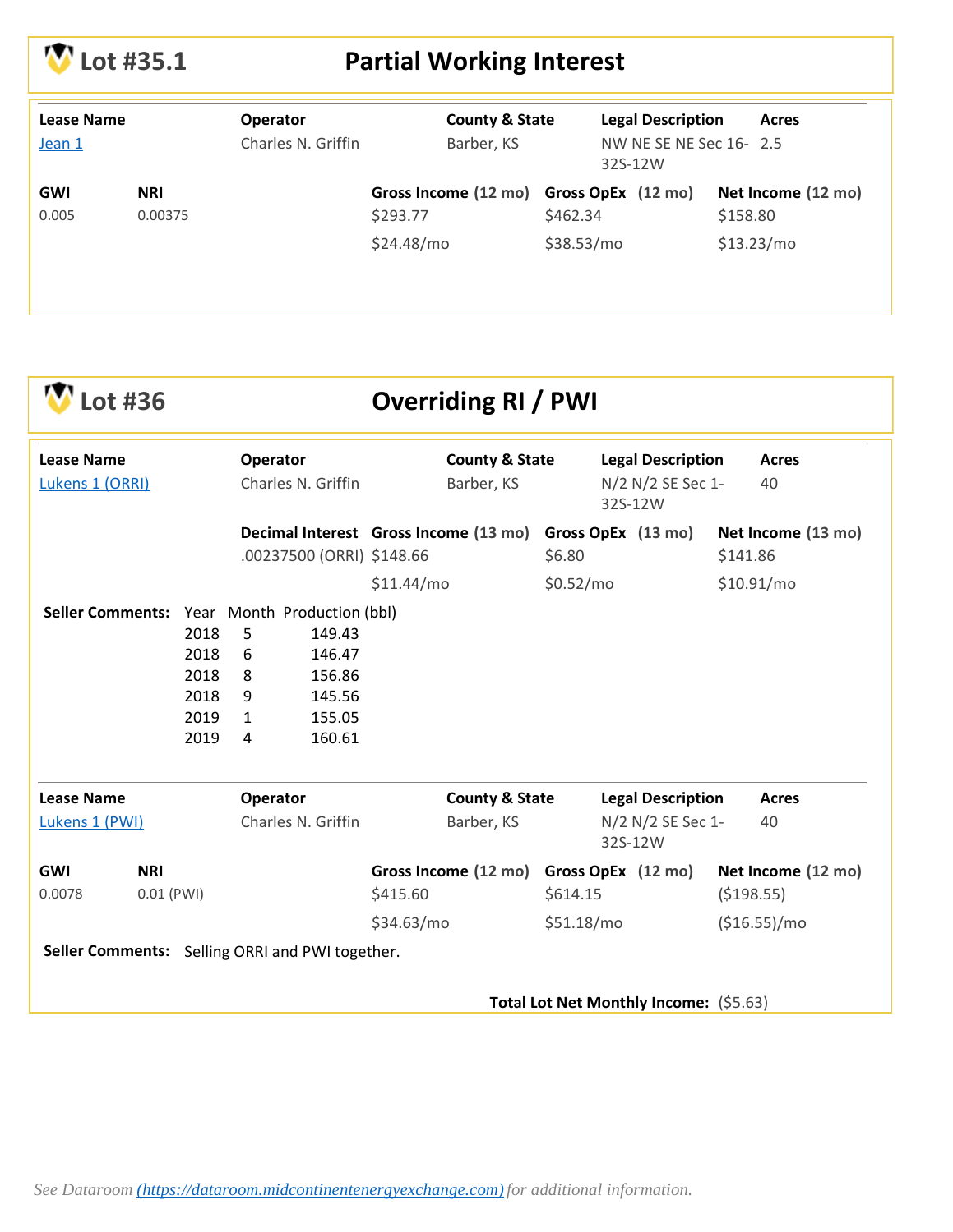## Lot #35.1 — Partial Working Interest

| Lease Name | Operator | County & State | Legal Description | Acres |
|---|---|---|---|---|
| Jean 1 | Charles N. Griffin | Barber, KS | NW NE SE NE Sec 16-32S-12W | 2.5 |

| GWI | NRI | Gross Income (12 mo) | Gross OpEx (12 mo) | Net Income (12 mo) |
|---|---|---|---|---|
| 0.005 | 0.00375 | $293.77 | $462.34 | $158.80 |
| | | $24.48/mo | $38.53/mo | $13.23/mo |

## Lot #36 — Overriding RI / PWI

| Lease Name | Operator | County & State | Legal Description | Acres |
|---|---|---|---|---|
| Lukens 1 (ORRI) | Charles N. Griffin | Barber, KS | N/2 N/2 SE Sec 1-32S-12W | 40 |

| Decimal Interest | Gross Income (13 mo) | Gross OpEx (13 mo) | Net Income (13 mo) |
|---|---|---|---|
| .00237500 (ORRI) | $148.66 | $6.80 | $141.86 |
| | $11.44/mo | $0.52/mo | $10.91/mo |

**Seller Comments:**

| Year | Month | Production (bbl) |
|---|---|---|
| 2018 | 5 | 149.43 |
| 2018 | 6 | 146.47 |
| 2018 | 8 | 156.86 |
| 2018 | 9 | 145.56 |
| 2019 | 1 | 155.05 |
| 2019 | 4 | 160.61 |

| Lease Name | Operator | County & State | Legal Description | Acres |
|---|---|---|---|---|
| Lukens 1 (PWI) | Charles N. Griffin | Barber, KS | N/2 N/2 SE Sec 1-32S-12W | 40 |

| GWI | NRI | Gross Income (12 mo) | Gross OpEx (12 mo) | Net Income (12 mo) |
|---|---|---|---|---|
| 0.0078 | 0.01 (PWI) | $415.60 | $614.15 | ($198.55) |
| | | $34.63/mo | $51.18/mo | ($16.55)/mo |

**Seller Comments:** Selling ORRI and PWI together.

**Total Lot Net Monthly Income:** ($5.63)

*See Dataroom ([https://dataroom.midcontinentenergyexchange.com](https://dataroom.midcontinentenergyexchange.com)) for additional information.*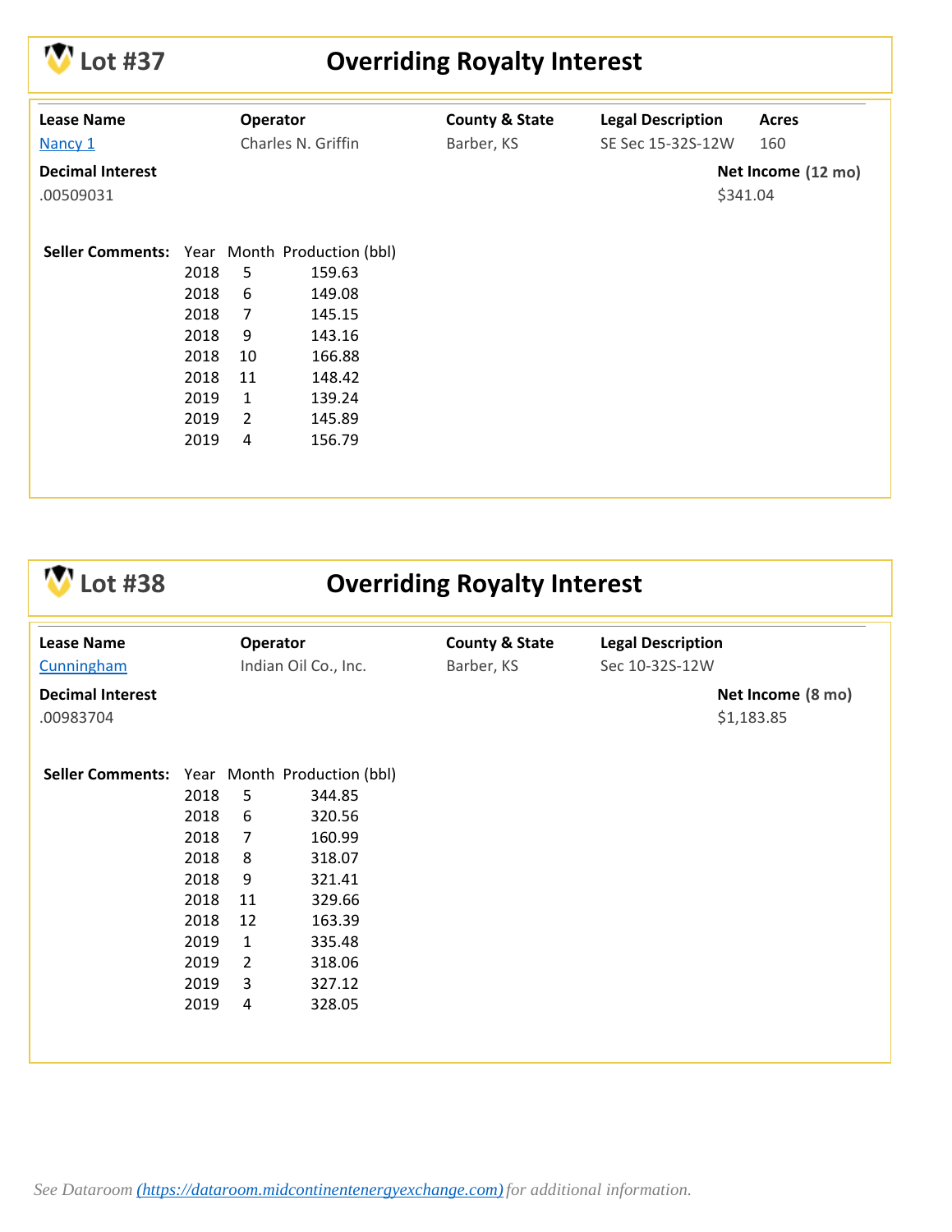## Lot #37 — Overriding Royalty Interest

| Lease Name | Operator | County & State | Legal Description | Acres |
|---|---|---|---|---|
| Nancy 1 | Charles N. Griffin | Barber, KS | SE Sec 15-32S-12W | 160 |

**Decimal Interest**
.00509031

**Net Income (12 mo)**
$341.04

**Seller Comments:**

| Year | Month | Production (bbl) |
|---|---|---|
| 2018 | 5 | 159.63 |
| 2018 | 6 | 149.08 |
| 2018 | 7 | 145.15 |
| 2018 | 9 | 143.16 |
| 2018 | 10 | 166.88 |
| 2018 | 11 | 148.42 |
| 2019 | 1 | 139.24 |
| 2019 | 2 | 145.89 |
| 2019 | 4 | 156.79 |

## Lot #38 — Overriding Royalty Interest

| Lease Name | Operator | County & State | Legal Description |
|---|---|---|---|
| Cunningham | Indian Oil Co., Inc. | Barber, KS | Sec 10-32S-12W |

**Decimal Interest**
.00983704

**Net Income (8 mo)**
$1,183.85

**Seller Comments:**

| Year | Month | Production (bbl) |
|---|---|---|
| 2018 | 5 | 344.85 |
| 2018 | 6 | 320.56 |
| 2018 | 7 | 160.99 |
| 2018 | 8 | 318.07 |
| 2018 | 9 | 321.41 |
| 2018 | 11 | 329.66 |
| 2018 | 12 | 163.39 |
| 2019 | 1 | 335.48 |
| 2019 | 2 | 318.06 |
| 2019 | 3 | 327.12 |
| 2019 | 4 | 328.05 |

*See Dataroom [(https://dataroom.midcontinentenergyexchange.com)](https://dataroom.midcontinentenergyexchange.com) for additional information.*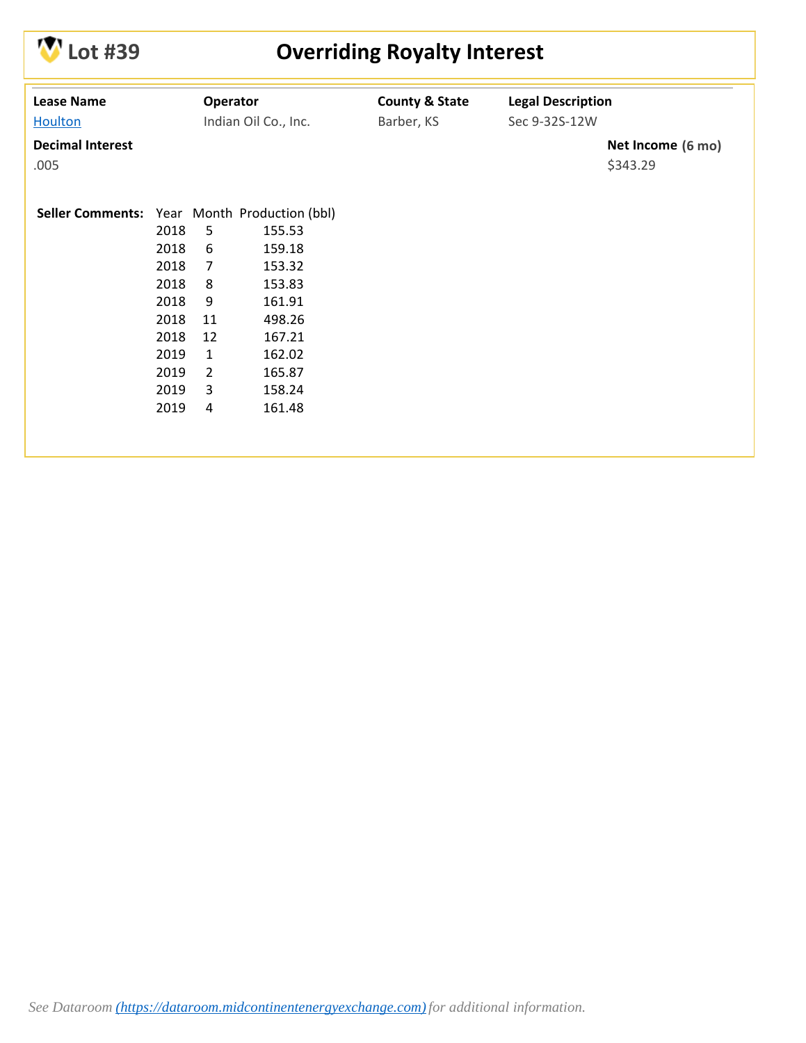# Lot #39 — Overriding Royalty Interest

| Lease Name | Operator | County & State | Legal Description |
| --- | --- | --- | --- |
| Houlton | Indian Oil Co., Inc. | Barber, KS | Sec 9-32S-12W |

**Decimal Interest**
.005

**Net Income (6 mo)**
$343.29

**Seller Comments:**

| Year | Month | Production (bbl) |
| --- | --- | --- |
| 2018 | 5 | 155.53 |
| 2018 | 6 | 159.18 |
| 2018 | 7 | 153.32 |
| 2018 | 8 | 153.83 |
| 2018 | 9 | 161.91 |
| 2018 | 11 | 498.26 |
| 2018 | 12 | 167.21 |
| 2019 | 1 | 162.02 |
| 2019 | 2 | 165.87 |
| 2019 | 3 | 158.24 |
| 2019 | 4 | 161.48 |

*See Dataroom (https://dataroom.midcontinentenergyexchange.com) for additional information.*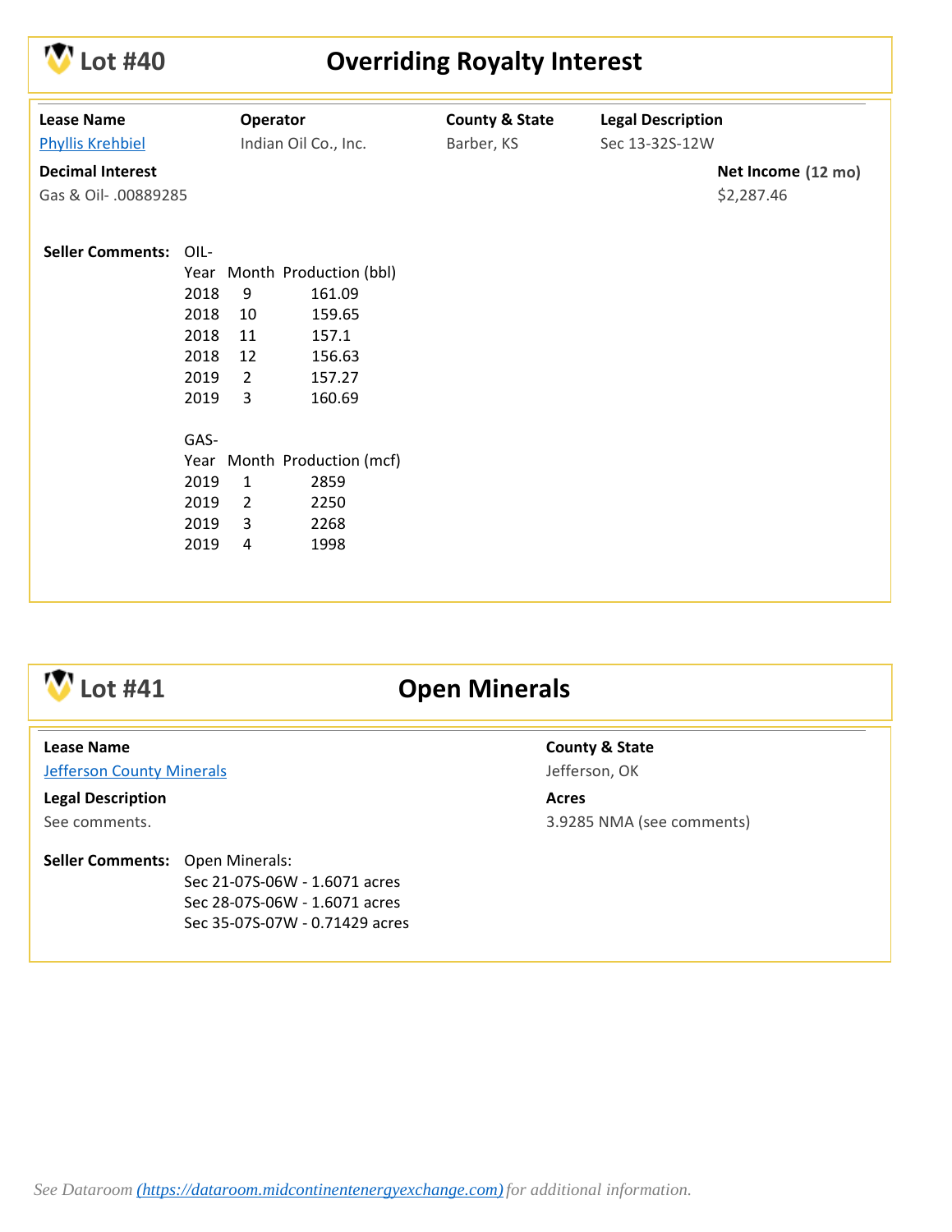## Lot #40 — Overriding Royalty Interest

**Lease Name**
Phyllis Krehbiel

**Operator**
Indian Oil Co., Inc.

**County & State**
Barber, KS

**Legal Description**
Sec 13-32S-12W

**Decimal Interest**
Gas & Oil- .00889285

**Net Income (12 mo)**
$2,287.46

**Seller Comments:** OIL-

| Year | Month | Production (bbl) |
|---|---|---|
| 2018 | 9 | 161.09 |
| 2018 | 10 | 159.65 |
| 2018 | 11 | 157.1 |
| 2018 | 12 | 156.63 |
| 2019 | 2 | 157.27 |
| 2019 | 3 | 160.69 |

GAS-

| Year | Month | Production (mcf) |
|---|---|---|
| 2019 | 1 | 2859 |
| 2019 | 2 | 2250 |
| 2019 | 3 | 2268 |
| 2019 | 4 | 1998 |

## Lot #41 — Open Minerals

**Lease Name**
Jefferson County Minerals

**County & State**
Jefferson, OK

**Legal Description**
See comments.

**Acres**
3.9285 NMA (see comments)

**Seller Comments:** Open Minerals:
Sec 21-07S-06W - 1.6071 acres
Sec 28-07S-06W - 1.6071 acres
Sec 35-07S-07W - 0.71429 acres

*See Dataroom (https://dataroom.midcontinentenergyexchange.com) for additional information.*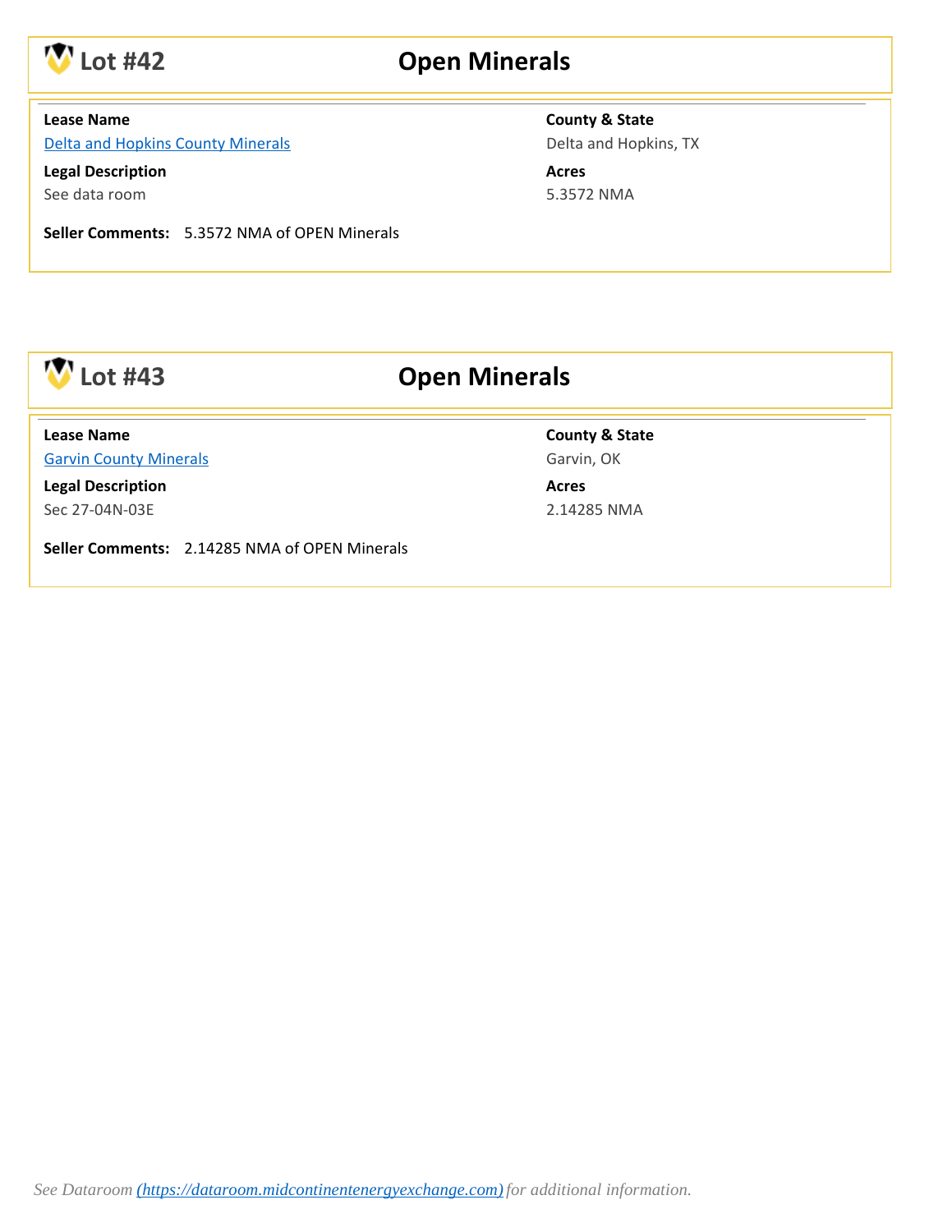## Lot #42 — Open Minerals

**Lease Name**
Delta and Hopkins County Minerals

**County & State**
Delta and Hopkins, TX

**Legal Description**
See data room

**Acres**
5.3572 NMA

**Seller Comments:** 5.3572 NMA of OPEN Minerals

## Lot #43 — Open Minerals

**Lease Name**
Garvin County Minerals

**County & State**
Garvin, OK

**Legal Description**
Sec 27-04N-03E

**Acres**
2.14285 NMA

**Seller Comments:** 2.14285 NMA of OPEN Minerals

*See Dataroom (https://dataroom.midcontinentenergyexchange.com) for additional information.*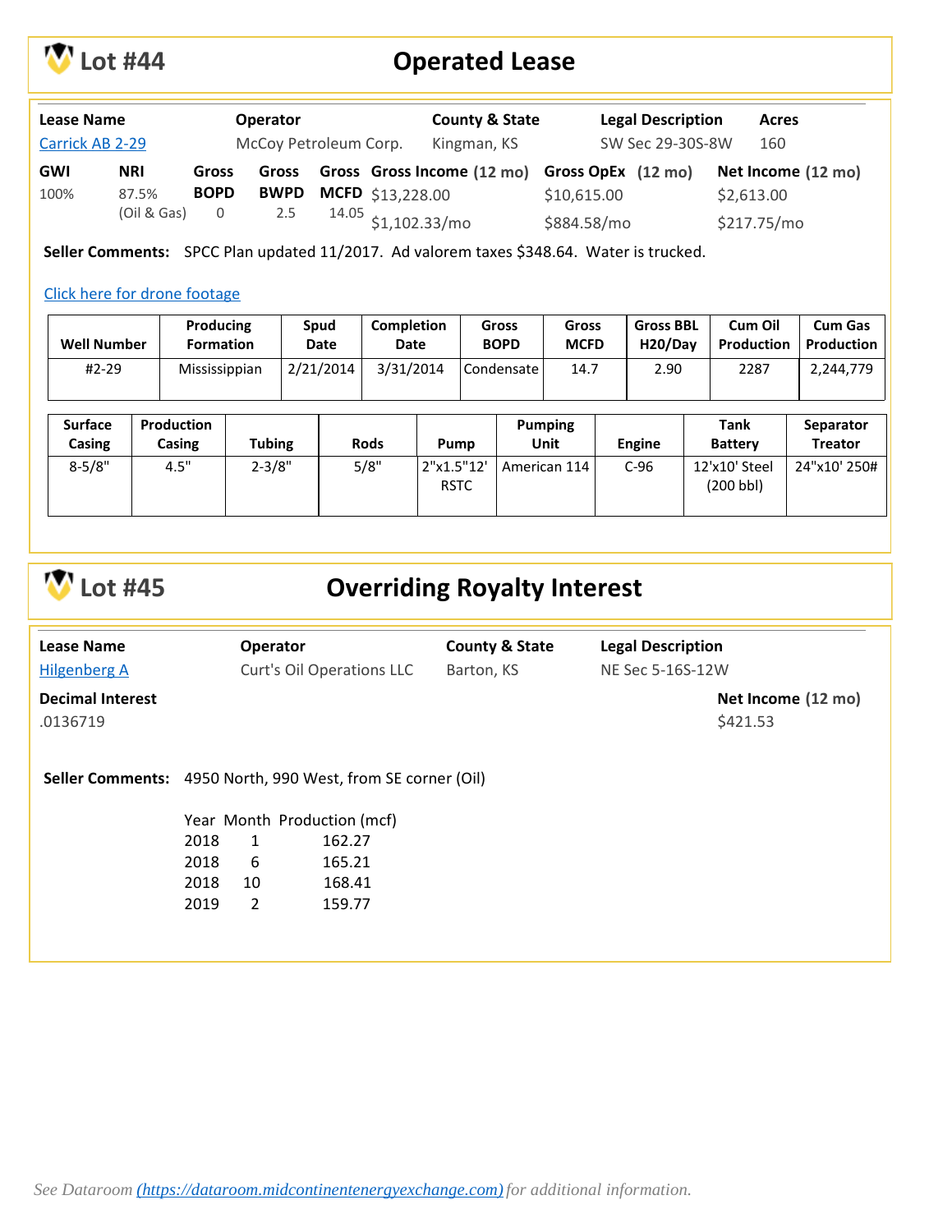# Lot #44 — Operated Lease

| Lease Name | Operator | County & State | Legal Description | Acres |
|---|---|---|---|---|
| Carrick AB 2-29 | McCoy Petroleum Corp. | Kingman, KS | SW Sec 29-30S-8W | 160 |

| GWI | NRI | Gross BOPD | Gross BWPD | Gross MCFD | Gross Income (12 mo) | Gross OpEx (12 mo) | Net Income (12 mo) |
|---|---|---|---|---|---|---|---|
| 100% | 87.5% (Oil & Gas) | 0 | 2.5 | 14.05 | $13,228.00<br>$1,102.33/mo | $10,615.00<br>$884.58/mo | $2,613.00<br>$217.75/mo |

**Seller Comments:** SPCC Plan updated 11/2017. Ad valorem taxes $348.64. Water is trucked.

Click here for drone footage

| Well Number | Producing Formation | Spud Date | Completion Date | Gross BOPD | Gross MCFD | Gross BBL H20/Day | Cum Oil Production | Cum Gas Production |
|---|---|---|---|---|---|---|---|---|
| #2-29 | Mississippian | 2/21/2014 | 3/31/2014 | Condensate | 14.7 | 2.90 | 2287 | 2,244,779 |

| Surface Casing | Production Casing | Tubing | Rods | Pump | Pumping Unit | Engine | Tank Battery | Separator Treator |
|---|---|---|---|---|---|---|---|---|
| 8-5/8" | 4.5" | 2-3/8" | 5/8" | 2"x1.5"12' RSTC | American 114 | C-96 | 12'x10' Steel (200 bbl) | 24"x10' 250# |

# Lot #45 — Overriding Royalty Interest

| Lease Name | Operator | County & State | Legal Description |
|---|---|---|---|
| Hilgenberg A | Curt's Oil Operations LLC | Barton, KS | NE Sec 5-16S-12W |

| Decimal Interest | Net Income (12 mo) |
|---|---|
| .0136719 | $421.53 |

**Seller Comments:** 4950 North, 990 West, from SE corner (Oil)

| Year | Month | Production (mcf) |
|---|---|---|
| 2018 | 1 | 162.27 |
| 2018 | 6 | 165.21 |
| 2018 | 10 | 168.41 |
| 2019 | 2 | 159.77 |

*See Dataroom (https://dataroom.midcontinentenergyexchange.com) for additional information.*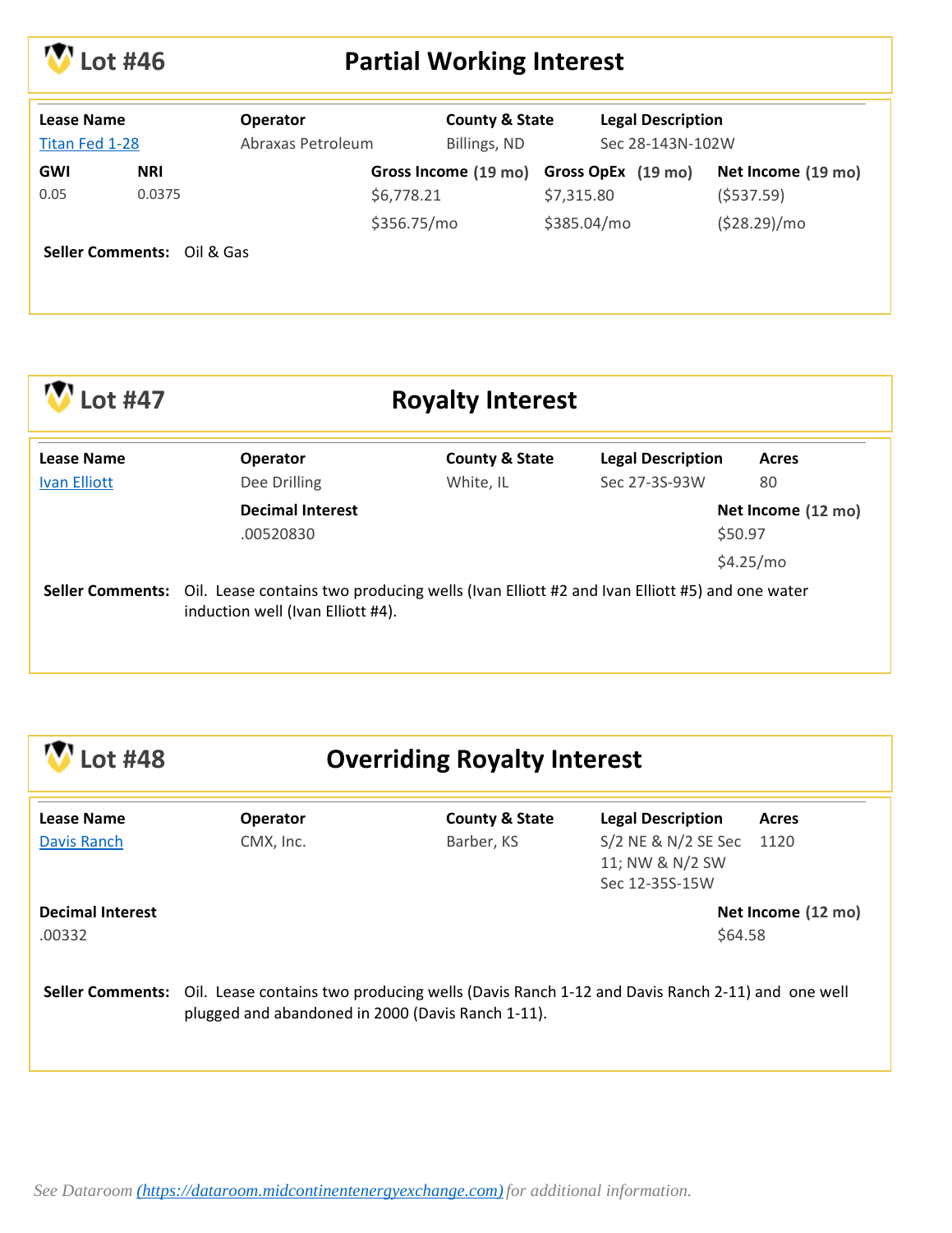## Lot #46 — Partial Working Interest

| Lease Name | Operator | County & State | Legal Description |
|---|---|---|---|
| Titan Fed 1-28 | Abraxas Petroleum | Billings, ND | Sec 28-143N-102W |

| GWI | NRI | Gross Income (19 mo) | Gross OpEx (19 mo) | Net Income (19 mo) |
|---|---|---|---|---|
| 0.05 | 0.0375 | $6,778.21 | $7,315.80 | ($537.59) |
| | | $356.75/mo | $385.04/mo | ($28.29)/mo |

**Seller Comments:** Oil & Gas

## Lot #47 — Royalty Interest

| Lease Name | Operator | County & State | Legal Description | Acres |
|---|---|---|---|---|
| Ivan Elliott | Dee Drilling | White, IL | Sec 27-3S-93W | 80 |

| Decimal Interest | Net Income (12 mo) |
|---|---|
| .00520830 | $50.97 |
| | $4.25/mo |

**Seller Comments:** Oil. Lease contains two producing wells (Ivan Elliott #2 and Ivan Elliott #5) and one water induction well (Ivan Elliott #4).

## Lot #48 — Overriding Royalty Interest

| Lease Name | Operator | County & State | Legal Description | Acres |
|---|---|---|---|---|
| Davis Ranch | CMX, Inc. | Barber, KS | S/2 NE & N/2 SE Sec 11; NW & N/2 SW Sec 12-35S-15W | 1120 |

| Decimal Interest | Net Income (12 mo) |
|---|---|
| .00332 | $64.58 |

**Seller Comments:** Oil. Lease contains two producing wells (Davis Ranch 1-12 and Davis Ranch 2-11) and one well plugged and abandoned in 2000 (Davis Ranch 1-11).

*See Dataroom (https://dataroom.midcontinentenergyexchange.com) for additional information.*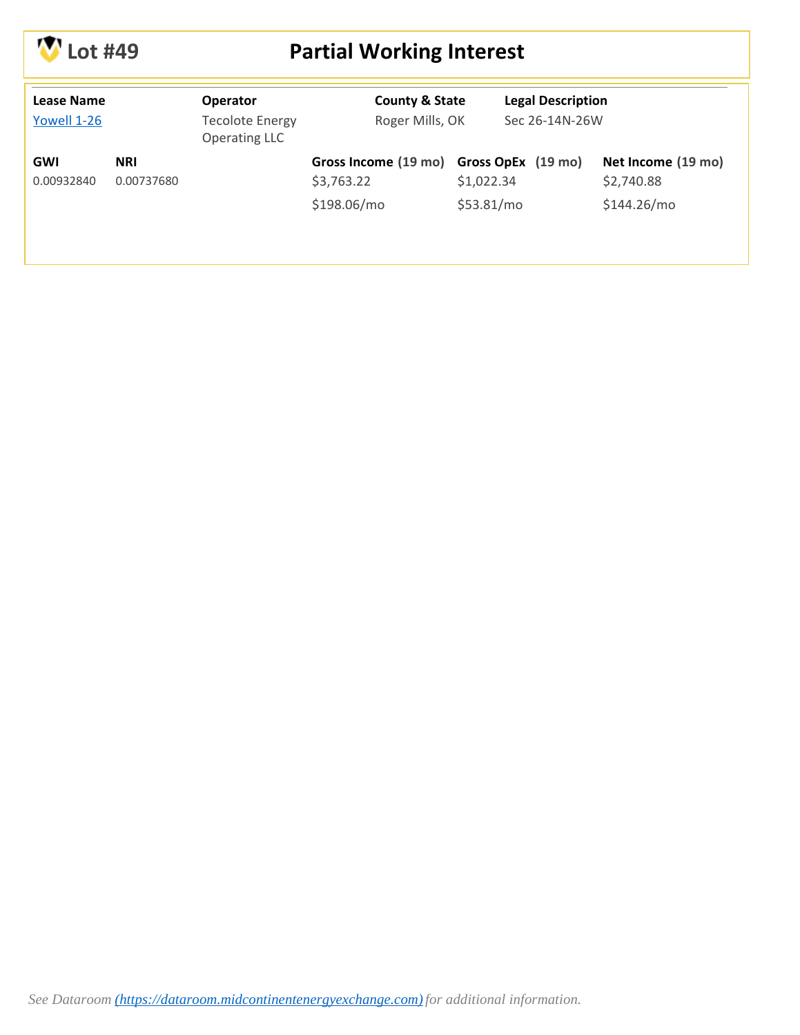# Lot #49 — Partial Working Interest

| Lease Name | Operator | County & State | Legal Description |
| --- | --- | --- | --- |
| [Yowell 1-26]() | Tecolote Energy Operating LLC | Roger Mills, OK | Sec 26-14N-26W |

| GWI | NRI | Gross Income (19 mo) | Gross OpEx (19 mo) | Net Income (19 mo) |
| --- | --- | --- | --- | --- |
| 0.00932840 | 0.00737680 | $3,763.22 | $1,022.34 | $2,740.88 |
| | | $198.06/mo | $53.81/mo | $144.26/mo |

*See Dataroom ([https://dataroom.midcontinentenergyexchange.com](https://dataroom.midcontinentenergyexchange.com)) for additional information.*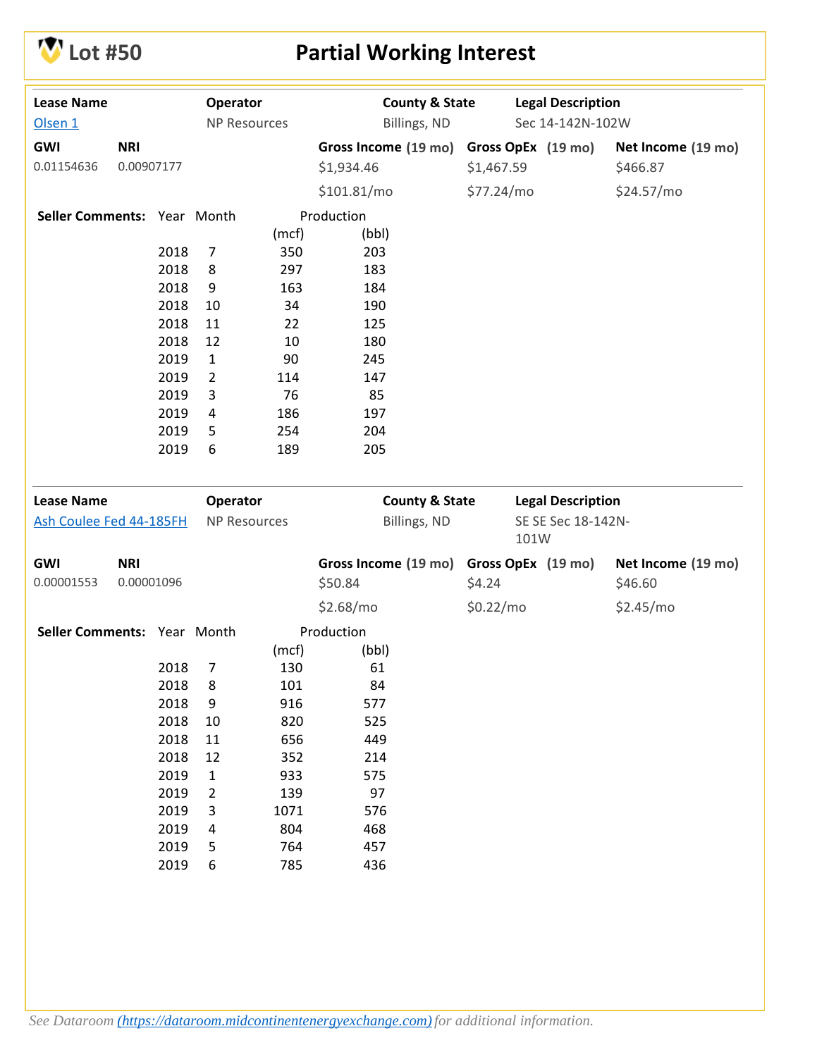# Lot #50 — Partial Working Interest

| Lease Name | Operator | County & State | Legal Description |
|---|---|---|---|
| Olsen 1 | NP Resources | Billings, ND | Sec 14-142N-102W |

| GWI | NRI | Gross Income (19 mo) | Gross OpEx (19 mo) | Net Income (19 mo) |
|---|---|---|---|---|
| 0.01154636 | 0.00907177 | $1,934.46 | $1,467.59 | $466.87 |
| | | $101.81/mo | $77.24/mo | $24.57/mo |

**Seller Comments:**

| Year | Month | Production (mcf) | Production (bbl) |
|---|---|---|---|
| 2018 | 7 | 350 | 203 |
| 2018 | 8 | 297 | 183 |
| 2018 | 9 | 163 | 184 |
| 2018 | 10 | 34 | 190 |
| 2018 | 11 | 22 | 125 |
| 2018 | 12 | 10 | 180 |
| 2019 | 1 | 90 | 245 |
| 2019 | 2 | 114 | 147 |
| 2019 | 3 | 76 | 85 |
| 2019 | 4 | 186 | 197 |
| 2019 | 5 | 254 | 204 |
| 2019 | 6 | 189 | 205 |

| Lease Name | Operator | County & State | Legal Description |
|---|---|---|---|
| Ash Coulee Fed 44-185FH | NP Resources | Billings, ND | SE SE Sec 18-142N-101W |

| GWI | NRI | Gross Income (19 mo) | Gross OpEx (19 mo) | Net Income (19 mo) |
|---|---|---|---|---|
| 0.00001553 | 0.00001096 | $50.84 | $4.24 | $46.60 |
| | | $2.68/mo | $0.22/mo | $2.45/mo |

**Seller Comments:**

| Year | Month | Production (mcf) | Production (bbl) |
|---|---|---|---|
| 2018 | 7 | 130 | 61 |
| 2018 | 8 | 101 | 84 |
| 2018 | 9 | 916 | 577 |
| 2018 | 10 | 820 | 525 |
| 2018 | 11 | 656 | 449 |
| 2018 | 12 | 352 | 214 |
| 2019 | 1 | 933 | 575 |
| 2019 | 2 | 139 | 97 |
| 2019 | 3 | 1071 | 576 |
| 2019 | 4 | 804 | 468 |
| 2019 | 5 | 764 | 457 |
| 2019 | 6 | 785 | 436 |

*See Dataroom (https://dataroom.midcontinentenergyexchange.com) for additional information.*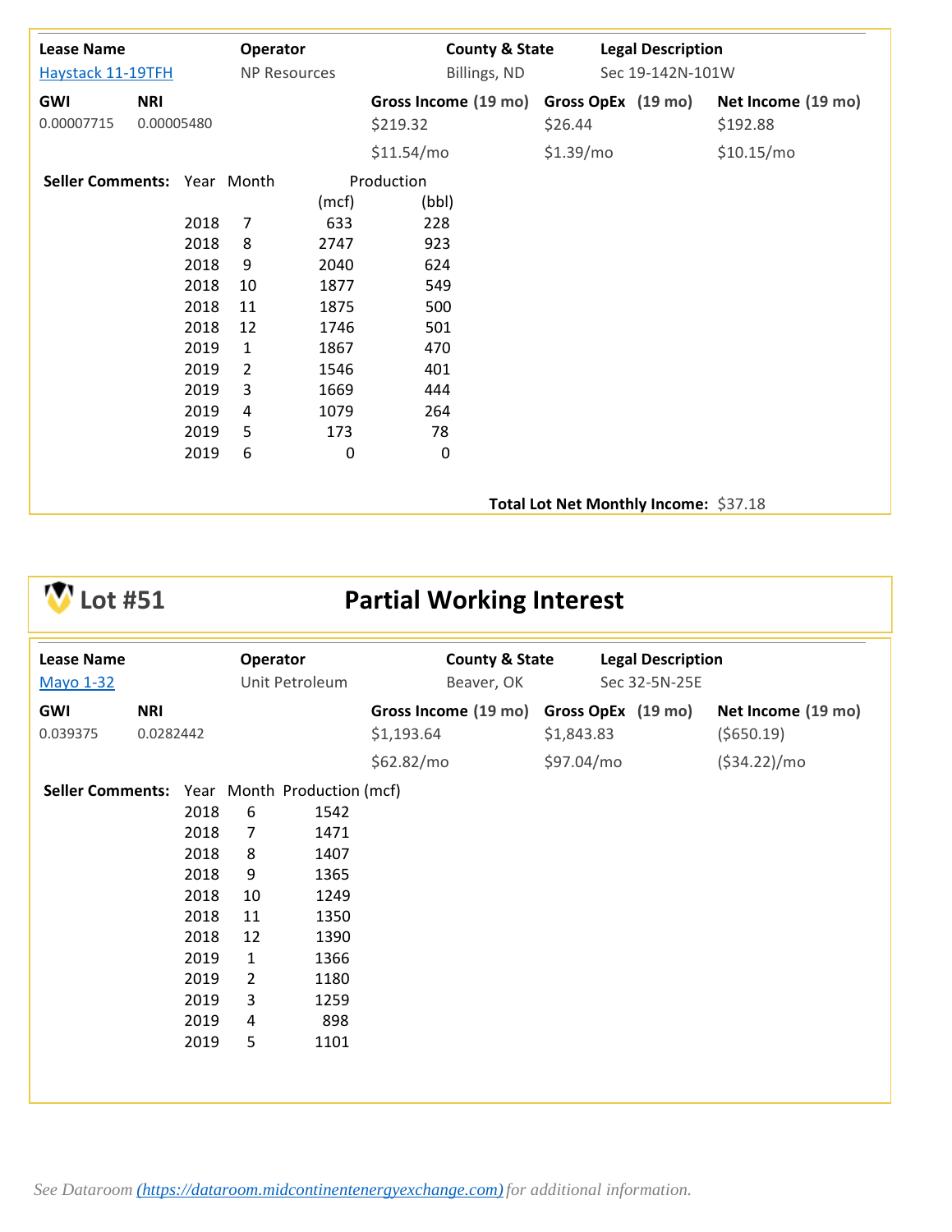| Lease Name | Operator | County & State | Legal Description |
|---|---|---|---|
| Haystack 11-19TFH | NP Resources | Billings, ND | Sec 19-142N-101W |

| GWI | NRI | Gross Income (19 mo) | Gross OpEx (19 mo) | Net Income (19 mo) |
|---|---|---|---|---|
| 0.00007715 | 0.00005480 | $219.32 | $26.44 | $192.88 |
| | | $11.54/mo | $1.39/mo | $10.15/mo |

**Seller Comments:**

| Year | Month | Production (mcf) | Production (bbl) |
|---|---|---|---|
| 2018 | 7 | 633 | 228 |
| 2018 | 8 | 2747 | 923 |
| 2018 | 9 | 2040 | 624 |
| 2018 | 10 | 1877 | 549 |
| 2018 | 11 | 1875 | 500 |
| 2018 | 12 | 1746 | 501 |
| 2019 | 1 | 1867 | 470 |
| 2019 | 2 | 1546 | 401 |
| 2019 | 3 | 1669 | 444 |
| 2019 | 4 | 1079 | 264 |
| 2019 | 5 | 173 | 78 |
| 2019 | 6 | 0 | 0 |

**Total Lot Net Monthly Income:** $37.18

## Lot #51 — Partial Working Interest

| Lease Name | Operator | County & State | Legal Description |
|---|---|---|---|
| Mayo 1-32 | Unit Petroleum | Beaver, OK | Sec 32-5N-25E |

| GWI | NRI | Gross Income (19 mo) | Gross OpEx (19 mo) | Net Income (19 mo) |
|---|---|---|---|---|
| 0.039375 | 0.0282442 | $1,193.64 | $1,843.83 | ($650.19) |
| | | $62.82/mo | $97.04/mo | ($34.22)/mo |

**Seller Comments:**

| Year | Month | Production (mcf) |
|---|---|---|
| 2018 | 6 | 1542 |
| 2018 | 7 | 1471 |
| 2018 | 8 | 1407 |
| 2018 | 9 | 1365 |
| 2018 | 10 | 1249 |
| 2018 | 11 | 1350 |
| 2018 | 12 | 1390 |
| 2019 | 1 | 1366 |
| 2019 | 2 | 1180 |
| 2019 | 3 | 1259 |
| 2019 | 4 | 898 |
| 2019 | 5 | 1101 |

*See Dataroom (https://dataroom.midcontinentenergyexchange.com) for additional information.*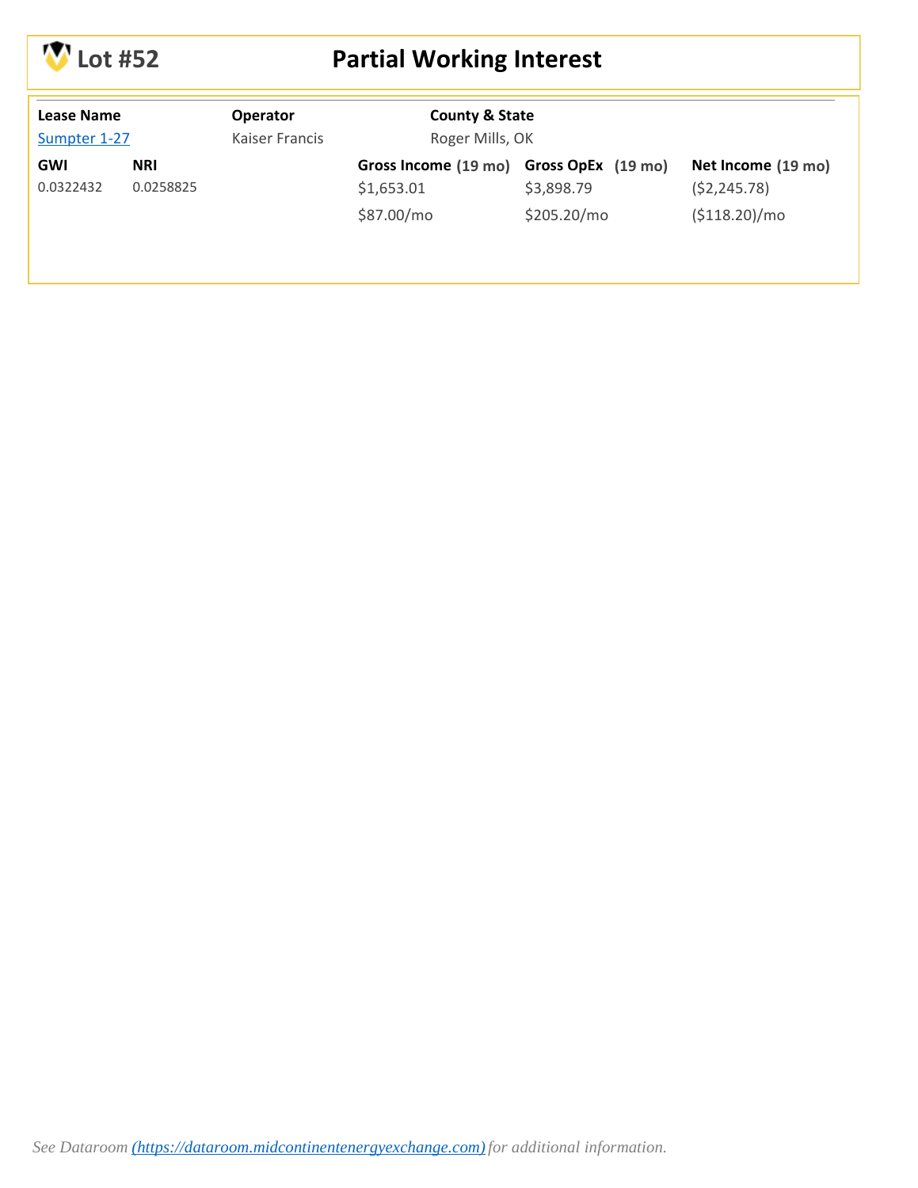# Lot #52 — Partial Working Interest

| Lease Name | Operator | County & State |
|---|---|---|
| [Sumpter 1-27](#) | Kaiser Francis | Roger Mills, OK |

| GWI | NRI | Gross Income (19 mo) | Gross OpEx (19 mo) | Net Income (19 mo) |
|---|---|---|---|---|
| 0.0322432 | 0.0258825 | $1,653.01 | $3,898.79 | ($2,245.78) |
| | | $87.00/mo | $205.20/mo | ($118.20)/mo |

*See Dataroom [(https://dataroom.midcontinentenergyexchange.com)](https://dataroom.midcontinentenergyexchange.com) for additional information.*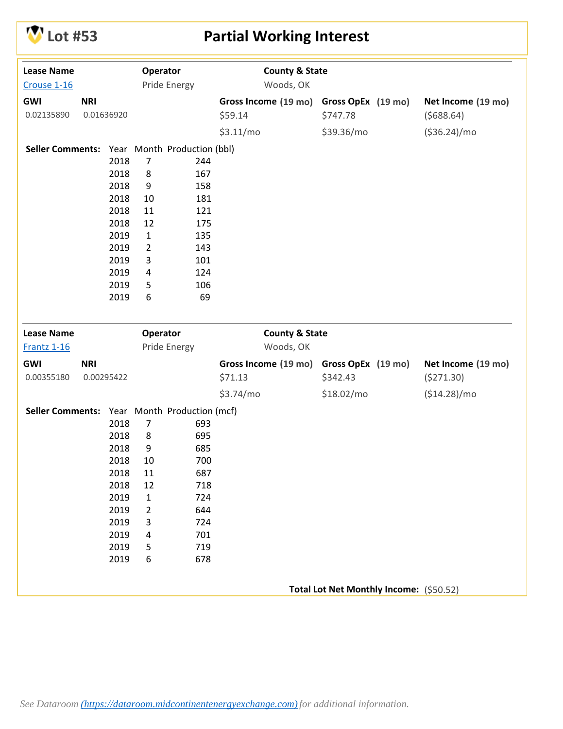# Lot #53 — Partial Working Interest

| Lease Name | Operator | County & State |
|---|---|---|
| Crouse 1-16 | Pride Energy | Woods, OK |

| GWI | NRI | Gross Income (19 mo) | Gross OpEx (19 mo) | Net Income (19 mo) |
|---|---|---|---|---|
| 0.02135890 | 0.01636920 | $59.14 | $747.78 | ($688.64) |
| | | $3.11/mo | $39.36/mo | ($36.24)/mo |

**Seller Comments:**

| Year | Month | Production (bbl) |
|---|---|---|
| 2018 | 7 | 244 |
| 2018 | 8 | 167 |
| 2018 | 9 | 158 |
| 2018 | 10 | 181 |
| 2018 | 11 | 121 |
| 2018 | 12 | 175 |
| 2019 | 1 | 135 |
| 2019 | 2 | 143 |
| 2019 | 3 | 101 |
| 2019 | 4 | 124 |
| 2019 | 5 | 106 |
| 2019 | 6 | 69 |

| Lease Name | Operator | County & State |
|---|---|---|
| Frantz 1-16 | Pride Energy | Woods, OK |

| GWI | NRI | Gross Income (19 mo) | Gross OpEx (19 mo) | Net Income (19 mo) |
|---|---|---|---|---|
| 0.00355180 | 0.00295422 | $71.13 | $342.43 | ($271.30) |
| | | $3.74/mo | $18.02/mo | ($14.28)/mo |

**Seller Comments:**

| Year | Month | Production (mcf) |
|---|---|---|
| 2018 | 7 | 693 |
| 2018 | 8 | 695 |
| 2018 | 9 | 685 |
| 2018 | 10 | 700 |
| 2018 | 11 | 687 |
| 2018 | 12 | 718 |
| 2019 | 1 | 724 |
| 2019 | 2 | 644 |
| 2019 | 3 | 724 |
| 2019 | 4 | 701 |
| 2019 | 5 | 719 |
| 2019 | 6 | 678 |

**Total Lot Net Monthly Income:** ($50.52)

*See Dataroom (https://dataroom.midcontinentenergyexchange.com) for additional information.*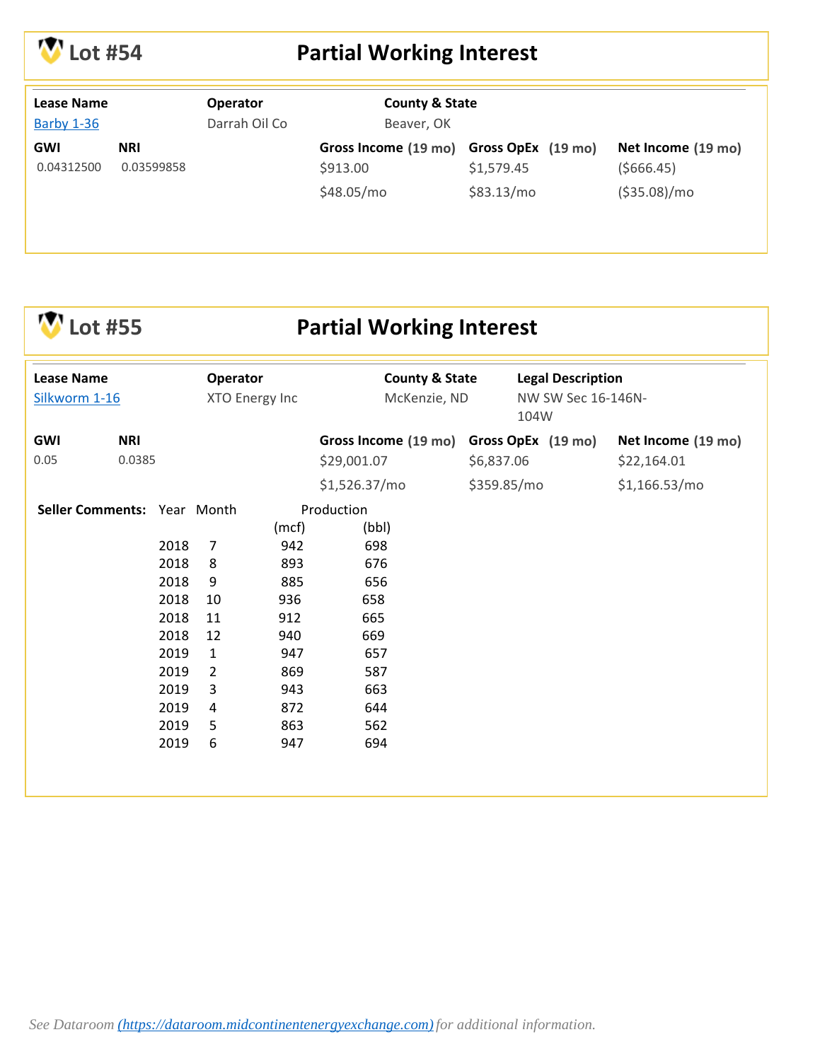# Lot #54 Partial Working Interest

| Lease Name | Operator | County & State |
|---|---|---|
| Barby 1-36 | Darrah Oil Co | Beaver, OK |

| GWI | NRI | Gross Income (19 mo) | Gross OpEx (19 mo) | Net Income (19 mo) |
|---|---|---|---|---|
| 0.04312500 | 0.03599858 | $913.00 | $1,579.45 | ($666.45) |
| | | $48.05/mo | $83.13/mo | ($35.08)/mo |

# Lot #55 Partial Working Interest

| Lease Name | Operator | County & State | Legal Description |
|---|---|---|---|
| Silkworm 1-16 | XTO Energy Inc | McKenzie, ND | NW SW Sec 16-146N-104W |

| GWI | NRI | Gross Income (19 mo) | Gross OpEx (19 mo) | Net Income (19 mo) |
|---|---|---|---|---|
| 0.05 | 0.0385 | $29,001.07 | $6,837.06 | $22,164.01 |
| | | $1,526.37/mo | $359.85/mo | $1,166.53/mo |

**Seller Comments:**

| Year | Month | Production (mcf) | Production (bbl) |
|---|---|---|---|
| 2018 | 7 | 942 | 698 |
| 2018 | 8 | 893 | 676 |
| 2018 | 9 | 885 | 656 |
| 2018 | 10 | 936 | 658 |
| 2018 | 11 | 912 | 665 |
| 2018 | 12 | 940 | 669 |
| 2019 | 1 | 947 | 657 |
| 2019 | 2 | 869 | 587 |
| 2019 | 3 | 943 | 663 |
| 2019 | 4 | 872 | 644 |
| 2019 | 5 | 863 | 562 |
| 2019 | 6 | 947 | 694 |

*See Dataroom (https://dataroom.midcontinentenergyexchange.com) for additional information.*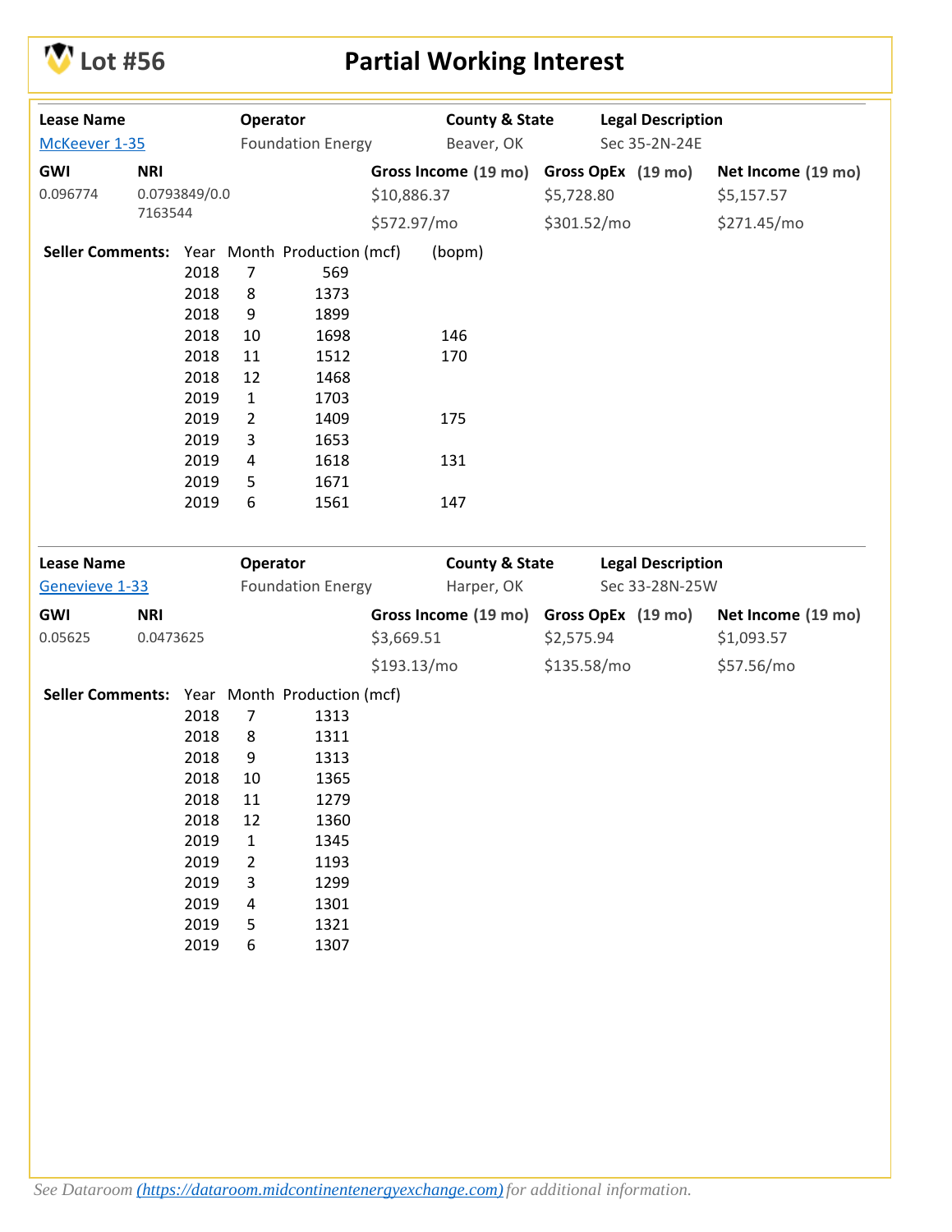# Lot #56 — Partial Working Interest

| Lease Name | Operator | County & State | Legal Description |
|---|---|---|---|
| McKeever 1-35 | Foundation Energy | Beaver, OK | Sec 35-2N-24E |

| GWI | NRI | Gross Income (19 mo) | Gross OpEx (19 mo) | Net Income (19 mo) |
|---|---|---|---|---|
| 0.096774 | 0.0793849/0.07163544 | $10,886.37 | $5,728.80 | $5,157.57 |
| | | $572.97/mo | $301.52/mo | $271.45/mo |

**Seller Comments:**

| Year | Month | Production (mcf) | (bopm) |
|---|---|---|---|
| 2018 | 7 | 569 | |
| 2018 | 8 | 1373 | |
| 2018 | 9 | 1899 | |
| 2018 | 10 | 1698 | 146 |
| 2018 | 11 | 1512 | 170 |
| 2018 | 12 | 1468 | |
| 2019 | 1 | 1703 | |
| 2019 | 2 | 1409 | 175 |
| 2019 | 3 | 1653 | |
| 2019 | 4 | 1618 | 131 |
| 2019 | 5 | 1671 | |
| 2019 | 6 | 1561 | 147 |

| Lease Name | Operator | County & State | Legal Description |
|---|---|---|---|
| Genevieve 1-33 | Foundation Energy | Harper, OK | Sec 33-28N-25W |

| GWI | NRI | Gross Income (19 mo) | Gross OpEx (19 mo) | Net Income (19 mo) |
|---|---|---|---|---|
| 0.05625 | 0.0473625 | $3,669.51 | $2,575.94 | $1,093.57 |
| | | $193.13/mo | $135.58/mo | $57.56/mo |

**Seller Comments:**

| Year | Month | Production (mcf) |
|---|---|---|
| 2018 | 7 | 1313 |
| 2018 | 8 | 1311 |
| 2018 | 9 | 1313 |
| 2018 | 10 | 1365 |
| 2018 | 11 | 1279 |
| 2018 | 12 | 1360 |
| 2019 | 1 | 1345 |
| 2019 | 2 | 1193 |
| 2019 | 3 | 1299 |
| 2019 | 4 | 1301 |
| 2019 | 5 | 1321 |
| 2019 | 6 | 1307 |

*See Dataroom (https://dataroom.midcontinentenergyexchange.com) for additional information.*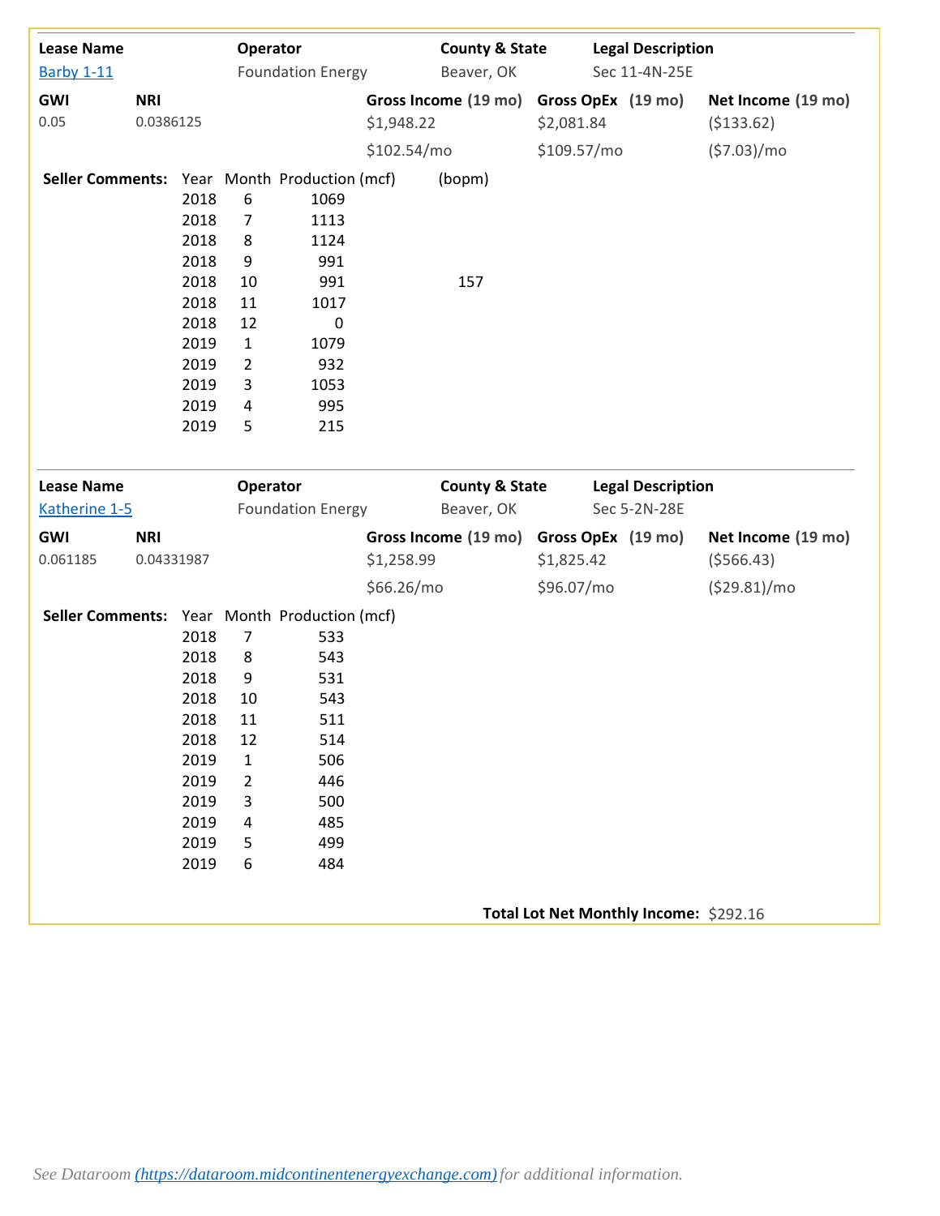| Lease Name | Operator | County & State | Legal Description |
|---|---|---|---|
| Barby 1-11 | Foundation Energy | Beaver, OK | Sec 11-4N-25E |

| GWI | NRI | Gross Income (19 mo) | Gross OpEx (19 mo) | Net Income (19 mo) |
|---|---|---|---|---|
| 0.05 | 0.0386125 | $1,948.22 | $2,081.84 | ($133.62) |
| | | $102.54/mo | $109.57/mo | ($7.03)/mo |

**Seller Comments:**

| Year | Month | Production (mcf) | (bopm) |
|---|---|---|---|
| 2018 | 6 | 1069 | |
| 2018 | 7 | 1113 | |
| 2018 | 8 | 1124 | |
| 2018 | 9 | 991 | |
| 2018 | 10 | 991 | 157 |
| 2018 | 11 | 1017 | |
| 2018 | 12 | 0 | |
| 2019 | 1 | 1079 | |
| 2019 | 2 | 932 | |
| 2019 | 3 | 1053 | |
| 2019 | 4 | 995 | |
| 2019 | 5 | 215 | |

| Lease Name | Operator | County & State | Legal Description |
|---|---|---|---|
| Katherine 1-5 | Foundation Energy | Beaver, OK | Sec 5-2N-28E |

| GWI | NRI | Gross Income (19 mo) | Gross OpEx (19 mo) | Net Income (19 mo) |
|---|---|---|---|---|
| 0.061185 | 0.04331987 | $1,258.99 | $1,825.42 | ($566.43) |
| | | $66.26/mo | $96.07/mo | ($29.81)/mo |

**Seller Comments:**

| Year | Month | Production (mcf) |
|---|---|---|
| 2018 | 7 | 533 |
| 2018 | 8 | 543 |
| 2018 | 9 | 531 |
| 2018 | 10 | 543 |
| 2018 | 11 | 511 |
| 2018 | 12 | 514 |
| 2019 | 1 | 506 |
| 2019 | 2 | 446 |
| 2019 | 3 | 500 |
| 2019 | 4 | 485 |
| 2019 | 5 | 499 |
| 2019 | 6 | 484 |

**Total Lot Net Monthly Income:** $292.16

*See Dataroom (https://dataroom.midcontinentenergyexchange.com) for additional information.*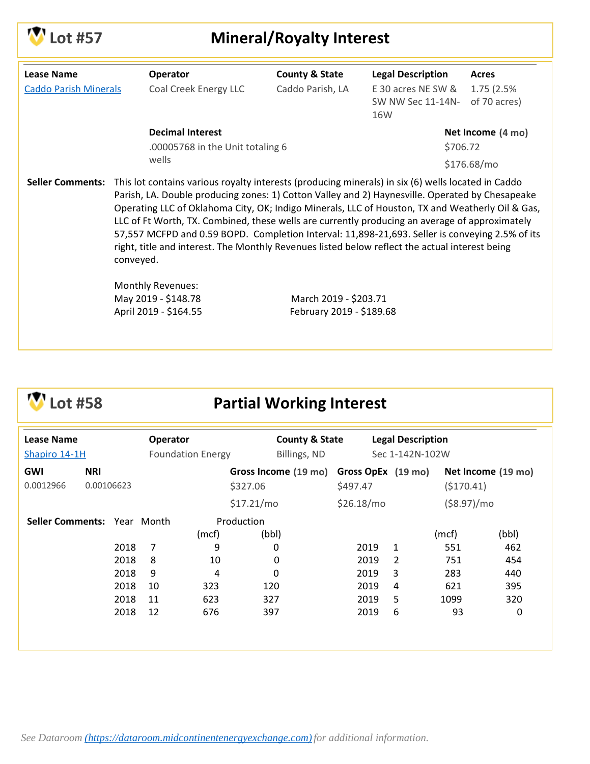## Lot #57 — Mineral/Royalty Interest

| Lease Name | Operator | County & State | Legal Description | Acres |
|---|---|---|---|---|
| Caddo Parish Minerals | Coal Creek Energy LLC | Caddo Parish, LA | E 30 acres NE SW & SW NW Sec 11-14N-16W | 1.75 (2.5% of 70 acres) |

**Decimal Interest**
.00005768 in the Unit totaling 6 wells

**Net Income (4 mo)**
$706.72
$176.68/mo

**Seller Comments:** This lot contains various royalty interests (producing minerals) in six (6) wells located in Caddo Parish, LA. Double producing zones: 1) Cotton Valley and 2) Haynesville. Operated by Chesapeake Operating LLC of Oklahoma City, OK; Indigo Minerals, LLC of Houston, TX and Weatherly Oil & Gas, LLC of Ft Worth, TX. Combined, these wells are currently producing an average of approximately 57,557 MCFPD and 0.59 BOPD. Completion Interval: 11,898-21,693. Seller is conveying 2.5% of its right, title and interest. The Monthly Revenues listed below reflect the actual interest being conveyed.

Monthly Revenues:
May 2019 - $148.78
April 2019 - $164.55
March 2019 - $203.71
February 2019 - $189.68

## Lot #58 — Partial Working Interest

| Lease Name | Operator | County & State | Legal Description |
|---|---|---|---|
| Shapiro 14-1H | Foundation Energy | Billings, ND | Sec 1-142N-102W |

| GWI | NRI | Gross Income (19 mo) | Gross OpEx (19 mo) | Net Income (19 mo) |
|---|---|---|---|---|
| 0.0012966 | 0.00106623 | $327.06 | $497.47 | ($170.41) |
| | | $17.21/mo | $26.18/mo | ($8.97)/mo |

**Seller Comments:**

| Year | Month | Production (mcf) | Production (bbl) |
|---|---|---|---|
| 2018 | 7 | 9 | 0 |
| 2018 | 8 | 10 | 0 |
| 2018 | 9 | 4 | 0 |
| 2018 | 10 | 323 | 120 |
| 2018 | 11 | 623 | 327 |
| 2018 | 12 | 676 | 397 |
| 2019 | 1 | 551 | 462 |
| 2019 | 2 | 751 | 454 |
| 2019 | 3 | 283 | 440 |
| 2019 | 4 | 621 | 395 |
| 2019 | 5 | 1099 | 320 |
| 2019 | 6 | 93 | 0 |

*See Dataroom (https://dataroom.midcontinentenergyexchange.com) for additional information.*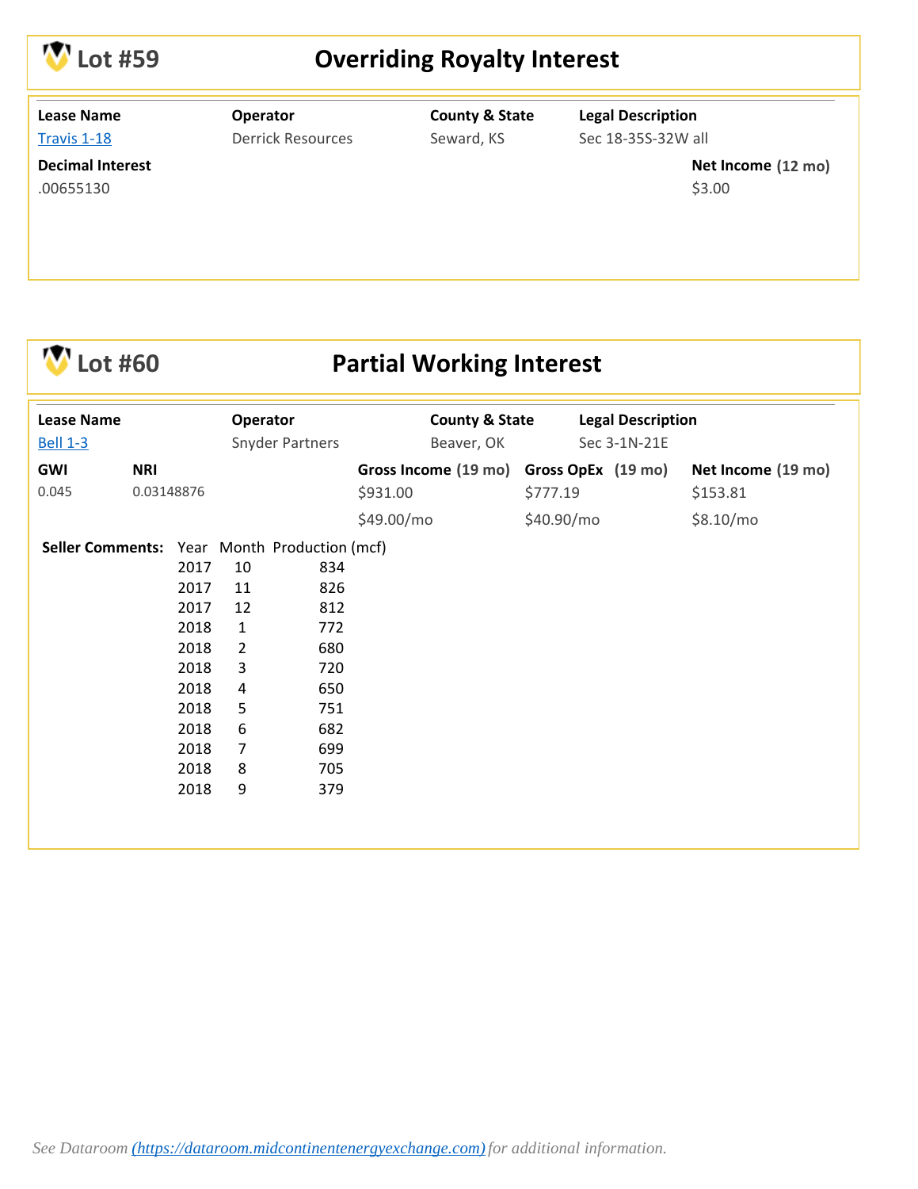## Lot #59 — Overriding Royalty Interest

| Lease Name | Operator | County & State | Legal Description |
|---|---|---|---|
| Travis 1-18 | Derrick Resources | Seward, KS | Sec 18-35S-32W all |

| Decimal Interest | Net Income (12 mo) |
|---|---|
| .00655130 | $3.00 |

## Lot #60 — Partial Working Interest

| Lease Name | Operator | County & State | Legal Description |
|---|---|---|---|
| Bell 1-3 | Snyder Partners | Beaver, OK | Sec 3-1N-21E |

| GWI | NRI | Gross Income (19 mo) | Gross OpEx (19 mo) | Net Income (19 mo) |
|---|---|---|---|---|
| 0.045 | 0.03148876 | $931.00 | $777.19 | $153.81 |
| | | $49.00/mo | $40.90/mo | $8.10/mo |

**Seller Comments:**

| Year | Month | Production (mcf) |
|---|---|---|
| 2017 | 10 | 834 |
| 2017 | 11 | 826 |
| 2017 | 12 | 812 |
| 2018 | 1 | 772 |
| 2018 | 2 | 680 |
| 2018 | 3 | 720 |
| 2018 | 4 | 650 |
| 2018 | 5 | 751 |
| 2018 | 6 | 682 |
| 2018 | 7 | 699 |
| 2018 | 8 | 705 |
| 2018 | 9 | 379 |

*See Dataroom (https://dataroom.midcontinentenergyexchange.com) for additional information.*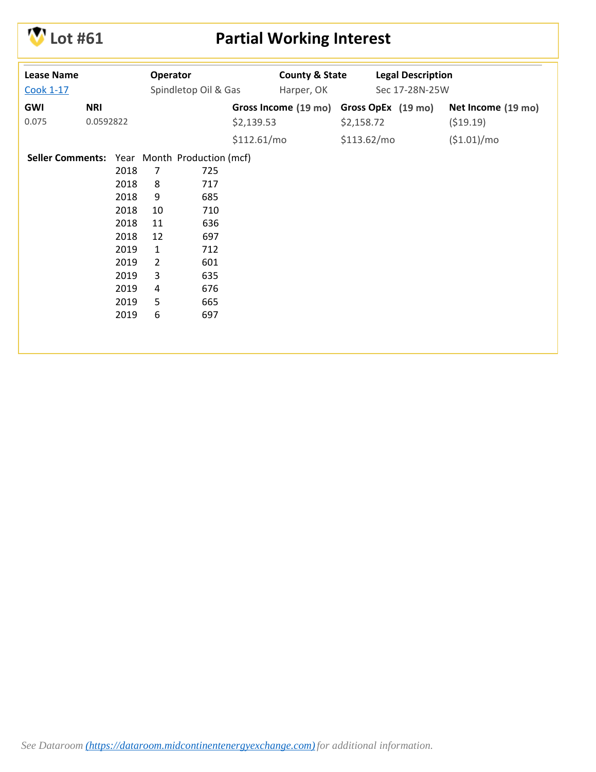# Lot #61 — Partial Working Interest

| Lease Name | Operator | County & State | Legal Description |
|---|---|---|---|
| Cook 1-17 | Spindletop Oil & Gas | Harper, OK | Sec 17-28N-25W |

| GWI | NRI | Gross Income (19 mo) | Gross OpEx (19 mo) | Net Income (19 mo) |
|---|---|---|---|---|
| 0.075 | 0.0592822 | $2,139.53 | $2,158.72 | ($19.19) |
| | | $112.61/mo | $113.62/mo | ($1.01)/mo |

**Seller Comments:**

| Year | Month | Production (mcf) |
|---|---|---|
| 2018 | 7 | 725 |
| 2018 | 8 | 717 |
| 2018 | 9 | 685 |
| 2018 | 10 | 710 |
| 2018 | 11 | 636 |
| 2018 | 12 | 697 |
| 2019 | 1 | 712 |
| 2019 | 2 | 601 |
| 2019 | 3 | 635 |
| 2019 | 4 | 676 |
| 2019 | 5 | 665 |
| 2019 | 6 | 697 |

*See Dataroom (https://dataroom.midcontinentenergyexchange.com) for additional information.*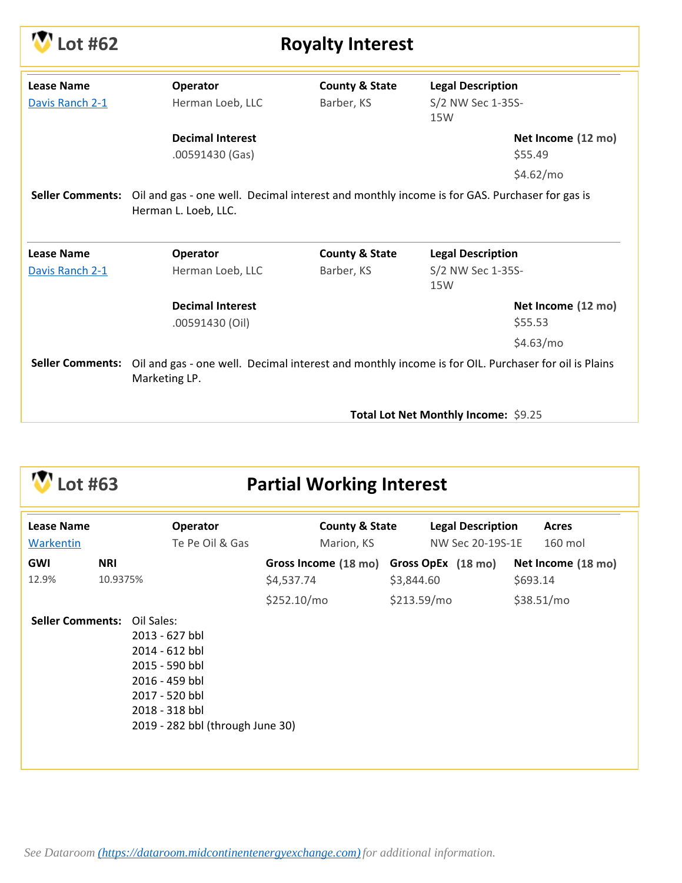## Lot #62 — Royalty Interest

| Lease Name | Operator | County & State | Legal Description |
|---|---|---|---|
| Davis Ranch 2-1 | Herman Loeb, LLC | Barber, KS | S/2 NW Sec 1-35S-15W |

| Decimal Interest | Net Income (12 mo) |
|---|---|
| .00591430 (Gas) | $55.49 |
| | $4.62/mo |

**Seller Comments:** Oil and gas - one well. Decimal interest and monthly income is for GAS. Purchaser for gas is Herman L. Loeb, LLC.

| Lease Name | Operator | County & State | Legal Description |
|---|---|---|---|
| Davis Ranch 2-1 | Herman Loeb, LLC | Barber, KS | S/2 NW Sec 1-35S-15W |

| Decimal Interest | Net Income (12 mo) |
|---|---|
| .00591430 (Oil) | $55.53 |
| | $4.63/mo |

**Seller Comments:** Oil and gas - one well. Decimal interest and monthly income is for OIL. Purchaser for oil is Plains Marketing LP.

**Total Lot Net Monthly Income:** $9.25

## Lot #63 — Partial Working Interest

| Lease Name | Operator | County & State | Legal Description | Acres |
|---|---|---|---|---|
| Warkentin | Te Pe Oil & Gas | Marion, KS | NW Sec 20-19S-1E | 160 mol |

| GWI | NRI | Gross Income (18 mo) | Gross OpEx (18 mo) | Net Income (18 mo) |
|---|---|---|---|---|
| 12.9% | 10.9375% | $4,537.74 | $3,844.60 | $693.14 |
| | | $252.10/mo | $213.59/mo | $38.51/mo |

**Seller Comments:** Oil Sales:
2013 - 627 bbl
2014 - 612 bbl
2015 - 590 bbl
2016 - 459 bbl
2017 - 520 bbl
2018 - 318 bbl
2019 - 282 bbl (through June 30)

*See Dataroom (https://dataroom.midcontinentenergyexchange.com) for additional information.*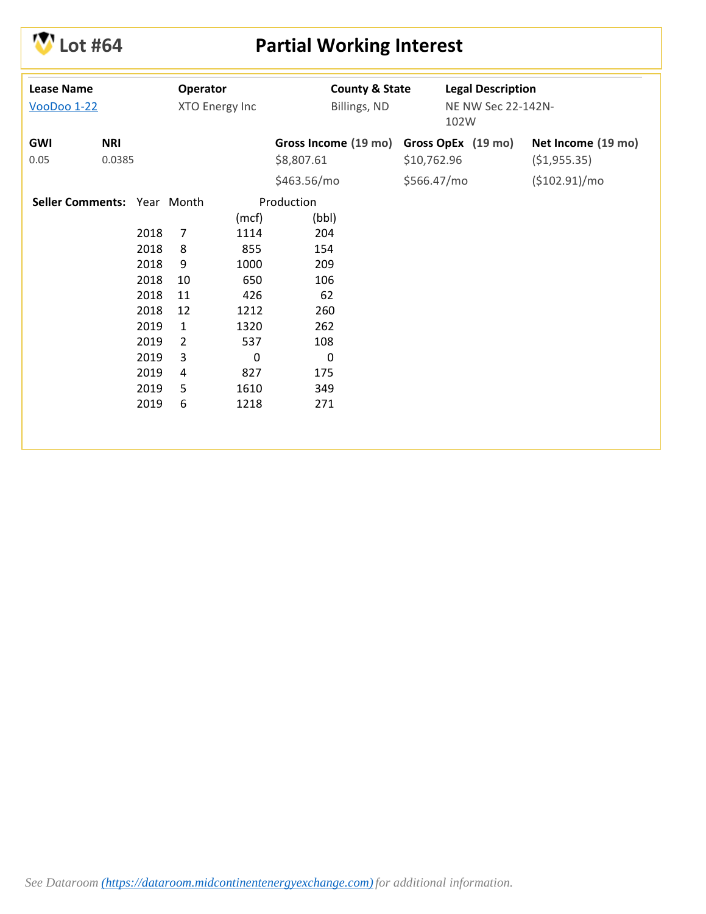# Lot #64 — Partial Working Interest

| Lease Name | Operator | County & State | Legal Description |
|---|---|---|---|
| [VooDoo 1-22]() | XTO Energy Inc | Billings, ND | NE NW Sec 22-142N-102W |

| GWI | NRI | Gross Income (19 mo) | Gross OpEx (19 mo) | Net Income (19 mo) |
|---|---|---|---|---|
| 0.05 | 0.0385 | $8,807.61 | $10,762.96 | ($1,955.35) |
| | | $463.56/mo | $566.47/mo | ($102.91)/mo |

**Seller Comments:**

| Year | Month | Production (mcf) | Production (bbl) |
|---|---|---|---|
| 2018 | 7 | 1114 | 204 |
| 2018 | 8 | 855 | 154 |
| 2018 | 9 | 1000 | 209 |
| 2018 | 10 | 650 | 106 |
| 2018 | 11 | 426 | 62 |
| 2018 | 12 | 1212 | 260 |
| 2019 | 1 | 1320 | 262 |
| 2019 | 2 | 537 | 108 |
| 2019 | 3 | 0 | 0 |
| 2019 | 4 | 827 | 175 |
| 2019 | 5 | 1610 | 349 |
| 2019 | 6 | 1218 | 271 |

*See Dataroom ([https://dataroom.midcontinentenergyexchange.com](https://dataroom.midcontinentenergyexchange.com)) for additional information.*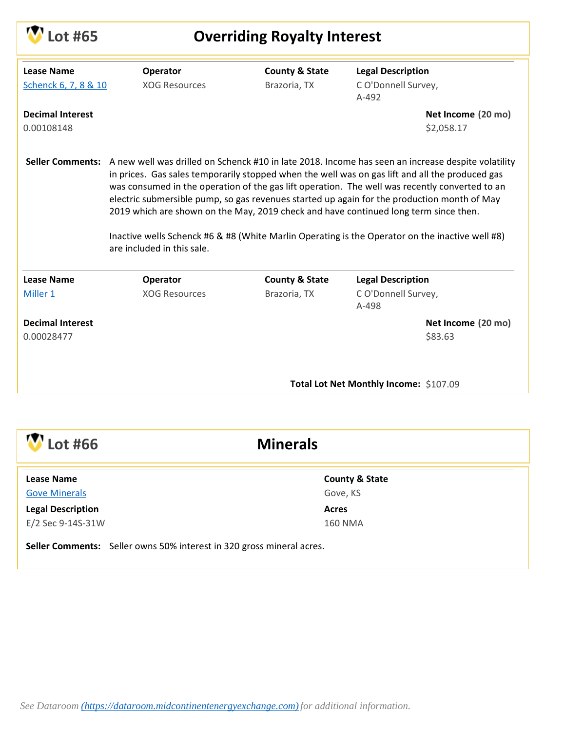# Lot #65 — Overriding Royalty Interest

| Lease Name | Operator | County & State | Legal Description |
|---|---|---|---|
| Schenck 6, 7, 8 & 10 | XOG Resources | Brazoria, TX | C O'Donnell Survey, A-492 |

**Decimal Interest**
0.00108148

**Net Income (20 mo)**
$2,058.17

**Seller Comments:** A new well was drilled on Schenck #10 in late 2018. Income has seen an increase despite volatility in prices. Gas sales temporarily stopped when the well was on gas lift and all the produced gas was consumed in the operation of the gas lift operation. The well was recently converted to an electric submersible pump, so gas revenues started up again for the production month of May 2019 which are shown on the May, 2019 check and have continued long term since then.

Inactive wells Schenck #6 & #8 (White Marlin Operating is the Operator on the inactive well #8) are included in this sale.

| Lease Name | Operator | County & State | Legal Description |
|---|---|---|---|
| Miller 1 | XOG Resources | Brazoria, TX | C O'Donnell Survey, A-498 |

**Decimal Interest**
0.00028477

**Net Income (20 mo)**
$83.63

**Total Lot Net Monthly Income:** $107.09

# Lot #66 — Minerals

| Lease Name | County & State |
|---|---|
| Gove Minerals | Gove, KS |

| Legal Description | Acres |
|---|---|
| E/2 Sec 9-14S-31W | 160 NMA |

**Seller Comments:** Seller owns 50% interest in 320 gross mineral acres.

*See Dataroom ([https://dataroom.midcontinentenergyexchange.com](https://dataroom.midcontinentenergyexchange.com)) for additional information.*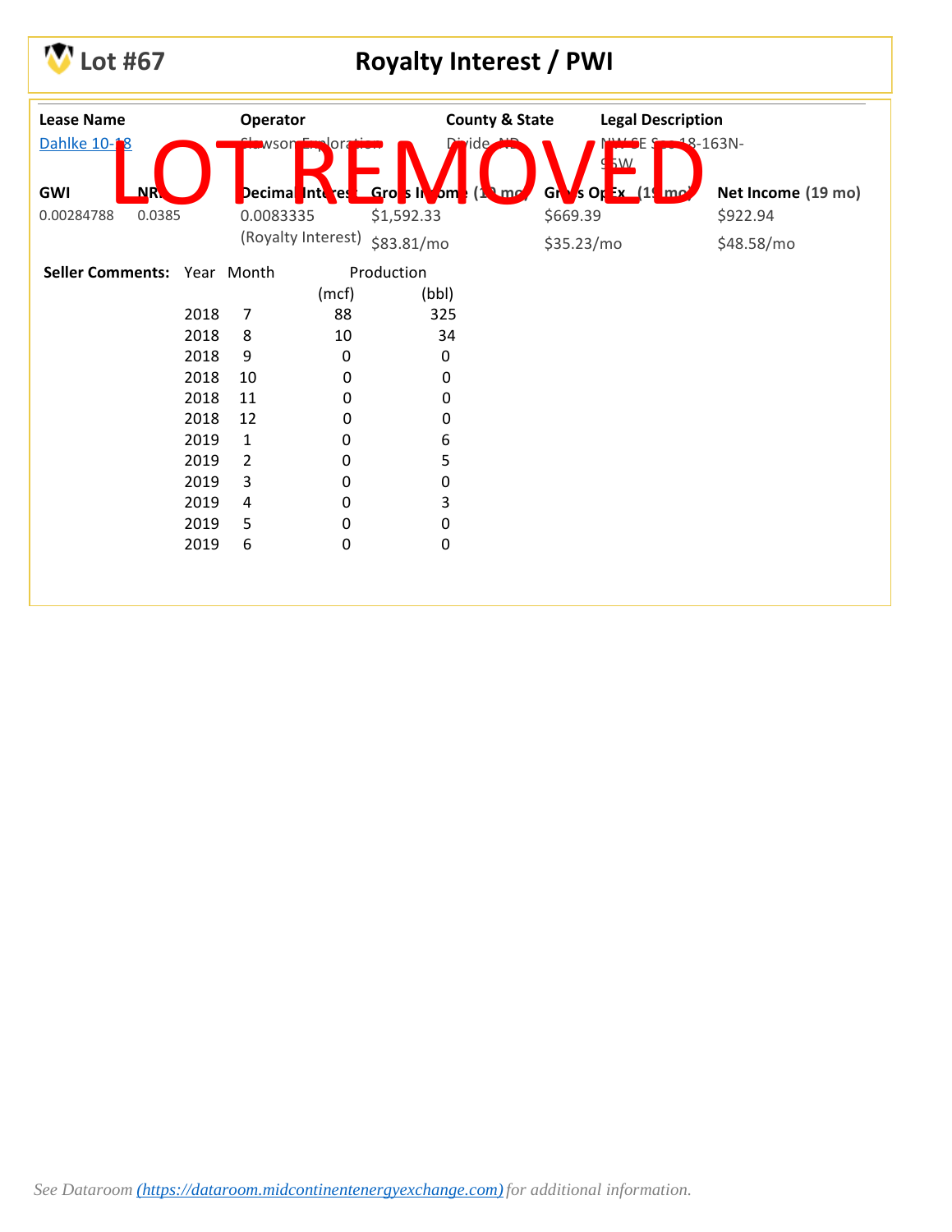# Lot #67 — Royalty Interest / PWI

**LOT REMOVED**

| Lease Name | Operator | County & State | Legal Description |
| --- | --- | --- | --- |
| Dahlke 10-18 | Slawson Exploration | Divide, ND | NW SE Sec 18-163N-95W |

| GWI | NRI | Decimal Interest | Gross Income (19 mo) | Gross OpEx (19 mo) | Net Income (19 mo) |
| --- | --- | --- | --- | --- | --- |
| 0.00284788 | 0.0385 | 0.0083335 (Royalty Interest) | $1,592.33 | $669.39 | $922.94 |
| | | | $83.81/mo | $35.23/mo | $48.58/mo |

**Seller Comments:**

| Year | Month | Production (mcf) | Production (bbl) |
| --- | --- | --- | --- |
| 2018 | 7 | 88 | 325 |
| 2018 | 8 | 10 | 34 |
| 2018 | 9 | 0 | 0 |
| 2018 | 10 | 0 | 0 |
| 2018 | 11 | 0 | 0 |
| 2018 | 12 | 0 | 0 |
| 2019 | 1 | 0 | 6 |
| 2019 | 2 | 0 | 5 |
| 2019 | 3 | 0 | 0 |
| 2019 | 4 | 0 | 3 |
| 2019 | 5 | 0 | 0 |
| 2019 | 6 | 0 | 0 |

*See Dataroom (https://dataroom.midcontinentenergyexchange.com) for additional information.*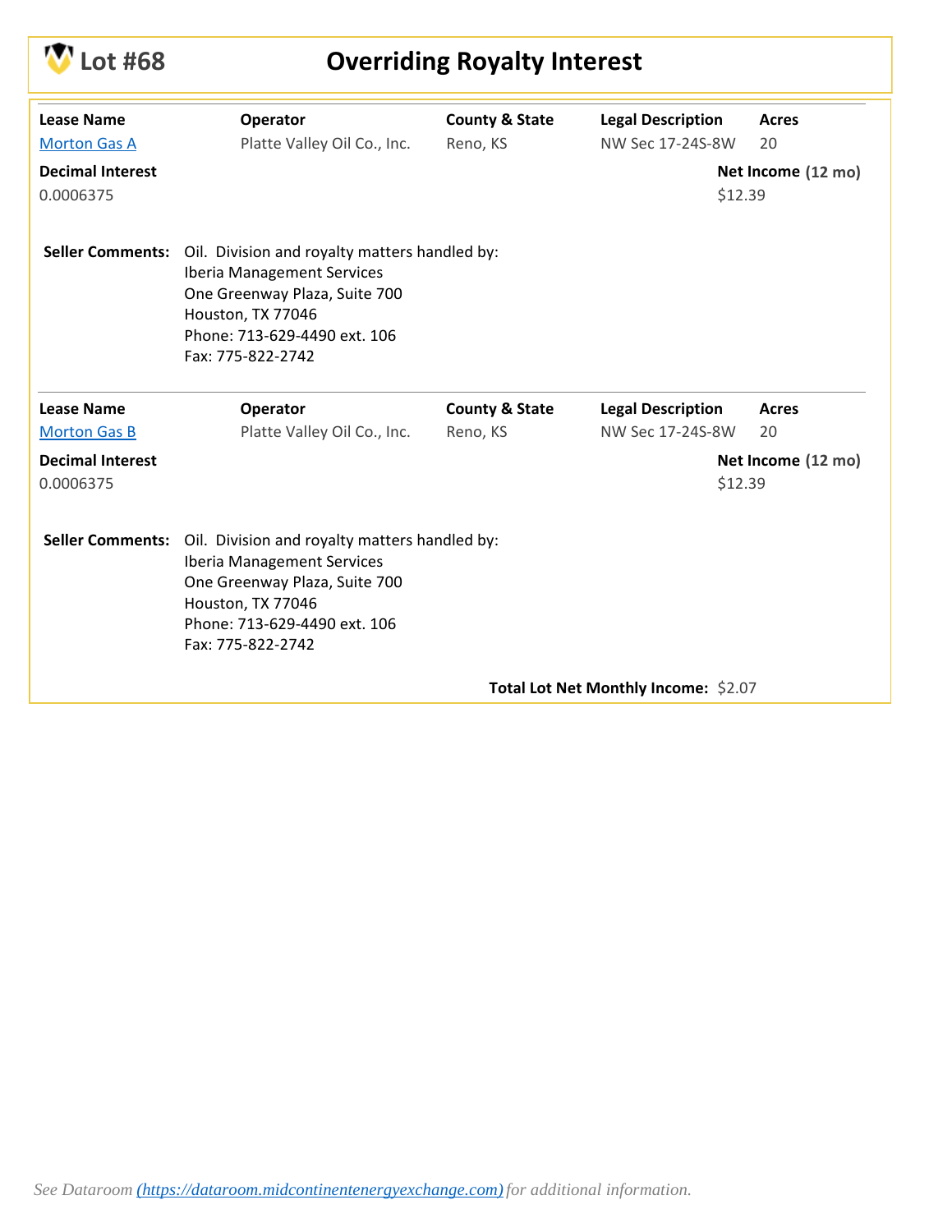# Lot #68 — Overriding Royalty Interest

| Lease Name | Operator | County & State | Legal Description | Acres |
|---|---|---|---|---|
| Morton Gas A | Platte Valley Oil Co., Inc. | Reno, KS | NW Sec 17-24S-8W | 20 |

**Decimal Interest**
0.0006375

**Net Income (12 mo)**
$12.39

**Seller Comments:** Oil. Division and royalty matters handled by:
Iberia Management Services
One Greenway Plaza, Suite 700
Houston, TX 77046
Phone: 713-629-4490 ext. 106
Fax: 775-822-2742

| Lease Name | Operator | County & State | Legal Description | Acres |
|---|---|---|---|---|
| Morton Gas B | Platte Valley Oil Co., Inc. | Reno, KS | NW Sec 17-24S-8W | 20 |

**Decimal Interest**
0.0006375

**Net Income (12 mo)**
$12.39

**Seller Comments:** Oil. Division and royalty matters handled by:
Iberia Management Services
One Greenway Plaza, Suite 700
Houston, TX 77046
Phone: 713-629-4490 ext. 106
Fax: 775-822-2742

**Total Lot Net Monthly Income:** $2.07

*See Dataroom (https://dataroom.midcontinentenergyexchange.com) for additional information.*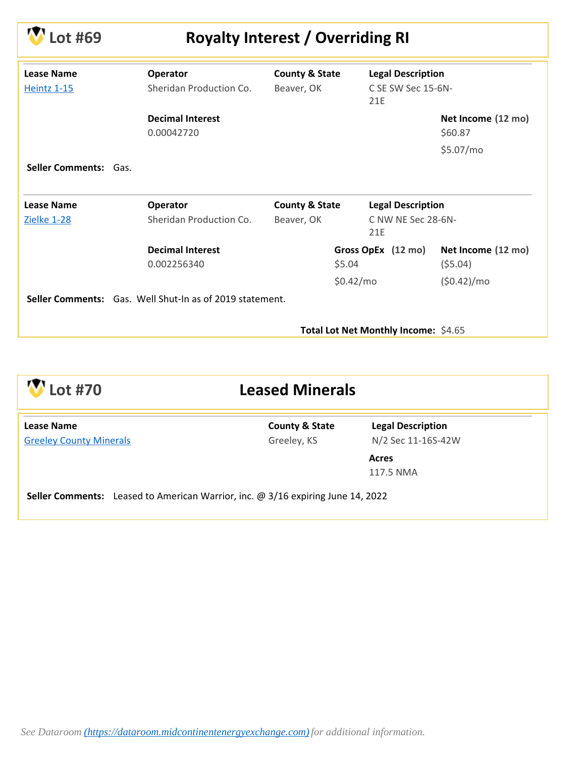# Lot #69 — Royalty Interest / Overriding RI

| Lease Name | Operator | County & State | Legal Description |
|---|---|---|---|
| Heintz 1-15 | Sheridan Production Co. | Beaver, OK | C SE SW Sec 15-6N-21E |

| Decimal Interest | Net Income (12 mo) |
|---|---|
| 0.00042720 | $60.87<br>$5.07/mo |

**Seller Comments:** Gas.

| Lease Name | Operator | County & State | Legal Description |
|---|---|---|---|
| Zielke 1-28 | Sheridan Production Co. | Beaver, OK | C NW NE Sec 28-6N-21E |

| Decimal Interest | Gross OpEx (12 mo) | Net Income (12 mo) |
|---|---|---|
| 0.002256340 | $5.04<br>$0.42/mo | ($5.04)<br>($0.42)/mo |

**Seller Comments:** Gas. Well Shut-In as of 2019 statement.

**Total Lot Net Monthly Income:** $4.65

# Lot #70 — Leased Minerals

| Lease Name | County & State | Legal Description | Acres |
|---|---|---|---|
| Greeley County Minerals | Greeley, KS | N/2 Sec 11-16S-42W | 117.5 NMA |

**Seller Comments:** Leased to American Warrior, inc. @ 3/16 expiring June 14, 2022

*See Dataroom (https://dataroom.midcontinentenergyexchange.com) for additional information.*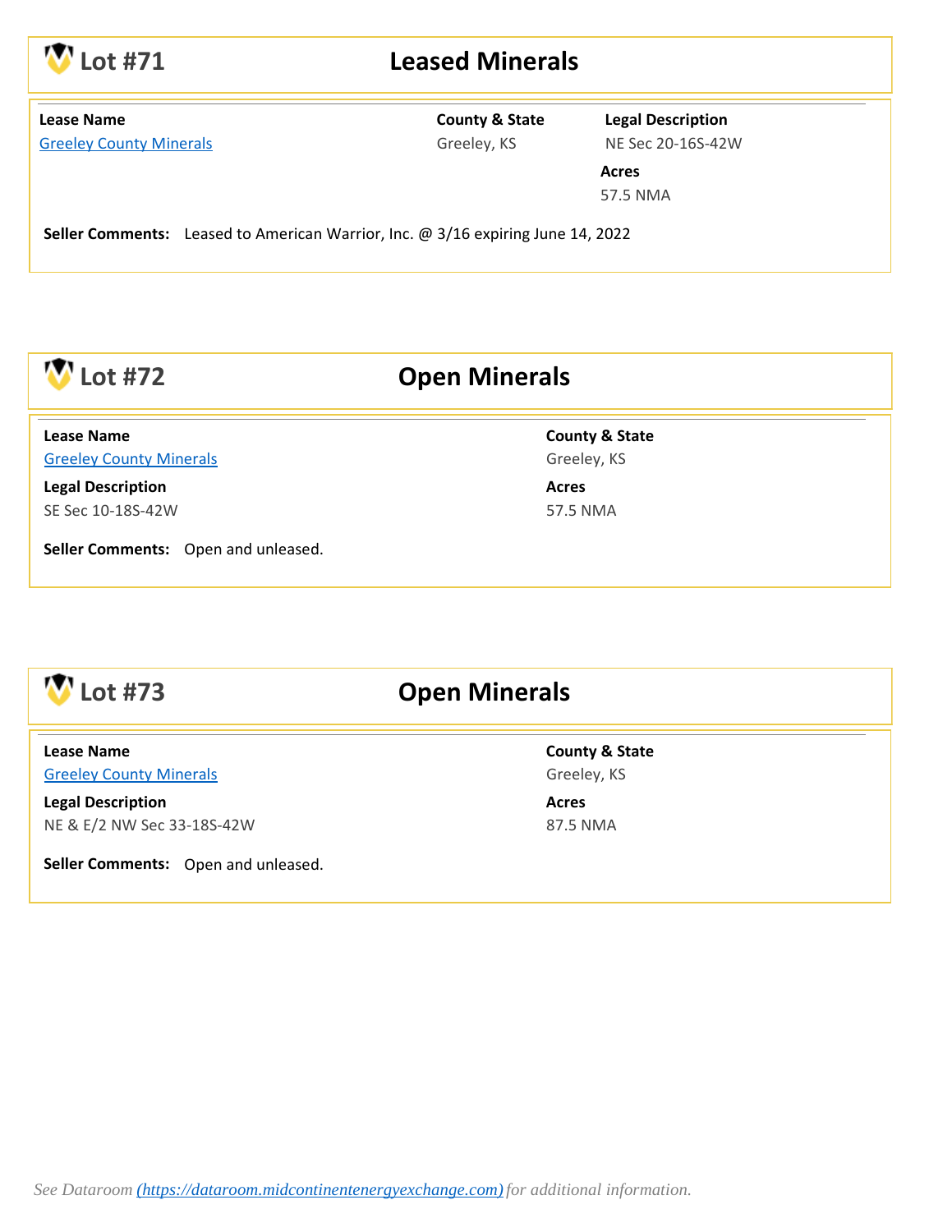## Lot #71 — Leased Minerals

**Lease Name**
Greeley County Minerals

**County & State**
Greeley, KS

**Legal Description**
NE Sec 20-16S-42W

**Acres**
57.5 NMA

**Seller Comments:** Leased to American Warrior, Inc. @ 3/16 expiring June 14, 2022

## Lot #72 — Open Minerals

**Lease Name**
Greeley County Minerals

**County & State**
Greeley, KS

**Legal Description**
SE Sec 10-18S-42W

**Acres**
57.5 NMA

**Seller Comments:** Open and unleased.

## Lot #73 — Open Minerals

**Lease Name**
Greeley County Minerals

**County & State**
Greeley, KS

**Legal Description**
NE & E/2 NW Sec 33-18S-42W

**Acres**
87.5 NMA

**Seller Comments:** Open and unleased.

*See Dataroom (https://dataroom.midcontinentenergyexchange.com) for additional information.*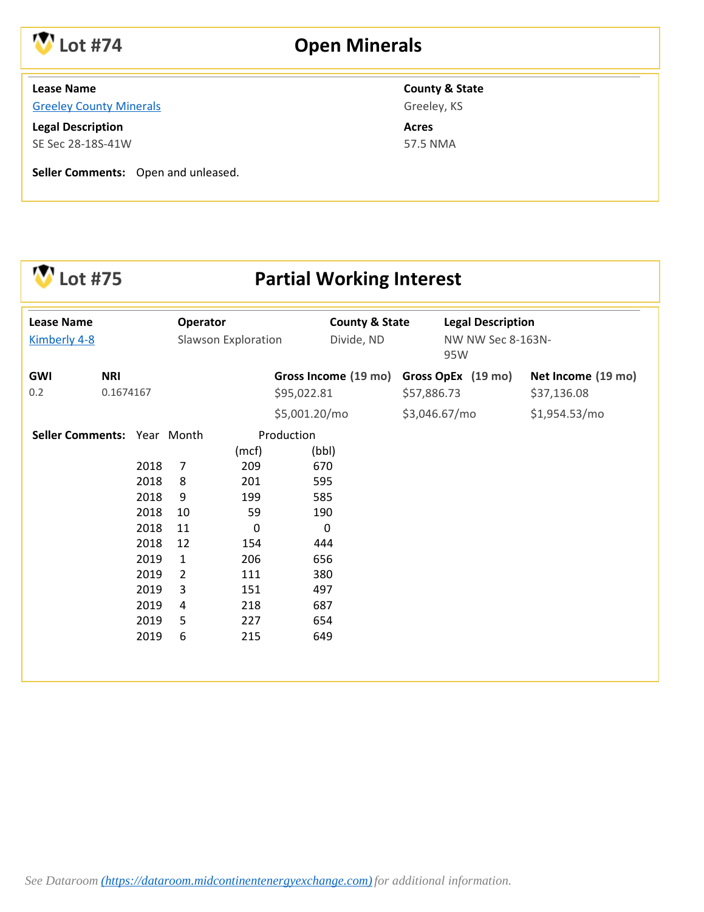## Lot #74 — Open Minerals

**Lease Name**
Greeley County Minerals

**County & State**
Greeley, KS

**Legal Description**
SE Sec 28-18S-41W

**Acres**
57.5 NMA

**Seller Comments:** Open and unleased.

## Lot #75 — Partial Working Interest

| Lease Name | Operator | County & State | Legal Description |
|---|---|---|---|
| Kimberly 4-8 | Slawson Exploration | Divide, ND | NW NW Sec 8-163N-95W |

| GWI | NRI | Gross Income (19 mo) | Gross OpEx (19 mo) | Net Income (19 mo) |
|---|---|---|---|---|
| 0.2 | 0.1674167 | $95,022.81 | $57,886.73 | $37,136.08 |
| | | $5,001.20/mo | $3,046.67/mo | $1,954.53/mo |

**Seller Comments:**

| Year | Month | Production (mcf) | Production (bbl) |
|---|---|---|---|
| 2018 | 7 | 209 | 670 |
| 2018 | 8 | 201 | 595 |
| 2018 | 9 | 199 | 585 |
| 2018 | 10 | 59 | 190 |
| 2018 | 11 | 0 | 0 |
| 2018 | 12 | 154 | 444 |
| 2019 | 1 | 206 | 656 |
| 2019 | 2 | 111 | 380 |
| 2019 | 3 | 151 | 497 |
| 2019 | 4 | 218 | 687 |
| 2019 | 5 | 227 | 654 |
| 2019 | 6 | 215 | 649 |

*See Dataroom (https://dataroom.midcontinentenergyexchange.com) for additional information.*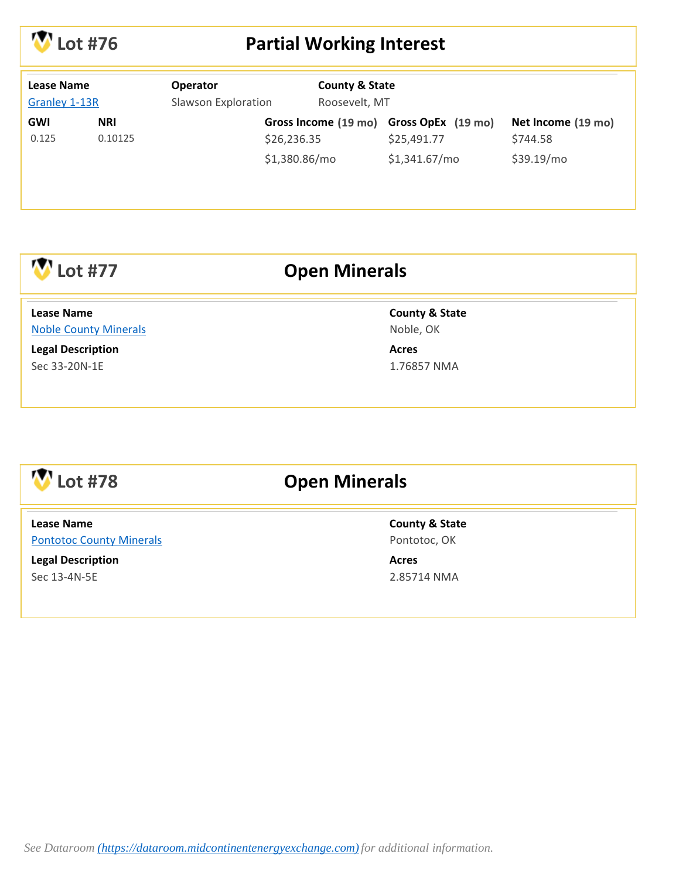## Lot #76 — Partial Working Interest

| Lease Name | Operator | County & State |
|---|---|---|
| Granley 1-13R | Slawson Exploration | Roosevelt, MT |

| GWI | NRI | Gross Income (19 mo) | Gross OpEx (19 mo) | Net Income (19 mo) |
|---|---|---|---|---|
| 0.125 | 0.10125 | $26,236.35 | $25,491.77 | $744.58 |
| | | $1,380.86/mo | $1,341.67/mo | $39.19/mo |

## Lot #77 — Open Minerals

| Lease Name | County & State |
|---|---|
| Noble County Minerals | Noble, OK |

| Legal Description | Acres |
|---|---|
| Sec 33-20N-1E | 1.76857 NMA |

## Lot #78 — Open Minerals

| Lease Name | County & State |
|---|---|
| Pontotoc County Minerals | Pontotoc, OK |

| Legal Description | Acres |
|---|---|
| Sec 13-4N-5E | 2.85714 NMA |

*See Dataroom (https://dataroom.midcontinentenergyexchange.com) for additional information.*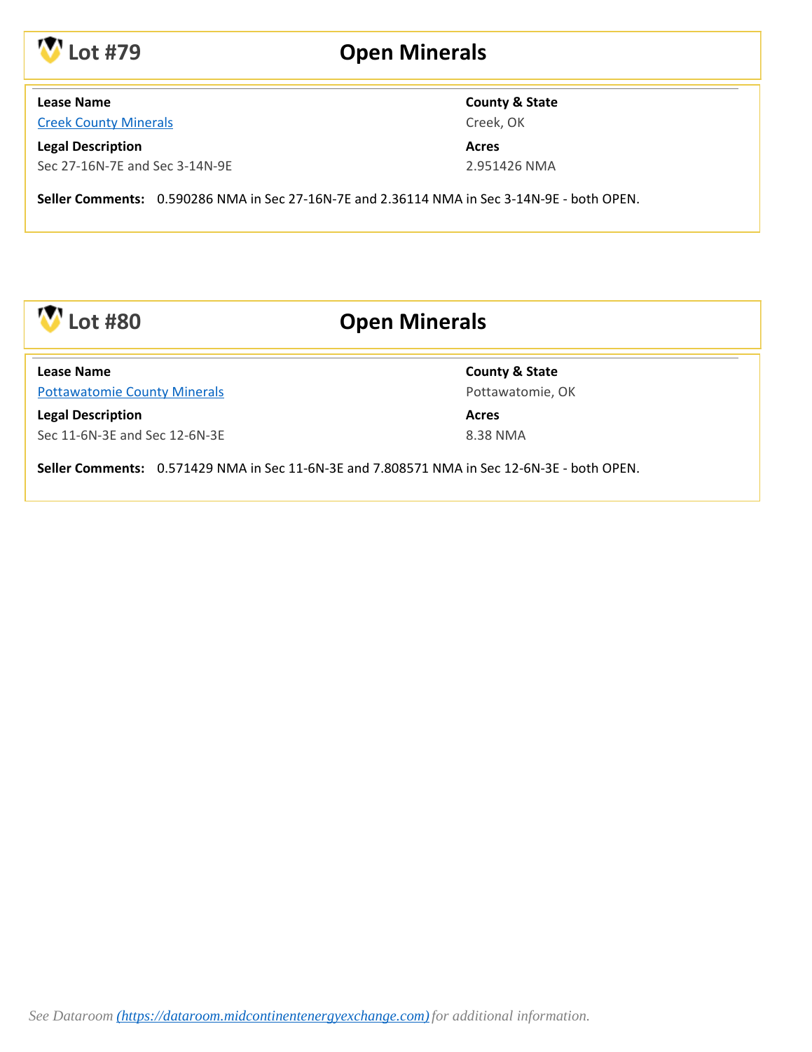## Lot #79 — Open Minerals

**Lease Name**
Creek County Minerals

**County & State**
Creek, OK

**Legal Description**
Sec 27-16N-7E and Sec 3-14N-9E

**Acres**
2.951426 NMA

**Seller Comments:** 0.590286 NMA in Sec 27-16N-7E and 2.36114 NMA in Sec 3-14N-9E - both OPEN.

## Lot #80 — Open Minerals

**Lease Name**
Pottawatomie County Minerals

**County & State**
Pottawatomie, OK

**Legal Description**
Sec 11-6N-3E and Sec 12-6N-3E

**Acres**
8.38 NMA

**Seller Comments:** 0.571429 NMA in Sec 11-6N-3E and 7.808571 NMA in Sec 12-6N-3E - both OPEN.

*See Dataroom (https://dataroom.midcontinentenergyexchange.com) for additional information.*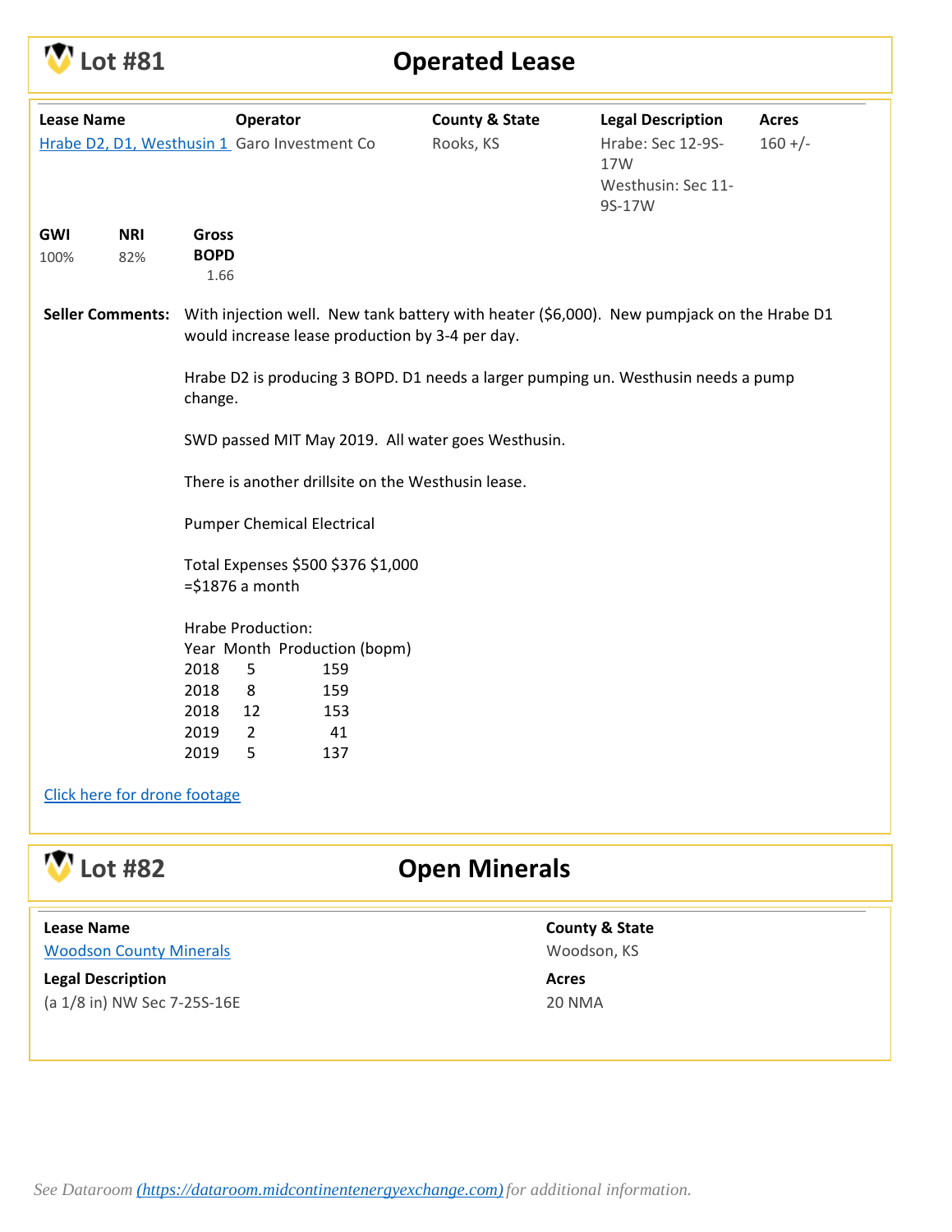# Lot #81 — Operated Lease

| Lease Name | Operator | County & State | Legal Description | Acres |
|---|---|---|---|---|
| Hrabe D2, D1, Westhusin 1 | Garo Investment Co | Rooks, KS | Hrabe: Sec 12-9S-17W<br>Westhusin: Sec 11-9S-17W | 160 +/- |

| GWI | NRI | Gross BOPD |
|---|---|---|
| 100% | 82% | 1.66 |

**Seller Comments:** With injection well. New tank battery with heater ($6,000). New pumpjack on the Hrabe D1 would increase lease production by 3-4 per day.

Hrabe D2 is producing 3 BOPD. D1 needs a larger pumping un. Westhusin needs a pump change.

SWD passed MIT May 2019. All water goes Westhusin.

There is another drillsite on the Westhusin lease.

Pumper Chemical Electrical

Total Expenses $500 $376 $1,000
=$1876 a month

Hrabe Production:

| Year | Month | Production (bopm) |
|---|---|---|
| 2018 | 5 | 159 |
| 2018 | 8 | 159 |
| 2018 | 12 | 153 |
| 2019 | 2 | 41 |
| 2019 | 5 | 137 |

Click here for drone footage

# Lot #82 — Open Minerals

**Lease Name**
Woodson County Minerals

**County & State**
Woodson, KS

**Legal Description**
(a 1/8 in) NW Sec 7-25S-16E

**Acres**
20 NMA

*See Dataroom (https://dataroom.midcontinentenergyexchange.com) for additional information.*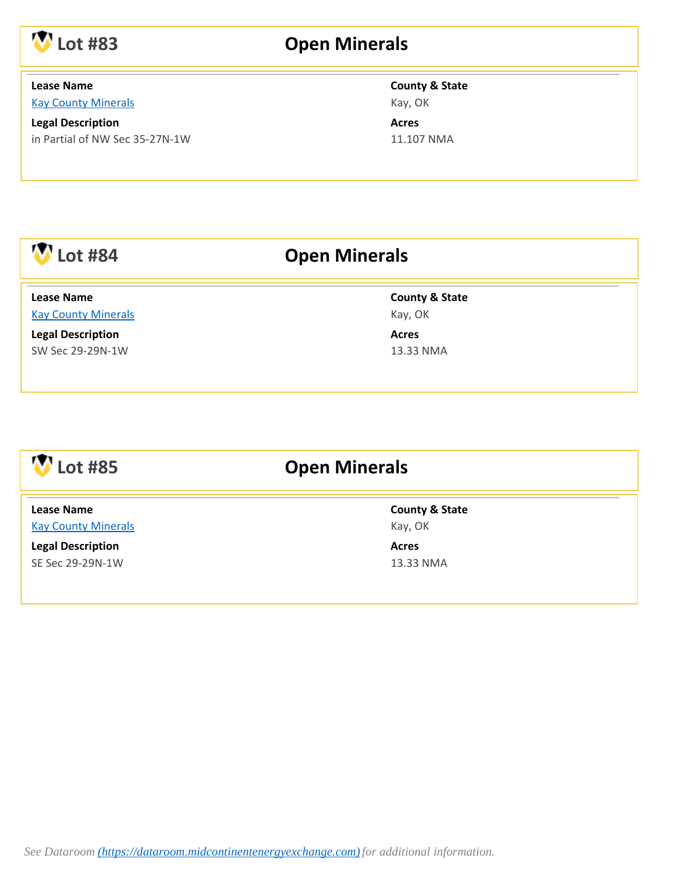## Lot #83 Open Minerals

**Lease Name**
Kay County Minerals

**Legal Description**
in Partial of NW Sec 35-27N-1W

**County & State**
Kay, OK

**Acres**
11.107 NMA

## Lot #84 Open Minerals

**Lease Name**
Kay County Minerals

**Legal Description**
SW Sec 29-29N-1W

**County & State**
Kay, OK

**Acres**
13.33 NMA

## Lot #85 Open Minerals

**Lease Name**
Kay County Minerals

**Legal Description**
SE Sec 29-29N-1W

**County & State**
Kay, OK

**Acres**
13.33 NMA

*See Dataroom (https://dataroom.midcontinentenergyexchange.com) for additional information.*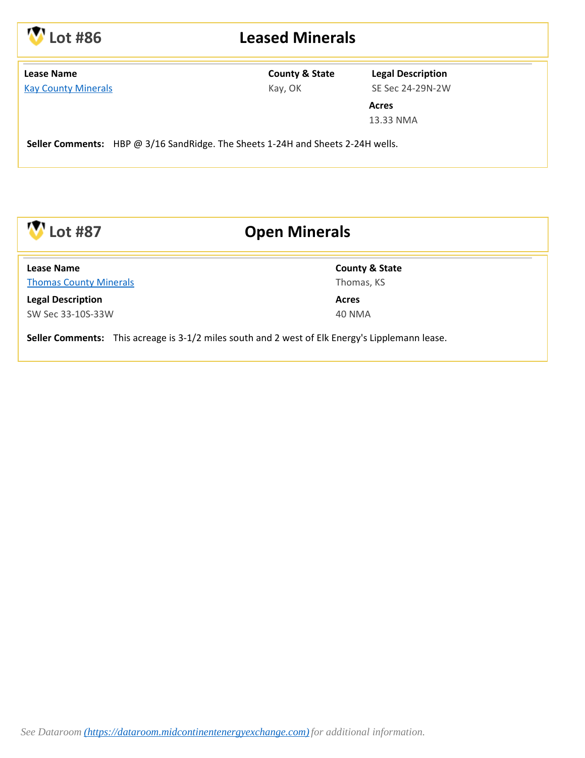## Lot #86 — Leased Minerals

| Lease Name | County & State | Legal Description | Acres |
|---|---|---|---|
| Kay County Minerals | Kay, OK | SE Sec 24-29N-2W | 13.33 NMA |

**Seller Comments:** HBP @ 3/16 SandRidge. The Sheets 1-24H and Sheets 2-24H wells.

## Lot #87 — Open Minerals

| Lease Name | County & State | Legal Description | Acres |
|---|---|---|---|
| Thomas County Minerals | Thomas, KS | SW Sec 33-10S-33W | 40 NMA |

**Seller Comments:** This acreage is 3-1/2 miles south and 2 west of Elk Energy's Lipplemann lease.

*See Dataroom (https://dataroom.midcontinentenergyexchange.com) for additional information.*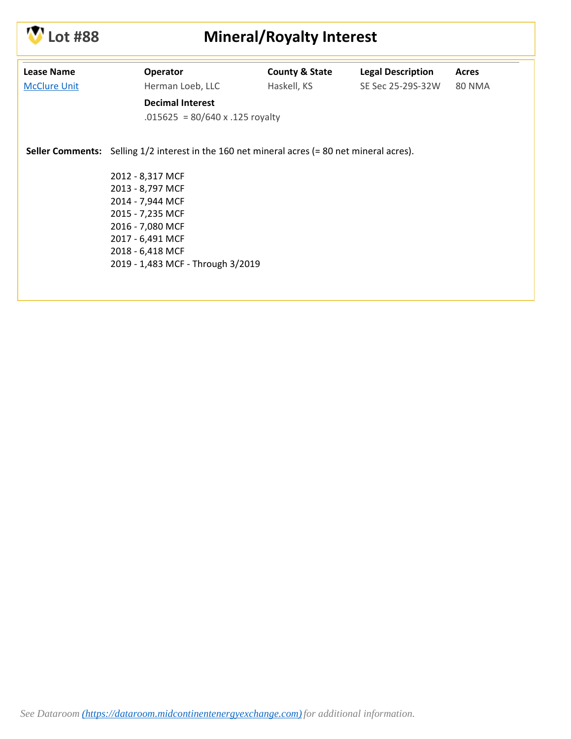# Lot #88 — Mineral/Royalty Interest

| Lease Name | Operator | County & State | Legal Description | Acres |
| --- | --- | --- | --- | --- |
| McClure Unit | Herman Loeb, LLC | Haskell, KS | SE Sec 25-29S-32W | 80 NMA |

**Decimal Interest**

.015625 = 80/640 x .125 royalty

**Seller Comments:** Selling 1/2 interest in the 160 net mineral acres (= 80 net mineral acres).

2012 - 8,317 MCF
2013 - 8,797 MCF
2014 - 7,944 MCF
2015 - 7,235 MCF
2016 - 7,080 MCF
2017 - 6,491 MCF
2018 - 6,418 MCF
2019 - 1,483 MCF - Through 3/2019

*See Dataroom (https://dataroom.midcontinentenergyexchange.com) for additional information.*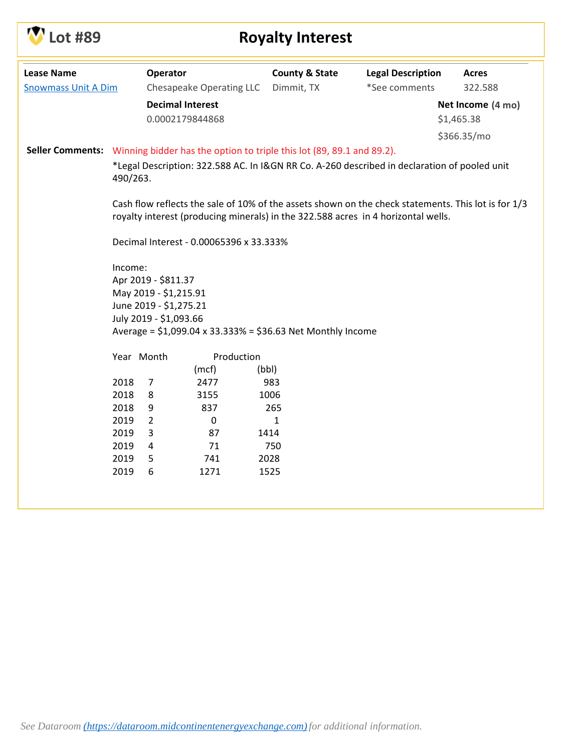# Lot #89 — Royalty Interest

| Lease Name | Operator | County & State | Legal Description | Acres |
|---|---|---|---|---|
| Snowmass Unit A Dim | Chesapeake Operating LLC | Dimmit, TX | *See comments | 322.588 |

| Decimal Interest | Net Income (4 mo) |
|---|---|
| 0.0002179844868 | $1,465.38 |
| | $366.35/mo |

**Seller Comments:** Winning bidder has the option to triple this lot (89, 89.1 and 89.2).

*Legal Description: 322.588 AC. In I&GN RR Co. A-260 described in declaration of pooled unit 490/263.

Cash flow reflects the sale of 10% of the assets shown on the check statements. This lot is for 1/3 royalty interest (producing minerals) in the 322.588 acres in 4 horizontal wells.

Decimal Interest - 0.00065396 x 33.333%

Income:
Apr 2019 - $811.37
May 2019 - $1,215.91
June 2019 - $1,275.21
July 2019 - $1,093.66
Average = $1,099.04 x 33.333% = $36.63 Net Monthly Income

| Year | Month | Production (mcf) | Production (bbl) |
|---|---|---|---|
| 2018 | 7 | 2477 | 983 |
| 2018 | 8 | 3155 | 1006 |
| 2018 | 9 | 837 | 265 |
| 2019 | 2 | 0 | 1 |
| 2019 | 3 | 87 | 1414 |
| 2019 | 4 | 71 | 750 |
| 2019 | 5 | 741 | 2028 |
| 2019 | 6 | 1271 | 1525 |

*See Dataroom (https://dataroom.midcontinentenergyexchange.com) for additional information.*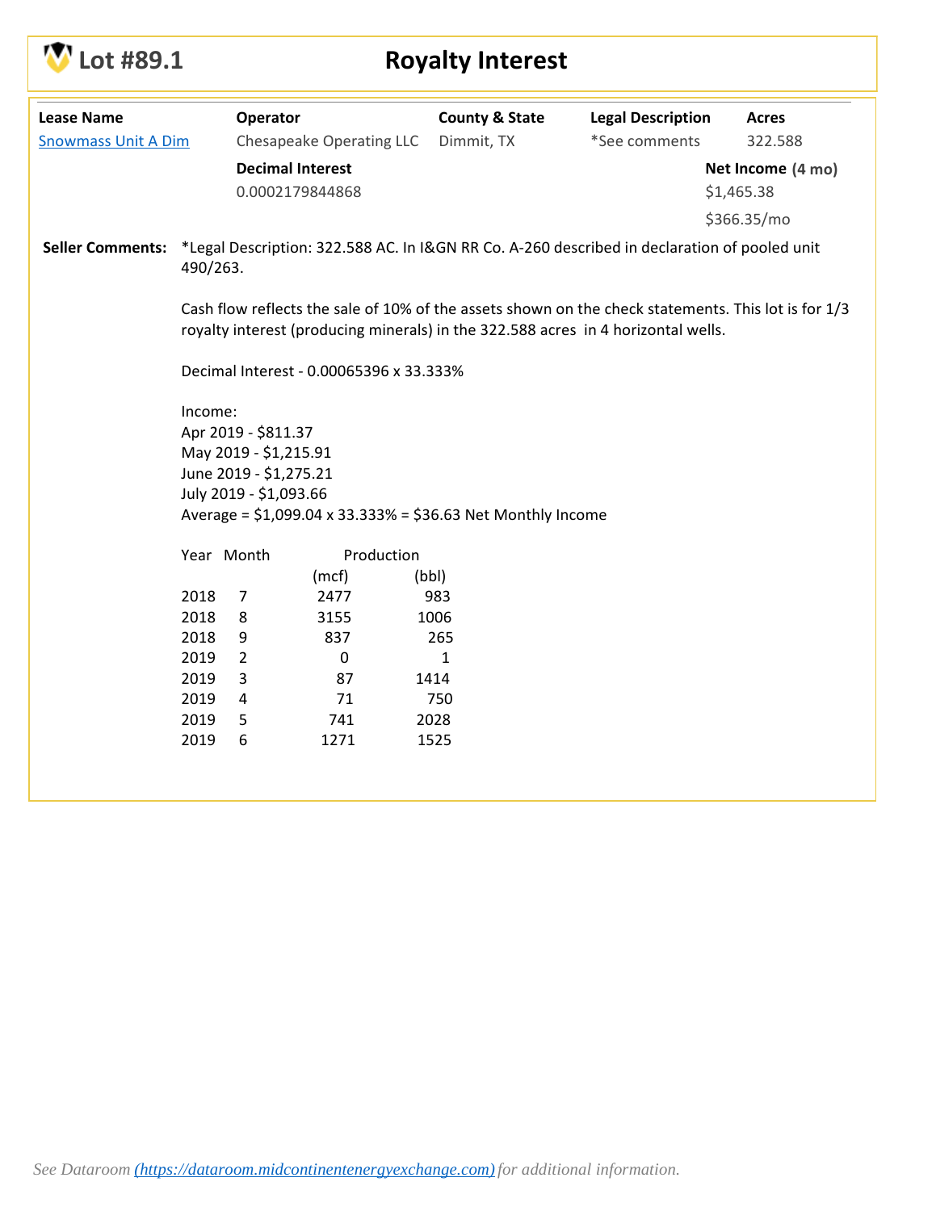# Lot #89.1 — Royalty Interest

| Lease Name | Operator | County & State | Legal Description | Acres |
|---|---|---|---|---|
| Snowmass Unit A Dim | Chesapeake Operating LLC | Dimmit, TX | *See comments | 322.588 |

**Decimal Interest**
0.0002179844868

**Net Income** (4 mo)
$1,465.38
$366.35/mo

**Seller Comments:**

*Legal Description: 322.588 AC. In I&GN RR Co. A-260 described in declaration of pooled unit 490/263.

Cash flow reflects the sale of 10% of the assets shown on the check statements. This lot is for 1/3 royalty interest (producing minerals) in the 322.588 acres in 4 horizontal wells.

Decimal Interest - 0.00065396 x 33.333%

Income:
Apr 2019 - $811.37
May 2019 - $1,215.91
June 2019 - $1,275.21
July 2019 - $1,093.66
Average = $1,099.04 x 33.333% = $36.63 Net Monthly Income

| Year | Month | Production (mcf) | Production (bbl) |
|---|---|---|---|
| 2018 | 7 | 2477 | 983 |
| 2018 | 8 | 3155 | 1006 |
| 2018 | 9 | 837 | 265 |
| 2019 | 2 | 0 | 1 |
| 2019 | 3 | 87 | 1414 |
| 2019 | 4 | 71 | 750 |
| 2019 | 5 | 741 | 2028 |
| 2019 | 6 | 1271 | 1525 |

*See Dataroom (https://dataroom.midcontinentenergyexchange.com) for additional information.*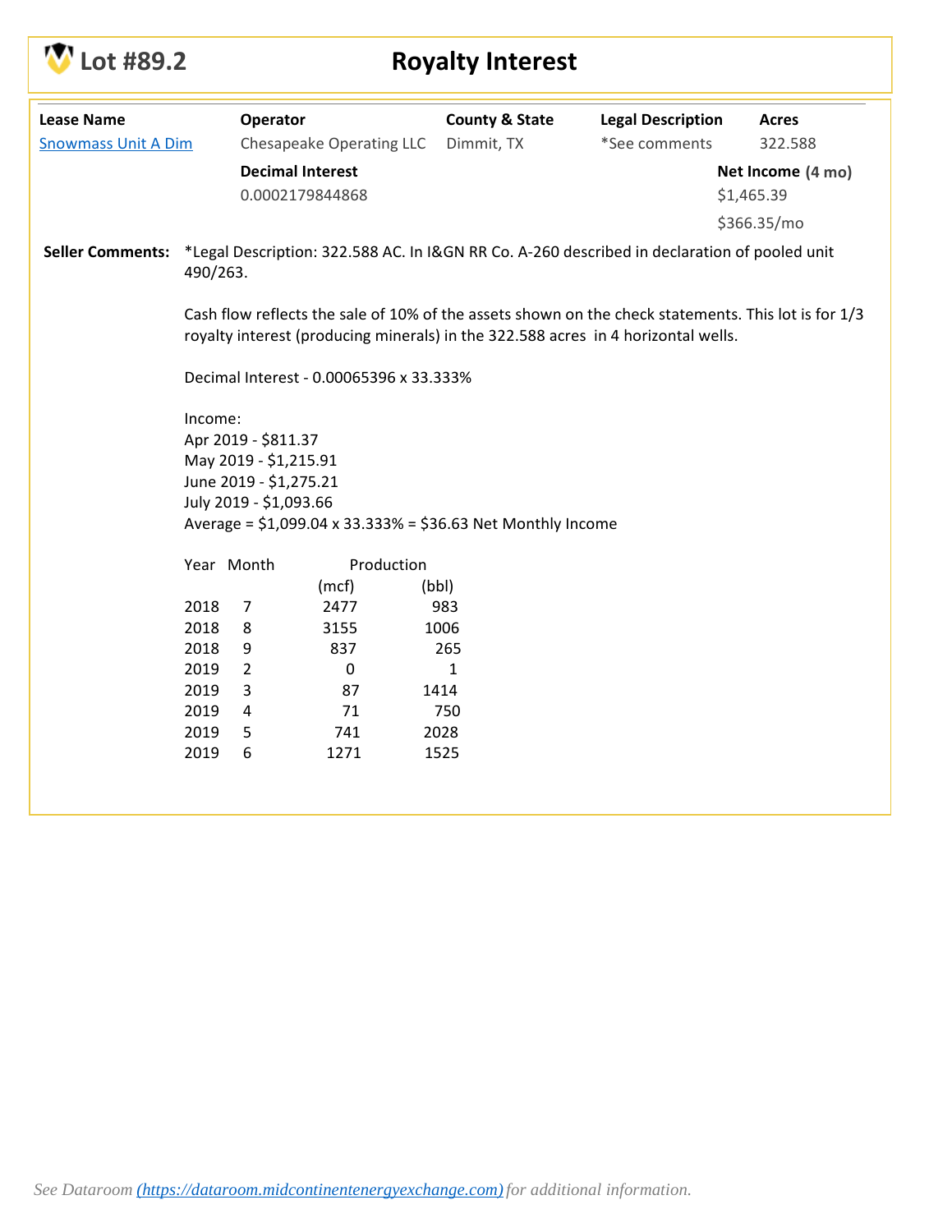# Lot #89.2 Royalty Interest

| Lease Name | Operator | County & State | Legal Description | Acres |
|---|---|---|---|---|
| Snowmass Unit A Dim | Chesapeake Operating LLC | Dimmit, TX | *See comments | 322.588 |

**Decimal Interest**
0.0002179844868

**Net Income** (4 mo)
$1,465.39
$366.35/mo

**Seller Comments:** *Legal Description: 322.588 AC. In I&GN RR Co. A-260 described in declaration of pooled unit 490/263.

Cash flow reflects the sale of 10% of the assets shown on the check statements. This lot is for 1/3 royalty interest (producing minerals) in the 322.588 acres in 4 horizontal wells.

Decimal Interest - 0.00065396 x 33.333%

Income:
Apr 2019 - $811.37
May 2019 - $1,215.91
June 2019 - $1,275.21
July 2019 - $1,093.66
Average = $1,099.04 x 33.333% = $36.63 Net Monthly Income

| Year | Month | Production (mcf) | Production (bbl) |
|---|---|---|---|
| 2018 | 7 | 2477 | 983 |
| 2018 | 8 | 3155 | 1006 |
| 2018 | 9 | 837 | 265 |
| 2019 | 2 | 0 | 1 |
| 2019 | 3 | 87 | 1414 |
| 2019 | 4 | 71 | 750 |
| 2019 | 5 | 741 | 2028 |
| 2019 | 6 | 1271 | 1525 |

*See Dataroom (https://dataroom.midcontinentenergyexchange.com) for additional information.*